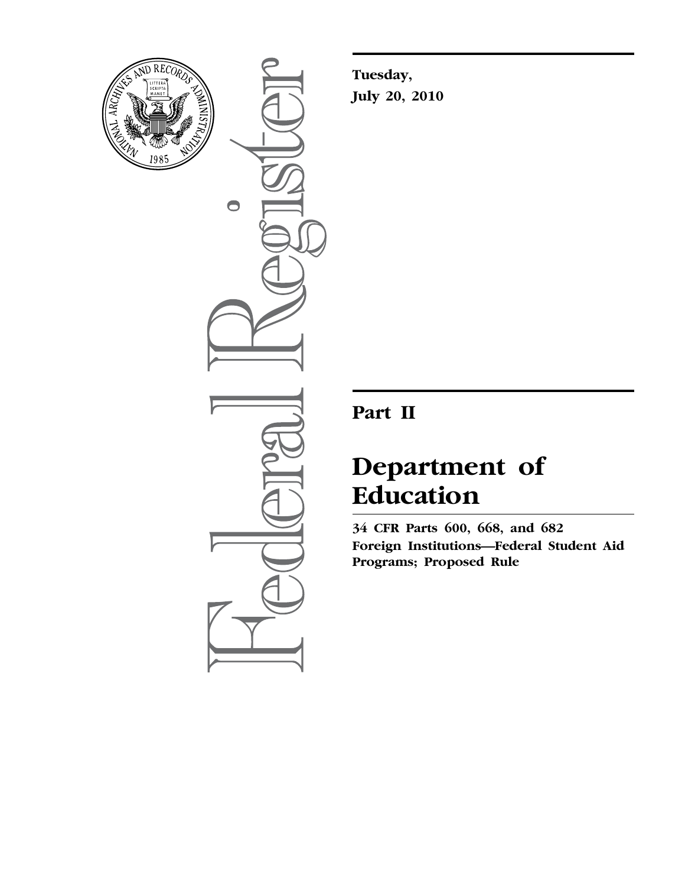**Tuesday,**

**July 20, 2010**

## Part II

# Department of Education

**34 CFR Parts 600, 668, and 682**

**Foreign Institutions—Federal Student Aid Programs; Proposed Rule**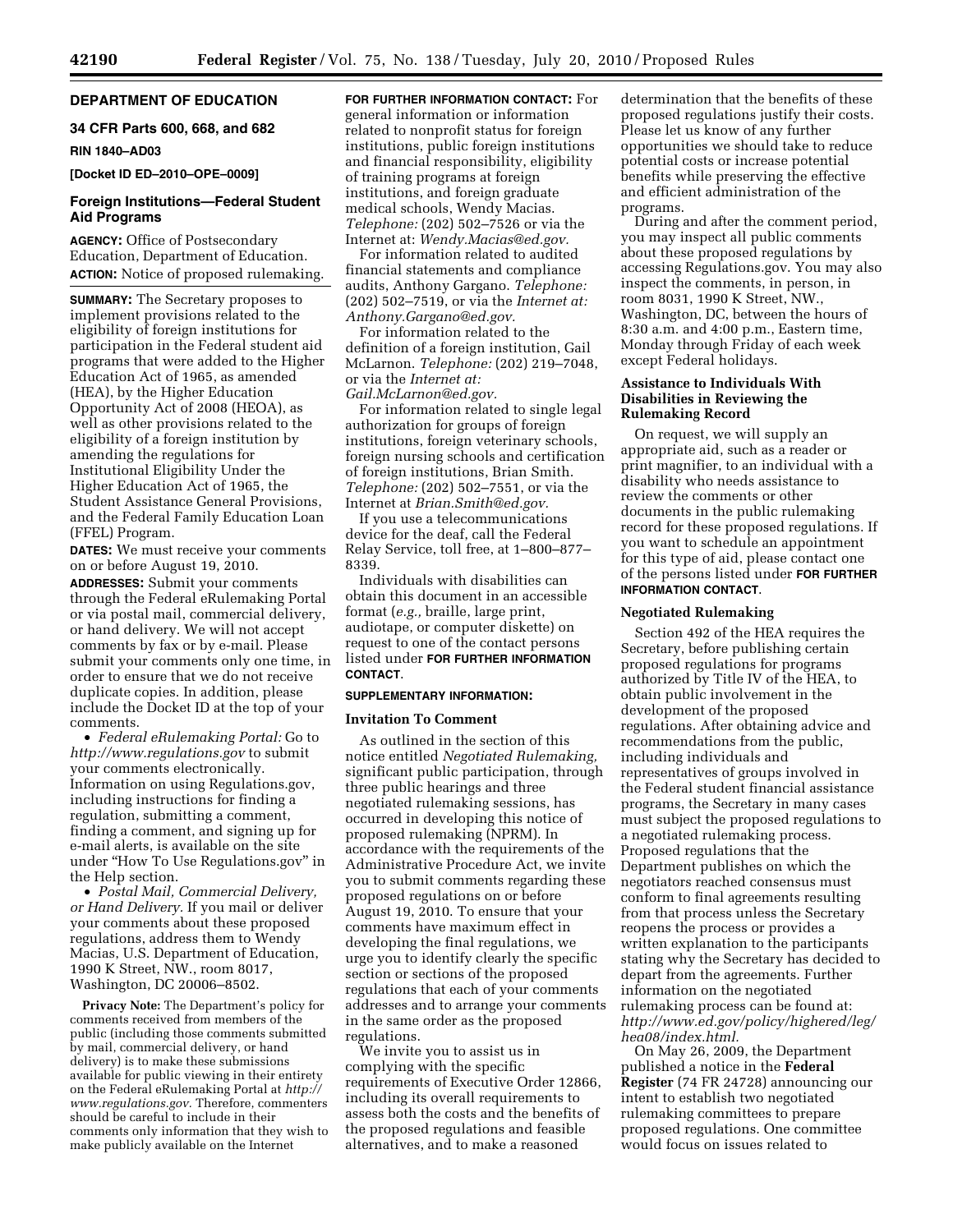# DEPARTMENT OF EDUCATION

## 34 CFR Parts 600, 668, and 682

**RIN 1840–AD03**

**[Docket ID ED–2010–OPE–0009]**

## Foreign Institutions—Federal Student Aid Programs

**AGENCY:** Office of Postsecondary Education, Department of Education.

**ACTION:** Notice of proposed rulemaking.

**SUMMARY:** The Secretary proposes to implement provisions related to the eligibility of foreign institutions for participation in the Federal student aid programs that were added to the Higher Education Act of 1965, as amended (HEA), by the Higher Education Opportunity Act of 2008 (HEOA), as well as other provisions related to the eligibility of a foreign institution by amending the regulations for Institutional Eligibility Under the Higher Education Act of 1965, the Student Assistance General Provisions, and the Federal Family Education Loan (FFEL) Program.

**DATES:** We must receive your comments on or before August 19, 2010.

**ADDRESSES:** Submit your comments through the Federal eRulemaking Portal or via postal mail, commercial delivery, or hand delivery. We will not accept comments by fax or by e-mail. Please submit your comments only one time, in order to ensure that we do not receive duplicate copies. In addition, please include the Docket ID at the top of your comments.

- *Federal eRulemaking Portal:* Go to *http://www.regulations.gov* to submit your comments electronically. Information on using Regulations.gov, including instructions for finding a regulation, submitting a comment, finding a comment, and signing up for e-mail alerts, is available on the site under "How To Use Regulations.gov" in the Help section.
- *Postal Mail, Commercial Delivery, or Hand Delivery.* If you mail or deliver your comments about these proposed regulations, address them to Wendy Macias, U.S. Department of Education, 1990 K Street, NW., room 8017, Washington, DC 20006–8502.

**Privacy Note:** The Department's policy for comments received from members of the public (including those comments submitted by mail, commercial delivery, or hand delivery) is to make these submissions available for public viewing in their entirety on the Federal eRulemaking Portal at *http://www.regulations.gov.* Therefore, commenters should be careful to include in their comments only information that they wish to make publicly available on the Internet

**FOR FURTHER INFORMATION CONTACT:** For general information or information related to nonprofit status for foreign institutions, public foreign institutions and financial responsibility, eligibility of training programs at foreign institutions, and foreign graduate medical schools, Wendy Macias. *Telephone:* (202) 502–7526 or via the Internet at: *Wendy.Macias@ed.gov.*

For information related to audited financial statements and compliance audits, Anthony Gargano. *Telephone:* (202) 502–7519, or via the *Internet at: Anthony.Gargano@ed.gov.*

For information related to the definition of a foreign institution, Gail McLarnon. *Telephone:* (202) 219–7048, or via the *Internet at: Gail.McLarnon@ed.gov.*

For information related to single legal authorization for groups of foreign institutions, foreign veterinary schools, foreign nursing schools and certification of foreign institutions, Brian Smith. *Telephone:* (202) 502–7551, or via the Internet at *Brian.Smith@ed.gov.*

If you use a telecommunications device for the deaf, call the Federal Relay Service, toll free, at 1–800–877–8339.

Individuals with disabilities can obtain this document in an accessible format (*e.g.,* braille, large print, audiotape, or computer diskette) on request to one of the contact persons listed under **FOR FURTHER INFORMATION CONTACT**.

**SUPPLEMENTARY INFORMATION:**

### Invitation To Comment

As outlined in the section of this notice entitled *Negotiated Rulemaking,* significant public participation, through three public hearings and three negotiated rulemaking sessions, has occurred in developing this notice of proposed rulemaking (NPRM). In accordance with the requirements of the Administrative Procedure Act, we invite you to submit comments regarding these proposed regulations on or before August 19, 2010. To ensure that your comments have maximum effect in developing the final regulations, we urge you to identify clearly the specific section or sections of the proposed regulations that each of your comments addresses and to arrange your comments in the same order as the proposed regulations.

We invite you to assist us in complying with the specific requirements of Executive Order 12866, including its overall requirements to assess both the costs and the benefits of the proposed regulations and feasible alternatives, and to make a reasoned determination that the benefits of these proposed regulations justify their costs. Please let us know of any further opportunities we should take to reduce potential costs or increase potential benefits while preserving the effective and efficient administration of the programs.

During and after the comment period, you may inspect all public comments about these proposed regulations by accessing Regulations.gov. You may also inspect the comments, in person, in room 8031, 1990 K Street, NW., Washington, DC, between the hours of 8:30 a.m. and 4:00 p.m., Eastern time, Monday through Friday of each week except Federal holidays.

### Assistance to Individuals With Disabilities in Reviewing the Rulemaking Record

On request, we will supply an appropriate aid, such as a reader or print magnifier, to an individual with a disability who needs assistance to review the comments or other documents in the public rulemaking record for these proposed regulations. If you want to schedule an appointment for this type of aid, please contact one of the persons listed under **FOR FURTHER INFORMATION CONTACT**.

### Negotiated Rulemaking

Section 492 of the HEA requires the Secretary, before publishing certain proposed regulations for programs authorized by Title IV of the HEA, to obtain public involvement in the development of the proposed regulations. After obtaining advice and recommendations from the public, including individuals and representatives of groups involved in the Federal student financial assistance programs, the Secretary in many cases must subject the proposed regulations to a negotiated rulemaking process. Proposed regulations that the Department publishes on which the negotiators reached consensus must conform to final agreements resulting from that process unless the Secretary reopens the process or provides a written explanation to the participants stating why the Secretary has decided to depart from the agreements. Further information on the negotiated rulemaking process can be found at: *http://www.ed.gov/policy/highered/leg/hea08/index.html.*

On May 26, 2009, the Department published a notice in the **Federal Register** (74 FR 24728) announcing our intent to establish two negotiated rulemaking committees to prepare proposed regulations. One committee would focus on issues related to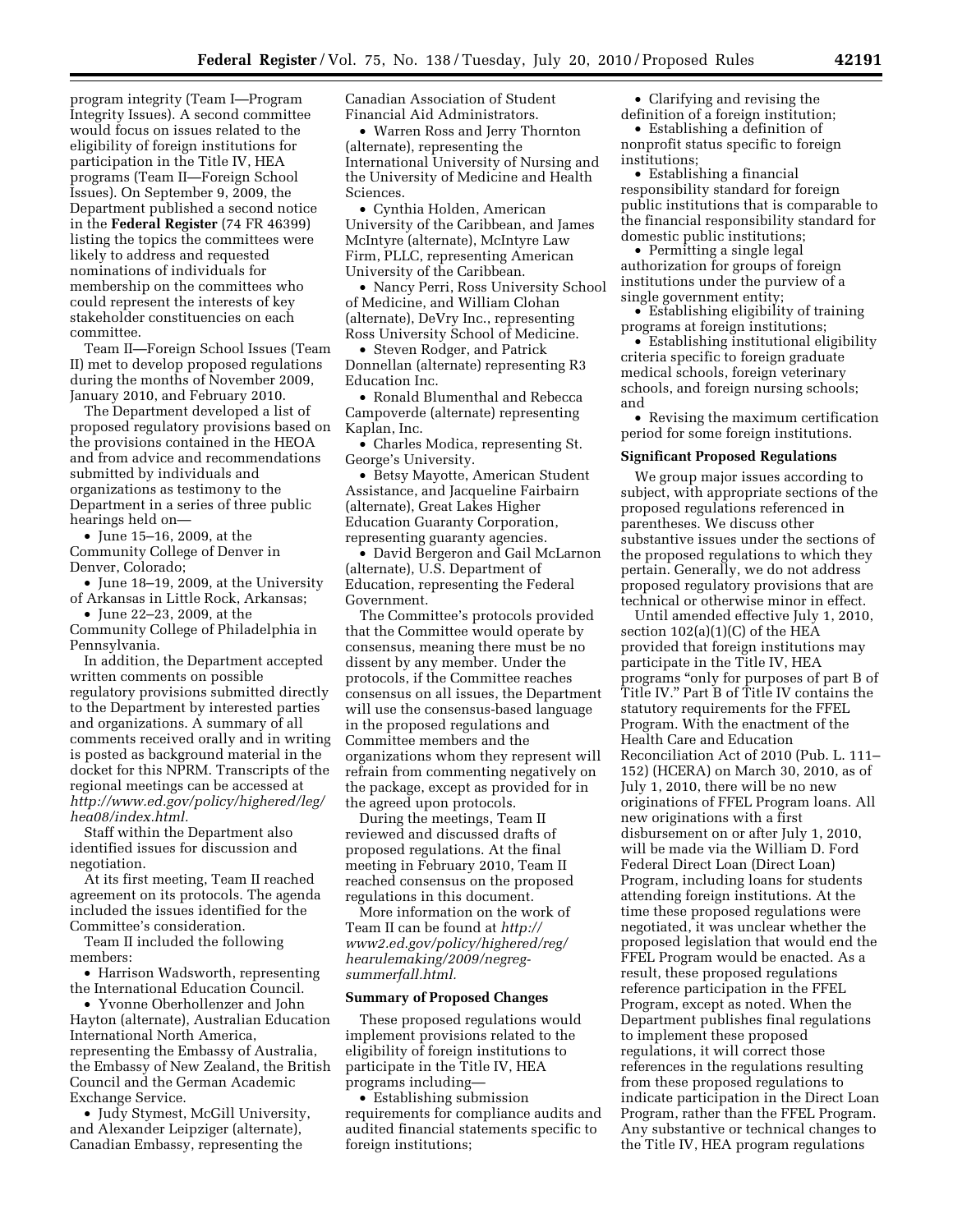program integrity (Team I—Program Integrity Issues). A second committee would focus on issues related to the eligibility of foreign institutions for participation in the Title IV, HEA programs (Team II—Foreign School Issues). On September 9, 2009, the Department published a second notice in the **Federal Register** (74 FR 46399) listing the topics the committees were likely to address and requested nominations of individuals for membership on the committees who could represent the interests of key stakeholder constituencies on each committee.

Team II—Foreign School Issues (Team II) met to develop proposed regulations during the months of November 2009, January 2010, and February 2010.

The Department developed a list of proposed regulatory provisions based on the provisions contained in the HEOA and from advice and recommendations submitted by individuals and organizations as testimony to the Department in a series of three public hearings held on—

- June 15–16, 2009, at the Community College of Denver in Denver, Colorado;
- June 18–19, 2009, at the University of Arkansas in Little Rock, Arkansas;
- June 22–23, 2009, at the Community College of Philadelphia in Pennsylvania.

In addition, the Department accepted written comments on possible regulatory provisions submitted directly to the Department by interested parties and organizations. A summary of all comments received orally and in writing is posted as background material in the docket for this NPRM. Transcripts of the regional meetings can be accessed at *http://www.ed.gov/policy/highered/leg/hea08/index.html.*

Staff within the Department also identified issues for discussion and negotiation.

At its first meeting, Team II reached agreement on its protocols. The agenda included the issues identified for the Committee's consideration.

Team II included the following members:

- Harrison Wadsworth, representing the International Education Council.
- Yvonne Oberhollenzer and John Hayton (alternate), Australian Education International North America, representing the Embassy of Australia, the Embassy of New Zealand, the British Council and the German Academic Exchange Service.
- Judy Stymest, McGill University, and Alexander Leipziger (alternate), Canadian Embassy, representing the Canadian Association of Student Financial Aid Administrators.
- Warren Ross and Jerry Thornton (alternate), representing the International University of Nursing and the University of Medicine and Health Sciences.
- Cynthia Holden, American University of the Caribbean, and James McIntyre (alternate), McIntyre Law Firm, PLLC, representing American University of the Caribbean.
- Nancy Perri, Ross University School of Medicine, and William Clohan (alternate), DeVry Inc., representing Ross University School of Medicine.
- Steven Rodger, and Patrick Donnellan (alternate) representing R3 Education Inc.
- Ronald Blumenthal and Rebecca Campoverde (alternate) representing Kaplan, Inc.
- Charles Modica, representing St. George's University.
- Betsy Mayotte, American Student Assistance, and Jacqueline Fairbairn (alternate), Great Lakes Higher Education Guaranty Corporation, representing guaranty agencies.
- David Bergeron and Gail McLarnon (alternate), U.S. Department of Education, representing the Federal Government.

The Committee's protocols provided that the Committee would operate by consensus, meaning there must be no dissent by any member. Under the protocols, if the Committee reaches consensus on all issues, the Department will use the consensus-based language in the proposed regulations and Committee members and the organizations whom they represent will refrain from commenting negatively on the package, except as provided for in the agreed upon protocols.

During the meetings, Team II reviewed and discussed drafts of proposed regulations. At the final meeting in February 2010, Team II reached consensus on the proposed regulations in this document.

More information on the work of Team II can be found at *http://www2.ed.gov/policy/highered/reg/hearulemaking/2009/negreg-summerfall.html.*

## Summary of Proposed Changes

These proposed regulations would implement provisions related to the eligibility of foreign institutions to participate in the Title IV, HEA programs including—

- Establishing submission requirements for compliance audits and audited financial statements specific to foreign institutions;
- Clarifying and revising the definition of a foreign institution;
- Establishing a definition of nonprofit status specific to foreign institutions;
- Establishing a financial responsibility standard for foreign public institutions that is comparable to the financial responsibility standard for domestic public institutions;
- Permitting a single legal authorization for groups of foreign institutions under the purview of a single government entity;
- Establishing eligibility of training programs at foreign institutions;
- Establishing institutional eligibility criteria specific to foreign graduate medical schools, foreign veterinary schools, and foreign nursing schools; and
- Revising the maximum certification period for some foreign institutions.

## Significant Proposed Regulations

We group major issues according to subject, with appropriate sections of the proposed regulations referenced in parentheses. We discuss other substantive issues under the sections of the proposed regulations to which they pertain. Generally, we do not address proposed regulatory provisions that are technical or otherwise minor in effect.

Until amended effective July 1, 2010, section 102(a)(1)(C) of the HEA provided that foreign institutions may participate in the Title IV, HEA programs "only for purposes of part B of Title IV." Part B of Title IV contains the statutory requirements for the FFEL Program. With the enactment of the Health Care and Education Reconciliation Act of 2010 (Pub. L. 111–152) (HCERA) on March 30, 2010, as of July 1, 2010, there will be no new originations of FFEL Program loans. All new originations with a first disbursement on or after July 1, 2010, will be made via the William D. Ford Federal Direct Loan (Direct Loan) Program, including loans for students attending foreign institutions. At the time these proposed regulations were negotiated, it was unclear whether the proposed legislation that would end the FFEL Program would be enacted. As a result, these proposed regulations reference participation in the FFEL Program, except as noted. When the Department publishes final regulations to implement these proposed regulations, it will correct those references in the regulations resulting from these proposed regulations to indicate participation in the Direct Loan Program, rather than the FFEL Program. Any substantive or technical changes to the Title IV, HEA program regulations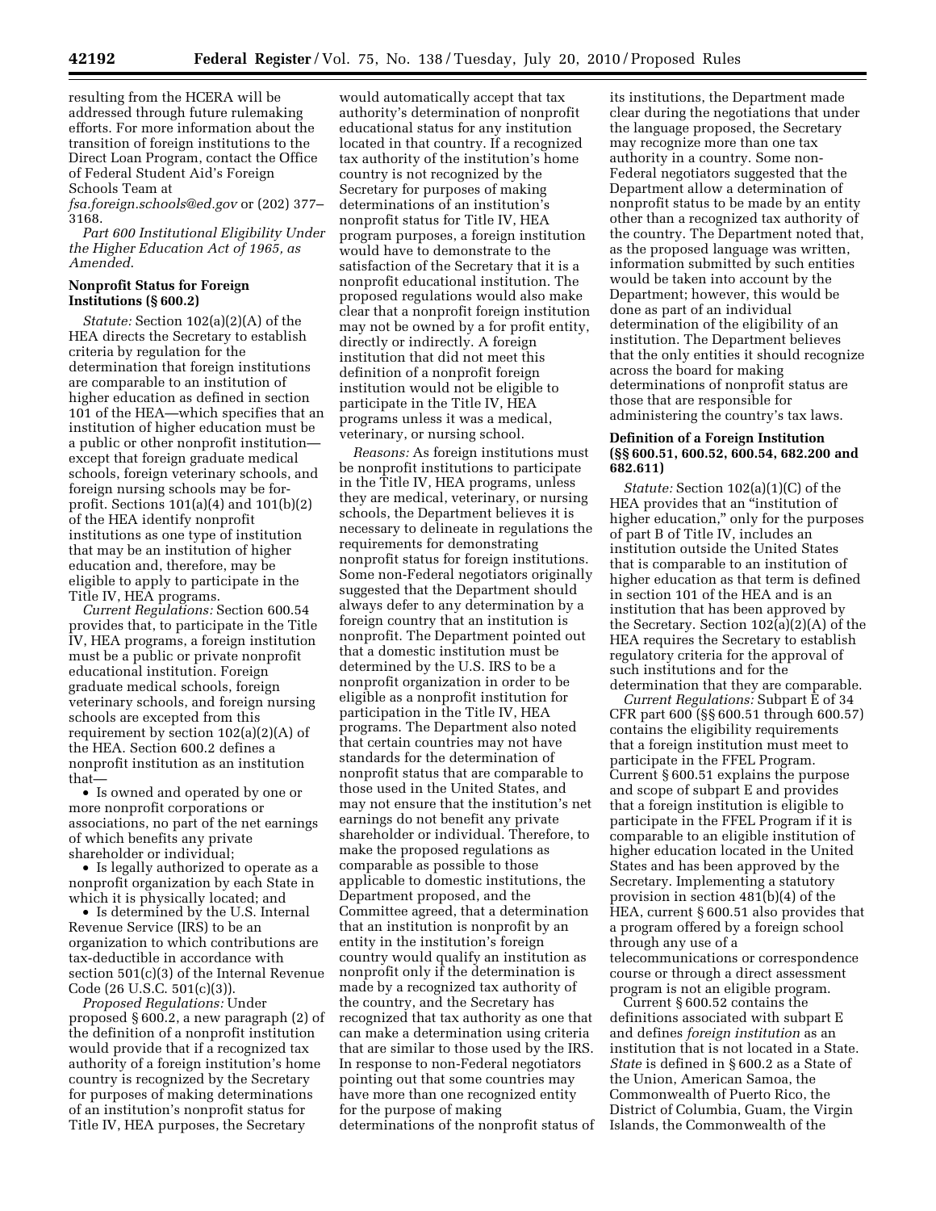resulting from the HCERA will be addressed through future rulemaking efforts. For more information about the transition of foreign institutions to the Direct Loan Program, contact the Office of Federal Student Aid's Foreign Schools Team at *fsa.foreign.schools@ed.gov* or (202) 377–3168.

*Part 600 Institutional Eligibility Under the Higher Education Act of 1965, as Amended.*

### Nonprofit Status for Foreign Institutions (§ 600.2)

*Statute:* Section 102(a)(2)(A) of the HEA directs the Secretary to establish criteria by regulation for the determination that foreign institutions are comparable to an institution of higher education as defined in section 101 of the HEA—which specifies that an institution of higher education must be a public or other nonprofit institution—except that foreign graduate medical schools, foreign veterinary schools, and foreign nursing schools may be for-profit. Sections 101(a)(4) and 101(b)(2) of the HEA identify nonprofit institutions as one type of institution that may be an institution of higher education and, therefore, may be eligible to apply to participate in the Title IV, HEA programs.

*Current Regulations:* Section 600.54 provides that, to participate in the Title IV, HEA programs, a foreign institution must be a public or private nonprofit educational institution. Foreign graduate medical schools, foreign veterinary schools, and foreign nursing schools are excepted from this requirement by section 102(a)(2)(A) of the HEA. Section 600.2 defines a nonprofit institution as an institution that—

- Is owned and operated by one or more nonprofit corporations or associations, no part of the net earnings of which benefits any private shareholder or individual;
- Is legally authorized to operate as a nonprofit organization by each State in which it is physically located; and
- Is determined by the U.S. Internal Revenue Service (IRS) to be an organization to which contributions are tax-deductible in accordance with section 501(c)(3) of the Internal Revenue Code (26 U.S.C. 501(c)(3)).

*Proposed Regulations:* Under proposed § 600.2, a new paragraph (2) of the definition of a nonprofit institution would provide that if a recognized tax authority of a foreign institution's home country is recognized by the Secretary for purposes of making determinations of an institution's nonprofit status for Title IV, HEA purposes, the Secretary would automatically accept that tax authority's determination of nonprofit educational status for any institution located in that country. If a recognized tax authority of the institution's home country is not recognized by the Secretary for purposes of making determinations of an institution's nonprofit status for Title IV, HEA program purposes, a foreign institution would have to demonstrate to the satisfaction of the Secretary that it is a nonprofit educational institution. The proposed regulations would also make clear that a nonprofit foreign institution may not be owned by a for profit entity, directly or indirectly. A foreign institution that did not meet this definition of a nonprofit foreign institution would not be eligible to participate in the Title IV, HEA programs unless it was a medical, veterinary, or nursing school.

*Reasons:* As foreign institutions must be nonprofit institutions to participate in the Title IV, HEA programs, unless they are medical, veterinary, or nursing schools, the Department believes it is necessary to delineate in regulations the requirements for demonstrating nonprofit status for foreign institutions. Some non-Federal negotiators originally suggested that the Department should always defer to any determination by a foreign country that an institution is nonprofit. The Department pointed out that a domestic institution must be determined by the U.S. IRS to be a nonprofit organization in order to be eligible as a nonprofit institution for participation in the Title IV, HEA programs. The Department also noted that certain countries may not have standards for the determination of nonprofit status that are comparable to those used in the United States, and may not ensure that the institution's net earnings do not benefit any private shareholder or individual. Therefore, to make the proposed regulations as comparable as possible to those applicable to domestic institutions, the Department proposed, and the Committee agreed, that a determination that an institution is nonprofit by an entity in the institution's foreign country would qualify an institution as nonprofit only if the determination is made by a recognized tax authority of the country, and the Secretary has recognized that tax authority as one that can make a determination using criteria that are similar to those used by the IRS. In response to non-Federal negotiators pointing out that some countries may have more than one recognized entity for the purpose of making determinations of the nonprofit status of its institutions, the Department made clear during the negotiations that under the language proposed, the Secretary may recognize more than one tax authority in a country. Some non-Federal negotiators suggested that the Department allow a determination of nonprofit status to be made by an entity other than a recognized tax authority of the country. The Department noted that, as the proposed language was written, information submitted by such entities would be taken into account by the Department; however, this would be done as part of an individual determination of the eligibility of an institution. The Department believes that the only entities it should recognize across the board for making determinations of nonprofit status are those that are responsible for administering the country's tax laws.

### Definition of a Foreign Institution (§§ 600.51, 600.52, 600.54, 682.200 and 682.611)

*Statute:* Section 102(a)(1)(C) of the HEA provides that an "institution of higher education," only for the purposes of part B of Title IV, includes an institution outside the United States that is comparable to an institution of higher education as that term is defined in section 101 of the HEA and is an institution that has been approved by the Secretary. Section 102(a)(2)(A) of the HEA requires the Secretary to establish regulatory criteria for the approval of such institutions and for the determination that they are comparable.

*Current Regulations:* Subpart E of 34 CFR part 600 (§§ 600.51 through 600.57) contains the eligibility requirements that a foreign institution must meet to participate in the FFEL Program. Current § 600.51 explains the purpose and scope of subpart E and provides that a foreign institution is eligible to participate in the FFEL Program if it is comparable to an eligible institution of higher education located in the United States and has been approved by the Secretary. Implementing a statutory provision in section 481(b)(4) of the HEA, current § 600.51 also provides that a program offered by a foreign school through any use of a telecommunications or correspondence course or through a direct assessment program is not an eligible program.

Current § 600.52 contains the definitions associated with subpart E and defines *foreign institution* as an institution that is not located in a State. *State* is defined in § 600.2 as a State of the Union, American Samoa, the Commonwealth of Puerto Rico, the District of Columbia, Guam, the Virgin Islands, the Commonwealth of the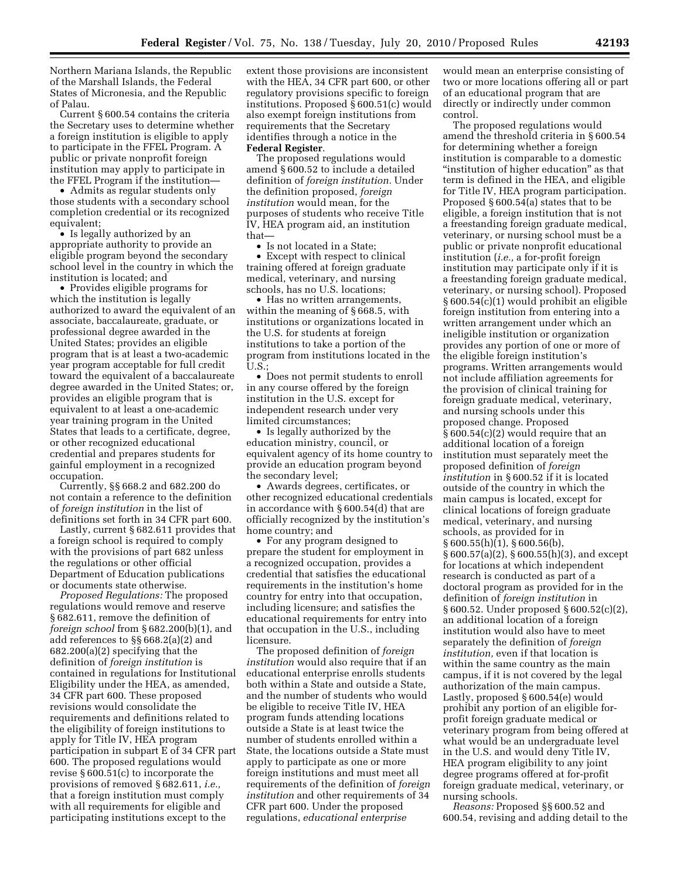Northern Mariana Islands, the Republic of the Marshall Islands, the Federal States of Micronesia, and the Republic of Palau.

Current § 600.54 contains the criteria the Secretary uses to determine whether a foreign institution is eligible to apply to participate in the FFEL Program. A public or private nonprofit foreign institution may apply to participate in the FFEL Program if the institution—

- Admits as regular students only those students with a secondary school completion credential or its recognized equivalent;
- Is legally authorized by an appropriate authority to provide an eligible program beyond the secondary school level in the country in which the institution is located; and
- Provides eligible programs for which the institution is legally authorized to award the equivalent of an associate, baccalaureate, graduate, or professional degree awarded in the United States; provides an eligible program that is at least a two-academic year program acceptable for full credit toward the equivalent of a baccalaureate degree awarded in the United States; or, provides an eligible program that is equivalent to at least a one-academic year training program in the United States that leads to a certificate, degree, or other recognized educational credential and prepares students for gainful employment in a recognized occupation.

Currently, §§ 668.2 and 682.200 do not contain a reference to the definition of *foreign institution* in the list of definitions set forth in 34 CFR part 600.

Lastly, current § 682.611 provides that a foreign school is required to comply with the provisions of part 682 unless the regulations or other official Department of Education publications or documents state otherwise.

*Proposed Regulations:* The proposed regulations would remove and reserve § 682.611, remove the definition of *foreign school* from § 682.200(b)(1), and add references to §§ 668.2(a)(2) and 682.200(a)(2) specifying that the definition of *foreign institution* is contained in regulations for Institutional Eligibility under the HEA, as amended, 34 CFR part 600. These proposed revisions would consolidate the requirements and definitions related to the eligibility of foreign institutions to apply for Title IV, HEA program participation in subpart E of 34 CFR part 600. The proposed regulations would revise § 600.51(c) to incorporate the provisions of removed § 682.611, *i.e.,* that a foreign institution must comply with all requirements for eligible and participating institutions except to the extent those provisions are inconsistent with the HEA, 34 CFR part 600, or other regulatory provisions specific to foreign institutions. Proposed § 600.51(c) would also exempt foreign institutions from requirements that the Secretary identifies through a notice in the **Federal Register**.

The proposed regulations would amend § 600.52 to include a detailed definition of *foreign institution.* Under the definition proposed, *foreign institution* would mean, for the purposes of students who receive Title IV, HEA program aid, an institution that—

- Is not located in a State;
- Except with respect to clinical training offered at foreign graduate medical, veterinary, and nursing schools, has no U.S. locations;
- Has no written arrangements, within the meaning of § 668.5, with institutions or organizations located in the U.S. for students at foreign institutions to take a portion of the program from institutions located in the U.S.;
- Does not permit students to enroll in any course offered by the foreign institution in the U.S. except for independent research under very limited circumstances;
- Is legally authorized by the education ministry, council, or equivalent agency of its home country to provide an education program beyond the secondary level;
- Awards degrees, certificates, or other recognized educational credentials in accordance with § 600.54(d) that are officially recognized by the institution's home country; and
- For any program designed to prepare the student for employment in a recognized occupation, provides a credential that satisfies the educational requirements in the institution's home country for entry into that occupation, including licensure; and satisfies the educational requirements for entry into that occupation in the U.S., including licensure.

The proposed definition of *foreign institution* would also require that if an educational enterprise enrolls students both within a State and outside a State, and the number of students who would be eligible to receive Title IV, HEA program funds attending locations outside a State is at least twice the number of students enrolled within a State, the locations outside a State must apply to participate as one or more foreign institutions and must meet all requirements of the definition of *foreign institution* and other requirements of 34 CFR part 600. Under the proposed regulations, *educational enterprise* would mean an enterprise consisting of two or more locations offering all or part of an educational program that are directly or indirectly under common control.

The proposed regulations would amend the threshold criteria in § 600.54 for determining whether a foreign institution is comparable to a domestic "institution of higher education" as that term is defined in the HEA, and eligible for Title IV, HEA program participation. Proposed § 600.54(a) states that to be eligible, a foreign institution that is not a freestanding foreign graduate medical, veterinary, or nursing school must be a public or private nonprofit educational institution (*i.e.,* a for-profit foreign institution may participate only if it is a freestanding foreign graduate medical, veterinary, or nursing school). Proposed § 600.54(c)(1) would prohibit an eligible foreign institution from entering into a written arrangement under which an ineligible institution or organization provides any portion of one or more of the eligible foreign institution's programs. Written arrangements would not include affiliation agreements for the provision of clinical training for foreign graduate medical, veterinary, and nursing schools under this proposed change. Proposed § 600.54(c)(2) would require that an additional location of a foreign institution must separately meet the proposed definition of *foreign institution* in § 600.52 if it is located outside of the country in which the main campus is located, except for clinical locations of foreign graduate medical, veterinary, and nursing schools, as provided for in § 600.55(h)(1), § 600.56(b), § 600.57(a)(2), § 600.55(h)(3), and except for locations at which independent research is conducted as part of a doctoral program as provided for in the definition of *foreign institution* in § 600.52. Under proposed § 600.52(c)(2), an additional location of a foreign institution would also have to meet separately the definition of *foreign institution,* even if that location is within the same country as the main campus, if it is not covered by the legal authorization of the main campus. Lastly, proposed § 600.54(e) would prohibit any portion of an eligible for-profit foreign graduate medical or veterinary program from being offered at what would be an undergraduate level in the U.S. and would deny Title IV, HEA program eligibility to any joint degree programs offered at for-profit foreign graduate medical, veterinary, or nursing schools.

*Reasons:* Proposed §§ 600.52 and 600.54, revising and adding detail to the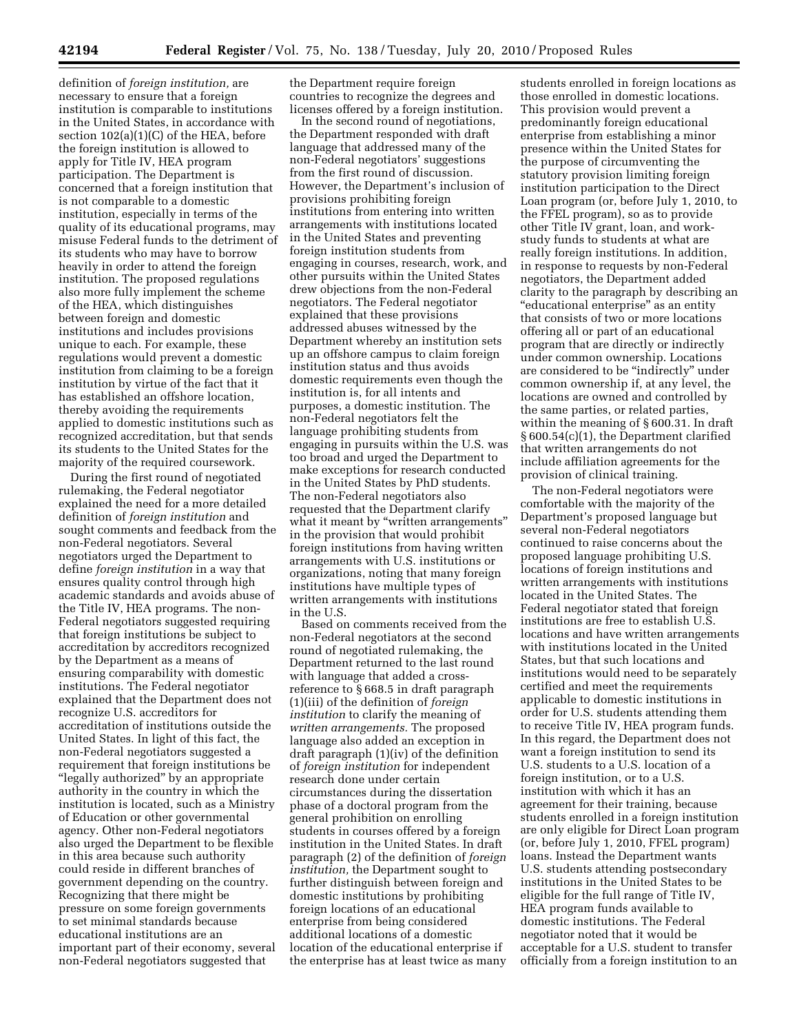definition of *foreign institution,* are necessary to ensure that a foreign institution is comparable to institutions in the United States, in accordance with section 102(a)(1)(C) of the HEA, before the foreign institution is allowed to apply for Title IV, HEA program participation. The Department is concerned that a foreign institution that is not comparable to a domestic institution, especially in terms of the quality of its educational programs, may misuse Federal funds to the detriment of its students who may have to borrow heavily in order to attend the foreign institution. The proposed regulations also more fully implement the scheme of the HEA, which distinguishes between foreign and domestic institutions and includes provisions unique to each. For example, these regulations would prevent a domestic institution from claiming to be a foreign institution by virtue of the fact that it has established an offshore location, thereby avoiding the requirements applied to domestic institutions such as recognized accreditation, but that sends its students to the United States for the majority of the required coursework.

During the first round of negotiated rulemaking, the Federal negotiator explained the need for a more detailed definition of *foreign institution* and sought comments and feedback from the non-Federal negotiators. Several negotiators urged the Department to define *foreign institution* in a way that ensures quality control through high academic standards and avoids abuse of the Title IV, HEA programs. The non-Federal negotiators suggested requiring that foreign institutions be subject to accreditation by accreditors recognized by the Department as a means of ensuring comparability with domestic institutions. The Federal negotiator explained that the Department does not recognize U.S. accreditors for accreditation of institutions outside the United States. In light of this fact, the non-Federal negotiators suggested a requirement that foreign institutions be "legally authorized" by an appropriate authority in the country in which the institution is located, such as a Ministry of Education or other governmental agency. Other non-Federal negotiators also urged the Department to be flexible in this area because such authority could reside in different branches of government depending on the country. Recognizing that there might be pressure on some foreign governments to set minimal standards because educational institutions are an important part of their economy, several non-Federal negotiators suggested that the Department require foreign countries to recognize the degrees and licenses offered by a foreign institution.

In the second round of negotiations, the Department responded with draft language that addressed many of the non-Federal negotiators' suggestions from the first round of discussion. However, the Department's inclusion of provisions prohibiting foreign institutions from entering into written arrangements with institutions located in the United States and preventing foreign institution students from engaging in courses, research, work, and other pursuits within the United States drew objections from the non-Federal negotiators. The Federal negotiator explained that these provisions addressed abuses witnessed by the Department whereby an institution sets up an offshore campus to claim foreign institution status and thus avoids domestic requirements even though the institution is, for all intents and purposes, a domestic institution. The non-Federal negotiators felt the language prohibiting students from engaging in pursuits within the U.S. was too broad and urged the Department to make exceptions for research conducted in the United States by PhD students. The non-Federal negotiators also requested that the Department clarify what it meant by "written arrangements" in the provision that would prohibit foreign institutions from having written arrangements with U.S. institutions or organizations, noting that many foreign institutions have multiple types of written arrangements with institutions in the U.S.

Based on comments received from the non-Federal negotiators at the second round of negotiated rulemaking, the Department returned to the last round with language that added a cross-reference to § 668.5 in draft paragraph (1)(iii) of the definition of *foreign institution* to clarify the meaning of *written arrangements.* The proposed language also added an exception in draft paragraph (1)(iv) of the definition of *foreign institution* for independent research done under certain circumstances during the dissertation phase of a doctoral program from the general prohibition on enrolling students in courses offered by a foreign institution in the United States. In draft paragraph (2) of the definition of *foreign institution,* the Department sought to further distinguish between foreign and domestic institutions by prohibiting foreign locations of an educational enterprise from being considered additional locations of a domestic location of the educational enterprise if the enterprise has at least twice as many students enrolled in foreign locations as those enrolled in domestic locations. This provision would prevent a predominantly foreign educational enterprise from establishing a minor presence within the United States for the purpose of circumventing the statutory provision limiting foreign institution participation to the Direct Loan program (or, before July 1, 2010, to the FFEL program), so as to provide other Title IV grant, loan, and work-study funds to students at what are really foreign institutions. In addition, in response to requests by non-Federal negotiators, the Department added clarity to the paragraph by describing an "educational enterprise" as an entity that consists of two or more locations offering all or part of an educational program that are directly or indirectly under common ownership. Locations are considered to be "indirectly" under common ownership if, at any level, the locations are owned and controlled by the same parties, or related parties, within the meaning of § 600.31. In draft § 600.54(c)(1), the Department clarified that written arrangements do not include affiliation agreements for the provision of clinical training.

The non-Federal negotiators were comfortable with the majority of the Department's proposed language but several non-Federal negotiators continued to raise concerns about the proposed language prohibiting U.S. locations of foreign institutions and written arrangements with institutions located in the United States. The Federal negotiator stated that foreign institutions are free to establish U.S. locations and have written arrangements with institutions located in the United States, but that such locations and institutions would need to be separately certified and meet the requirements applicable to domestic institutions in order for U.S. students attending them to receive Title IV, HEA program funds. In this regard, the Department does not want a foreign institution to send its U.S. students to a U.S. location of a foreign institution, or to a U.S. institution with which it has an agreement for their training, because students enrolled in a foreign institution are only eligible for Direct Loan program (or, before July 1, 2010, FFEL program) loans. Instead the Department wants U.S. students attending postsecondary institutions in the United States to be eligible for the full range of Title IV, HEA program funds available to domestic institutions. The Federal negotiator noted that it would be acceptable for a U.S. student to transfer officially from a foreign institution to an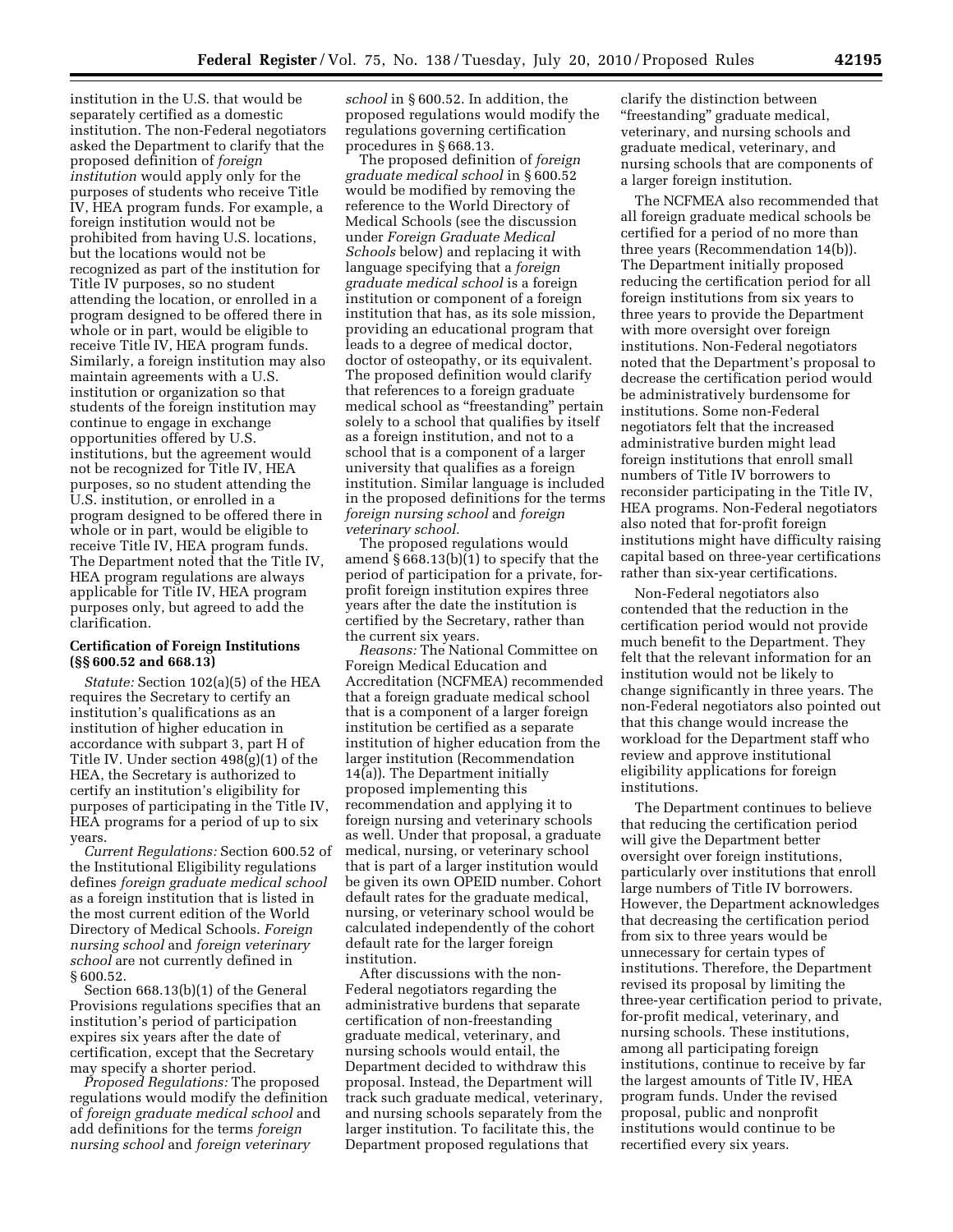institution in the U.S. that would be separately certified as a domestic institution. The non-Federal negotiators asked the Department to clarify that the proposed definition of *foreign institution* would apply only for the purposes of students who receive Title IV, HEA program funds. For example, a foreign institution would not be prohibited from having U.S. locations, but the locations would not be recognized as part of the institution for Title IV purposes, so no student attending the location, or enrolled in a program designed to be offered there in whole or in part, would be eligible to receive Title IV, HEA program funds. Similarly, a foreign institution may also maintain agreements with a U.S. institution or organization so that students of the foreign institution may continue to engage in exchange opportunities offered by U.S. institutions, but the agreement would not be recognized for Title IV, HEA purposes, so no student attending the U.S. institution, or enrolled in a program designed to be offered there in whole or in part, would be eligible to receive Title IV, HEA program funds. The Department noted that the Title IV, HEA program regulations are always applicable for Title IV, HEA program purposes only, but agreed to add the clarification.

**Certification of Foreign Institutions (§§ 600.52 and 668.13)**

*Statute:* Section 102(a)(5) of the HEA requires the Secretary to certify an institution's qualifications as an institution of higher education in accordance with subpart 3, part H of Title IV. Under section 498(g)(1) of the HEA, the Secretary is authorized to certify an institution's eligibility for purposes of participating in the Title IV, HEA programs for a period of up to six years.

*Current Regulations:* Section 600.52 of the Institutional Eligibility regulations defines *foreign graduate medical school* as a foreign institution that is listed in the most current edition of the World Directory of Medical Schools. *Foreign nursing school* and *foreign veterinary school* are not currently defined in § 600.52.

Section 668.13(b)(1) of the General Provisions regulations specifies that an institution's period of participation expires six years after the date of certification, except that the Secretary may specify a shorter period.

*Proposed Regulations:* The proposed regulations would modify the definition of *foreign graduate medical school* and add definitions for the terms *foreign nursing school* and *foreign veterinary school* in § 600.52. In addition, the proposed regulations would modify the regulations governing certification procedures in § 668.13.

The proposed definition of *foreign graduate medical school* in § 600.52 would be modified by removing the reference to the World Directory of Medical Schools (see the discussion under *Foreign Graduate Medical Schools* below) and replacing it with language specifying that a *foreign graduate medical school* is a foreign institution or component of a foreign institution that has, as its sole mission, providing an educational program that leads to a degree of medical doctor, doctor of osteopathy, or its equivalent. The proposed definition would clarify that references to a foreign graduate medical school as "freestanding" pertain solely to a school that qualifies by itself as a foreign institution, and not to a school that is a component of a larger university that qualifies as a foreign institution. Similar language is included in the proposed definitions for the terms *foreign nursing school* and *foreign veterinary school.*

The proposed regulations would amend § 668.13(b)(1) to specify that the period of participation for a private, for-profit foreign institution expires three years after the date the institution is certified by the Secretary, rather than the current six years.

*Reasons:* The National Committee on Foreign Medical Education and Accreditation (NCFMEA) recommended that a foreign graduate medical school that is a component of a larger foreign institution be certified as a separate institution of higher education from the larger institution (Recommendation 14(a)). The Department initially proposed implementing this recommendation and applying it to foreign nursing and veterinary schools as well. Under that proposal, a graduate medical, nursing, or veterinary school that is part of a larger institution would be given its own OPEID number. Cohort default rates for the graduate medical, nursing, or veterinary school would be calculated independently of the cohort default rate for the larger foreign institution.

After discussions with the non-Federal negotiators regarding the administrative burdens that separate certification of non-freestanding graduate medical, veterinary, and nursing schools would entail, the Department decided to withdraw this proposal. Instead, the Department will track such graduate medical, veterinary, and nursing schools separately from the larger institution. To facilitate this, the Department proposed regulations that clarify the distinction between "freestanding" graduate medical, veterinary, and nursing schools and graduate medical, veterinary, and nursing schools that are components of a larger foreign institution.

The NCFMEA also recommended that all foreign graduate medical schools be certified for a period of no more than three years (Recommendation 14(b)). The Department initially proposed reducing the certification period for all foreign institutions from six years to three years to provide the Department with more oversight over foreign institutions. Non-Federal negotiators noted that the Department's proposal to decrease the certification period would be administratively burdensome for institutions. Some non-Federal negotiators felt that the increased administrative burden might lead foreign institutions that enroll small numbers of Title IV borrowers to reconsider participating in the Title IV, HEA programs. Non-Federal negotiators also noted that for-profit foreign institutions might have difficulty raising capital based on three-year certifications rather than six-year certifications.

Non-Federal negotiators also contended that the reduction in the certification period would not provide much benefit to the Department. They felt that the relevant information for an institution would not be likely to change significantly in three years. The non-Federal negotiators also pointed out that this change would increase the workload for the Department staff who review and approve institutional eligibility applications for foreign institutions.

The Department continues to believe that reducing the certification period will give the Department better oversight over foreign institutions, particularly over institutions that enroll large numbers of Title IV borrowers. However, the Department acknowledges that decreasing the certification period from six to three years would be unnecessary for certain types of institutions. Therefore, the Department revised its proposal by limiting the three-year certification period to private, for-profit medical, veterinary, and nursing schools. These institutions, among all participating foreign institutions, continue to receive by far the largest amounts of Title IV, HEA program funds. Under the revised proposal, public and nonprofit institutions would continue to be recertified every six years.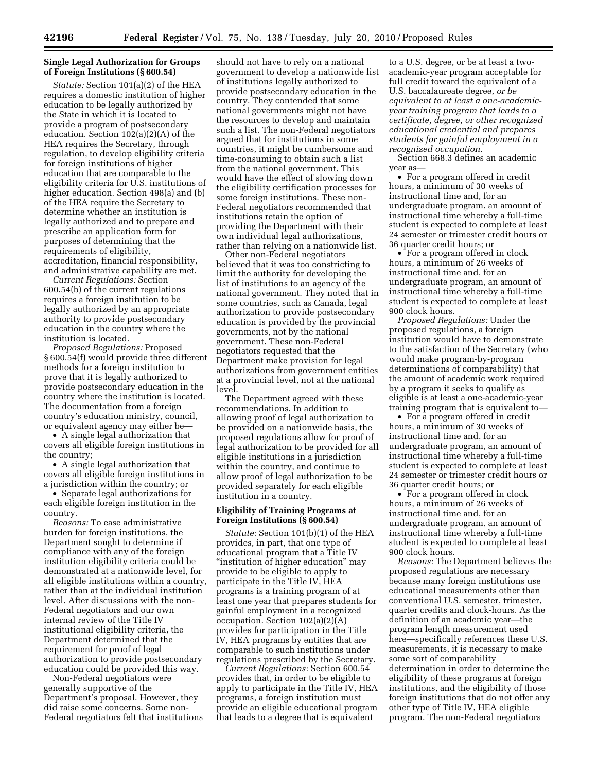### Single Legal Authorization for Groups of Foreign Institutions (§ 600.54)

*Statute:* Section 101(a)(2) of the HEA requires a domestic institution of higher education to be legally authorized by the State in which it is located to provide a program of postsecondary education. Section 102(a)(2)(A) of the HEA requires the Secretary, through regulation, to develop eligibility criteria for foreign institutions of higher education that are comparable to the eligibility criteria for U.S. institutions of higher education. Section 498(a) and (b) of the HEA require the Secretary to determine whether an institution is legally authorized and to prepare and prescribe an application form for purposes of determining that the requirements of eligibility, accreditation, financial responsibility, and administrative capability are met.

*Current Regulations:* Section 600.54(b) of the current regulations requires a foreign institution to be legally authorized by an appropriate authority to provide postsecondary education in the country where the institution is located.

*Proposed Regulations:* Proposed § 600.54(f) would provide three different methods for a foreign institution to prove that it is legally authorized to provide postsecondary education in the country where the institution is located. The documentation from a foreign country's education ministry, council, or equivalent agency may either be—

- A single legal authorization that covers all eligible foreign institutions in the country;
- A single legal authorization that covers all eligible foreign institutions in a jurisdiction within the country; or
- Separate legal authorizations for each eligible foreign institution in the country.

*Reasons:* To ease administrative burden for foreign institutions, the Department sought to determine if compliance with any of the foreign institution eligibility criteria could be demonstrated at a nationwide level, for all eligible institutions within a country, rather than at the individual institution level. After discussions with the non-Federal negotiators and our own internal review of the Title IV institutional eligibility criteria, the Department determined that the requirement for proof of legal authorization to provide postsecondary education could be provided this way.

Non-Federal negotiators were generally supportive of the Department's proposal. However, they did raise some concerns. Some non-Federal negotiators felt that institutions should not have to rely on a national government to develop a nationwide list of institutions legally authorized to provide postsecondary education in the country. They contended that some national governments might not have the resources to develop and maintain such a list. The non-Federal negotiators argued that for institutions in some countries, it might be cumbersome and time-consuming to obtain such a list from the national government. This would have the effect of slowing down the eligibility certification processes for some foreign institutions. These non-Federal negotiators recommended that institutions retain the option of providing the Department with their own individual legal authorizations, rather than relying on a nationwide list.

Other non-Federal negotiators believed that it was too constricting to limit the authority for developing the list of institutions to an agency of the national government. They noted that in some countries, such as Canada, legal authorization to provide postsecondary education is provided by the provincial governments, not by the national government. These non-Federal negotiators requested that the Department make provision for legal authorizations from government entities at a provincial level, not at the national level.

The Department agreed with these recommendations. In addition to allowing proof of legal authorization to be provided on a nationwide basis, the proposed regulations allow for proof of legal authorization to be provided for all eligible institutions in a jurisdiction within the country, and continue to allow proof of legal authorization to be provided separately for each eligible institution in a country.

### Eligibility of Training Programs at Foreign Institutions (§ 600.54)

*Statute:* Section 101(b)(1) of the HEA provides, in part, that one type of educational program that a Title IV "institution of higher education" may provide to be eligible to apply to participate in the Title IV, HEA programs is a training program of at least one year that prepares students for gainful employment in a recognized occupation. Section 102(a)(2)(A) provides for participation in the Title IV, HEA programs by entities that are comparable to such institutions under regulations prescribed by the Secretary.

*Current Regulations:* Section 600.54 provides that, in order to be eligible to apply to participate in the Title IV, HEA programs, a foreign institution must provide an eligible educational program that leads to a degree that is equivalent to a U.S. degree, or be at least a two-academic-year program acceptable for full credit toward the equivalent of a U.S. baccalaureate degree, *or be equivalent to at least a one-academic-year training program that leads to a certificate, degree, or other recognized educational credential and prepares students for gainful employment in a recognized occupation.*

Section 668.3 defines an academic year as—

- For a program offered in credit hours, a minimum of 30 weeks of instructional time and, for an undergraduate program, an amount of instructional time whereby a full-time student is expected to complete at least 24 semester or trimester credit hours or 36 quarter credit hours; or
- For a program offered in clock hours, a minimum of 26 weeks of instructional time and, for an undergraduate program, an amount of instructional time whereby a full-time student is expected to complete at least 900 clock hours.

*Proposed Regulations:* Under the proposed regulations, a foreign institution would have to demonstrate to the satisfaction of the Secretary (who would make program-by-program determinations of comparability) that the amount of academic work required by a program it seeks to qualify as eligible is at least a one-academic-year training program that is equivalent to—

- For a program offered in credit hours, a minimum of 30 weeks of instructional time and, for an undergraduate program, an amount of instructional time whereby a full-time student is expected to complete at least 24 semester or trimester credit hours or 36 quarter credit hours; or
- For a program offered in clock hours, a minimum of 26 weeks of instructional time and, for an undergraduate program, an amount of instructional time whereby a full-time student is expected to complete at least 900 clock hours.

*Reasons:* The Department believes the proposed regulations are necessary because many foreign institutions use educational measurements other than conventional U.S. semester, trimester, quarter credits and clock-hours. As the definition of an academic year—the program length measurement used here—specifically references these U.S. measurements, it is necessary to make some sort of comparability determination in order to determine the eligibility of these programs at foreign institutions, and the eligibility of those foreign institutions that do not offer any other type of Title IV, HEA eligible program. The non-Federal negotiators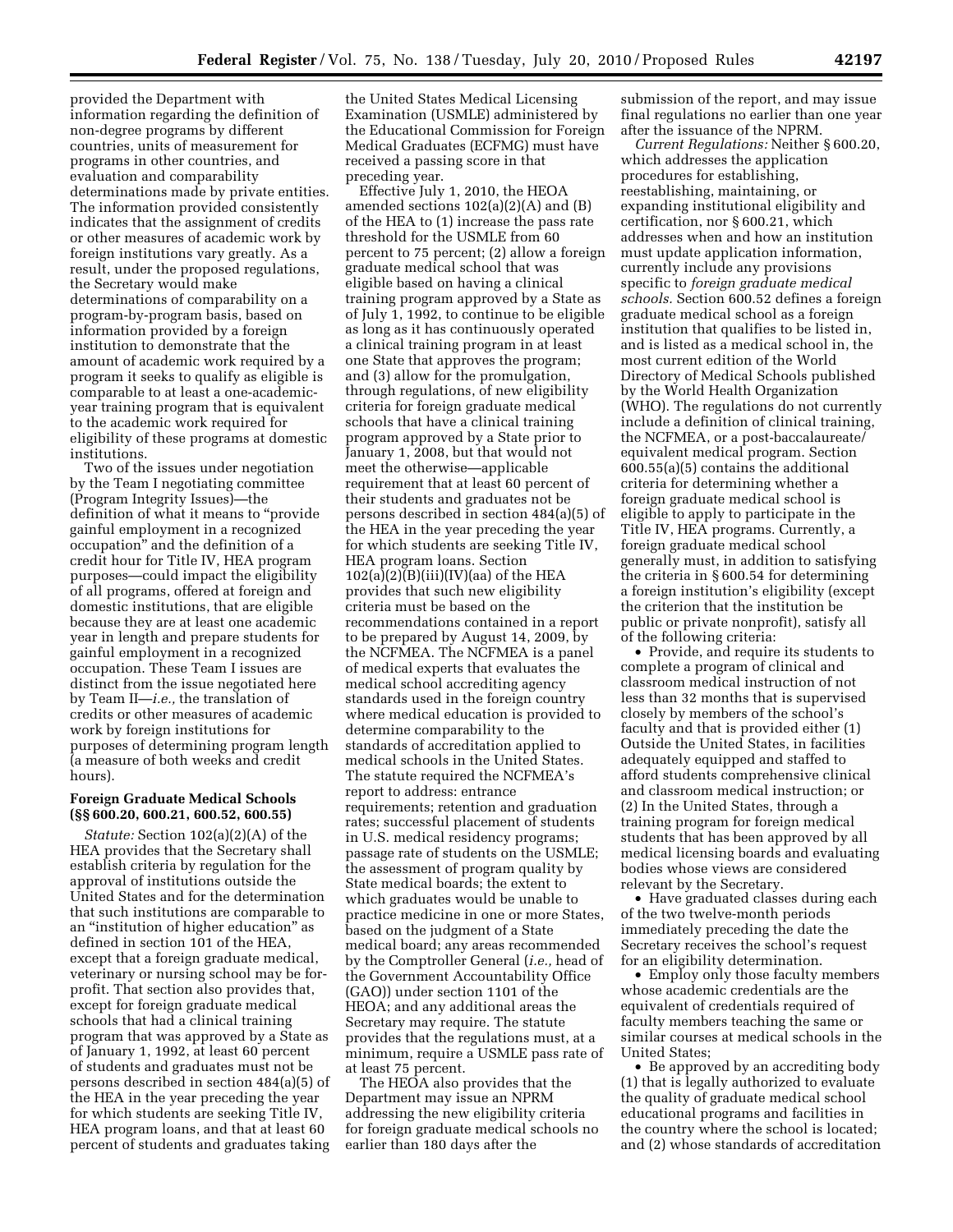provided the Department with information regarding the definition of non-degree programs by different countries, units of measurement for programs in other countries, and evaluation and comparability determinations made by private entities. The information provided consistently indicates that the assignment of credits or other measures of academic work by foreign institutions vary greatly. As a result, under the proposed regulations, the Secretary would make determinations of comparability on a program-by-program basis, based on information provided by a foreign institution to demonstrate that the amount of academic work required by a program it seeks to qualify as eligible is comparable to at least a one-academic-year training program that is equivalent to the academic work required for eligibility of these programs at domestic institutions.

Two of the issues under negotiation by the Team I negotiating committee (Program Integrity Issues)—the definition of what it means to "provide gainful employment in a recognized occupation" and the definition of a credit hour for Title IV, HEA program purposes—could impact the eligibility of all programs, offered at foreign and domestic institutions, that are eligible because they are at least one academic year in length and prepare students for gainful employment in a recognized occupation. These Team I issues are distinct from the issue negotiated here by Team II—*i.e.,* the translation of credits or other measures of academic work by foreign institutions for purposes of determining program length (a measure of both weeks and credit hours).

### Foreign Graduate Medical Schools (§§ 600.20, 600.21, 600.52, 600.55)

*Statute:* Section 102(a)(2)(A) of the HEA provides that the Secretary shall establish criteria by regulation for the approval of institutions outside the United States and for the determination that such institutions are comparable to an "institution of higher education" as defined in section 101 of the HEA, except that a foreign graduate medical, veterinary or nursing school may be for-profit. That section also provides that, except for foreign graduate medical schools that had a clinical training program that was approved by a State as of January 1, 1992, at least 60 percent of students and graduates must not be persons described in section 484(a)(5) of the HEA in the year preceding the year for which students are seeking Title IV, HEA program loans, and that at least 60 percent of students and graduates taking the United States Medical Licensing Examination (USMLE) administered by the Educational Commission for Foreign Medical Graduates (ECFMG) must have received a passing score in that preceding year.

Effective July 1, 2010, the HEOA amended sections 102(a)(2)(A) and (B) of the HEA to (1) increase the pass rate threshold for the USMLE from 60 percent to 75 percent; (2) allow a foreign graduate medical school that was eligible based on having a clinical training program approved by a State as of July 1, 1992, to continue to be eligible as long as it has continuously operated a clinical training program in at least one State that approves the program; and (3) allow for the promulgation, through regulations, of new eligibility criteria for foreign graduate medical schools that have a clinical training program approved by a State prior to January 1, 2008, but that would not meet the otherwise—applicable requirement that at least 60 percent of their students and graduates not be persons described in section 484(a)(5) of the HEA in the year preceding the year for which students are seeking Title IV, HEA program loans. Section 102(a)(2)(B)(iii)(IV)(aa) of the HEA provides that such new eligibility criteria must be based on the recommendations contained in a report to be prepared by August 14, 2009, by the NCFMEA. The NCFMEA is a panel of medical experts that evaluates the medical school accrediting agency standards used in the foreign country where medical education is provided to determine comparability to the standards of accreditation applied to medical schools in the United States. The statute required the NCFMEA's report to address: entrance requirements; retention and graduation rates; successful placement of students in U.S. medical residency programs; passage rate of students on the USMLE; the assessment of program quality by State medical boards; the extent to which graduates would be unable to practice medicine in one or more States, based on the judgment of a State medical board; any areas recommended by the Comptroller General (*i.e.,* head of the Government Accountability Office (GAO)) under section 1101 of the HEOA; and any additional areas the Secretary may require. The statute provides that the regulations must, at a minimum, require a USMLE pass rate of at least 75 percent.

The HEOA also provides that the Department may issue an NPRM addressing the new eligibility criteria for foreign graduate medical schools no earlier than 180 days after the submission of the report, and may issue final regulations no earlier than one year after the issuance of the NPRM.

*Current Regulations:* Neither § 600.20, which addresses the application procedures for establishing, reestablishing, maintaining, or expanding institutional eligibility and certification, nor § 600.21, which addresses when and how an institution must update application information, currently include any provisions specific to *foreign graduate medical schools.* Section 600.52 defines a foreign graduate medical school as a foreign institution that qualifies to be listed in, and is listed as a medical school in, the most current edition of the World Directory of Medical Schools published by the World Health Organization (WHO). The regulations do not currently include a definition of clinical training, the NCFMEA, or a post-baccalaureate/equivalent medical program. Section 600.55(a)(5) contains the additional criteria for determining whether a foreign graduate medical school is eligible to apply to participate in the Title IV, HEA programs. Currently, a foreign graduate medical school generally must, in addition to satisfying the criteria in § 600.54 for determining a foreign institution's eligibility (except the criterion that the institution be public or private nonprofit), satisfy all of the following criteria:

- Provide, and require its students to complete a program of clinical and classroom medical instruction of not less than 32 months that is supervised closely by members of the school's faculty and that is provided either (1) Outside the United States, in facilities adequately equipped and staffed to afford students comprehensive clinical and classroom medical instruction; or (2) In the United States, through a training program for foreign medical students that has been approved by all medical licensing boards and evaluating bodies whose views are considered relevant by the Secretary.
- Have graduated classes during each of the two twelve-month periods immediately preceding the date the Secretary receives the school's request for an eligibility determination.
- Employ only those faculty members whose academic credentials are the equivalent of credentials required of faculty members teaching the same or similar courses at medical schools in the United States;
- Be approved by an accrediting body (1) that is legally authorized to evaluate the quality of graduate medical school educational programs and facilities in the country where the school is located; and (2) whose standards of accreditation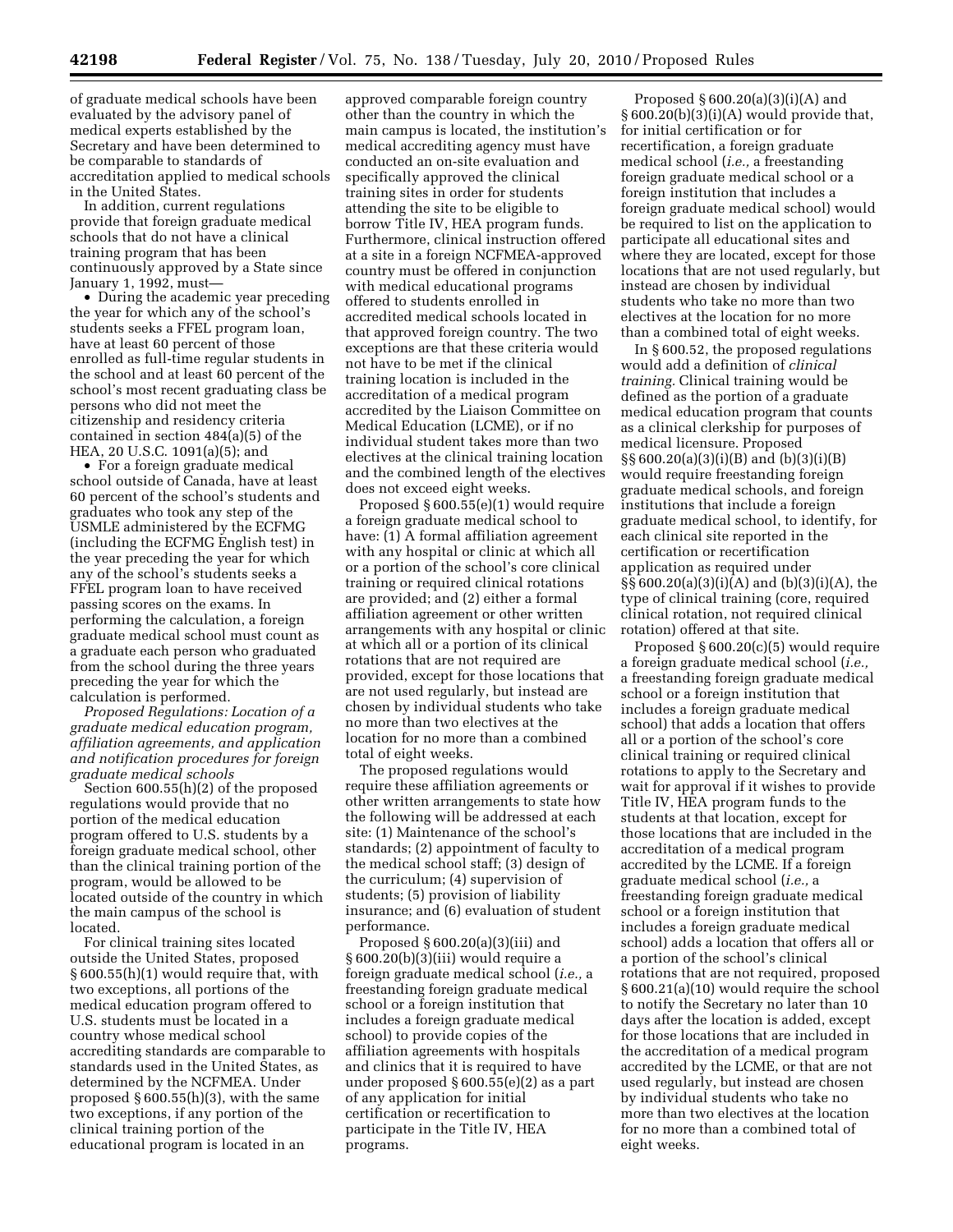of graduate medical schools have been evaluated by the advisory panel of medical experts established by the Secretary and have been determined to be comparable to standards of accreditation applied to medical schools in the United States.

In addition, current regulations provide that foreign graduate medical schools that do not have a clinical training program that has been continuously approved by a State since January 1, 1992, must—

- During the academic year preceding the year for which any of the school's students seeks a FFEL program loan, have at least 60 percent of those enrolled as full-time regular students in the school and at least 60 percent of the school's most recent graduating class be persons who did not meet the citizenship and residency criteria contained in section 484(a)(5) of the HEA, 20 U.S.C. 1091(a)(5); and
- For a foreign graduate medical school outside of Canada, have at least 60 percent of the school's students and graduates who took any step of the USMLE administered by the ECFMG (including the ECFMG English test) in the year preceding the year for which any of the school's students seeks a FFEL program loan to have received passing scores on the exams. In performing the calculation, a foreign graduate medical school must count as a graduate each person who graduated from the school during the three years preceding the year for which the calculation is performed.

*Proposed Regulations: Location of a graduate medical education program, affiliation agreements, and application and notification procedures for foreign graduate medical schools*

Section 600.55(h)(2) of the proposed regulations would provide that no portion of the medical education program offered to U.S. students by a foreign graduate medical school, other than the clinical training portion of the program, would be allowed to be located outside of the country in which the main campus of the school is located.

For clinical training sites located outside the United States, proposed § 600.55(h)(1) would require that, with two exceptions, all portions of the medical education program offered to U.S. students must be located in a country whose medical school accrediting standards are comparable to standards used in the United States, as determined by the NCFMEA. Under proposed § 600.55(h)(3), with the same two exceptions, if any portion of the clinical training portion of the educational program is located in an approved comparable foreign country other than the country in which the main campus is located, the institution's medical accrediting agency must have conducted an on-site evaluation and specifically approved the clinical training sites in order for students attending the site to be eligible to borrow Title IV, HEA program funds. Furthermore, clinical instruction offered at a site in a foreign NCFMEA-approved country must be offered in conjunction with medical educational programs offered to students enrolled in accredited medical schools located in that approved foreign country. The two exceptions are that these criteria would not have to be met if the clinical training location is included in the accreditation of a medical program accredited by the Liaison Committee on Medical Education (LCME), or if no individual student takes more than two electives at the clinical training location and the combined length of the electives does not exceed eight weeks.

Proposed § 600.55(e)(1) would require a foreign graduate medical school to have: (1) A formal affiliation agreement with any hospital or clinic at which all or a portion of the school's core clinical training or required clinical rotations are provided; and (2) either a formal affiliation agreement or other written arrangements with any hospital or clinic at which all or a portion of its clinical rotations that are not required are provided, except for those locations that are not used regularly, but instead are chosen by individual students who take no more than two electives at the location for no more than a combined total of eight weeks.

The proposed regulations would require these affiliation agreements or other written arrangements to state how the following will be addressed at each site: (1) Maintenance of the school's standards; (2) appointment of faculty to the medical school staff; (3) design of the curriculum; (4) supervision of students; (5) provision of liability insurance; and (6) evaluation of student performance.

Proposed § 600.20(a)(3)(iii) and § 600.20(b)(3)(iii) would require a foreign graduate medical school (*i.e.,* a freestanding foreign graduate medical school or a foreign institution that includes a foreign graduate medical school) to provide copies of the affiliation agreements with hospitals and clinics that it is required to have under proposed § 600.55(e)(2) as a part of any application for initial certification or recertification to participate in the Title IV, HEA programs.

Proposed § 600.20(a)(3)(i)(A) and § 600.20(b)(3)(i)(A) would provide that, for initial certification or for recertification, a foreign graduate medical school (*i.e.,* a freestanding foreign graduate medical school or a foreign institution that includes a foreign graduate medical school) would be required to list on the application to participate all educational sites and where they are located, except for those locations that are not used regularly, but instead are chosen by individual students who take no more than two electives at the location for no more than a combined total of eight weeks.

In § 600.52, the proposed regulations would add a definition of *clinical training.* Clinical training would be defined as the portion of a graduate medical education program that counts as a clinical clerkship for purposes of medical licensure. Proposed §§ 600.20(a)(3)(i)(B) and (b)(3)(i)(B) would require freestanding foreign graduate medical schools, and foreign institutions that include a foreign graduate medical school, to identify, for each clinical site reported in the certification or recertification application as required under §§ 600.20(a)(3)(i)(A) and (b)(3)(i)(A), the type of clinical training (core, required clinical rotation, not required clinical rotation) offered at that site.

Proposed § 600.20(c)(5) would require a foreign graduate medical school (*i.e.,* a freestanding foreign graduate medical school or a foreign institution that includes a foreign graduate medical school) that adds a location that offers all or a portion of the school's core clinical training or required clinical rotations to apply to the Secretary and wait for approval if it wishes to provide Title IV, HEA program funds to the students at that location, except for those locations that are included in the accreditation of a medical program accredited by the LCME. If a foreign graduate medical school (*i.e.,* a freestanding foreign graduate medical school or a foreign institution that includes a foreign graduate medical school) adds a location that offers all or a portion of the school's clinical rotations that are not required, proposed § 600.21(a)(10) would require the school to notify the Secretary no later than 10 days after the location is added, except for those locations that are included in the accreditation of a medical program accredited by the LCME, or that are not used regularly, but instead are chosen by individual students who take no more than two electives at the location for no more than a combined total of eight weeks.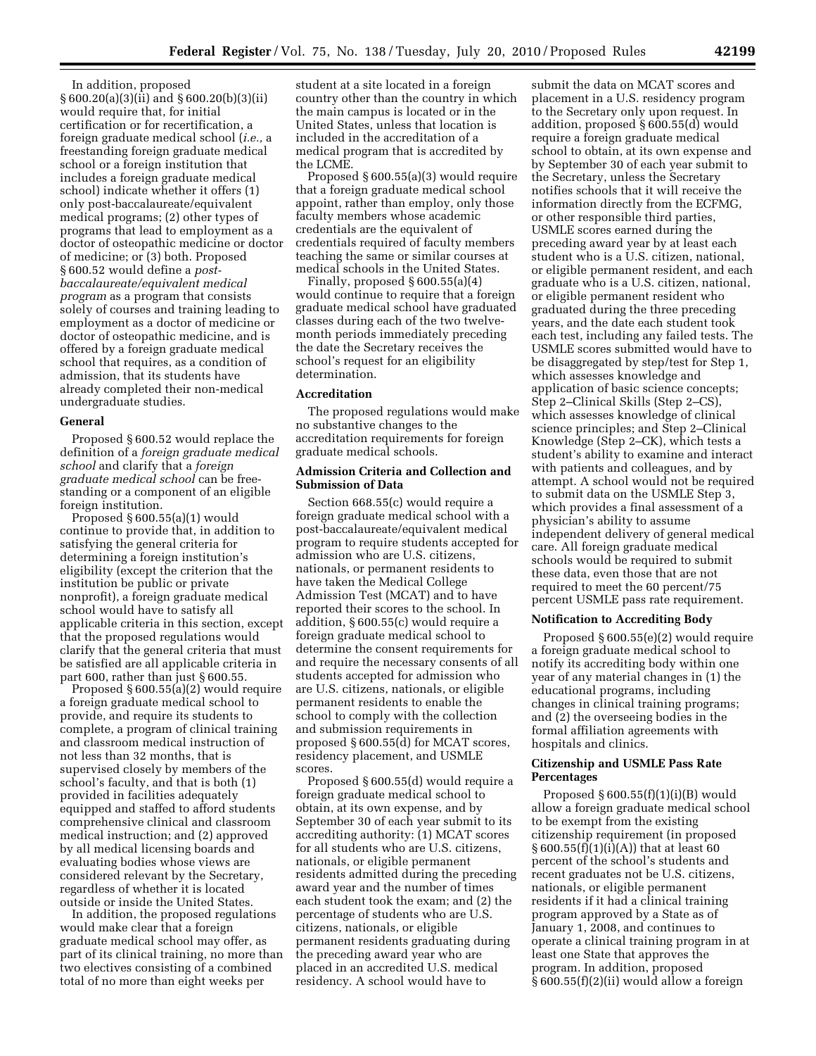In addition, proposed § 600.20(a)(3)(ii) and § 600.20(b)(3)(ii) would require that, for initial certification or for recertification, a foreign graduate medical school (*i.e.,* a freestanding foreign graduate medical school or a foreign institution that includes a foreign graduate medical school) indicate whether it offers (1) only post-baccalaureate/equivalent medical programs; (2) other types of programs that lead to employment as a doctor of osteopathic medicine or doctor of medicine; or (3) both. Proposed § 600.52 would define a *post-baccalaureate/equivalent medical program* as a program that consists solely of courses and training leading to employment as a doctor of medicine or doctor of osteopathic medicine, and is offered by a foreign graduate medical school that requires, as a condition of admission, that its students have already completed their non-medical undergraduate studies.

### General

Proposed § 600.52 would replace the definition of a *foreign graduate medical school* and clarify that a *foreign graduate medical school* can be free-standing or a component of an eligible foreign institution.

Proposed § 600.55(a)(1) would continue to provide that, in addition to satisfying the general criteria for determining a foreign institution's eligibility (except the criterion that the institution be public or private nonprofit), a foreign graduate medical school would have to satisfy all applicable criteria in this section, except that the proposed regulations would clarify that the general criteria that must be satisfied are all applicable criteria in part 600, rather than just § 600.55.

Proposed § 600.55(a)(2) would require a foreign graduate medical school to provide, and require its students to complete, a program of clinical training and classroom medical instruction of not less than 32 months, that is supervised closely by members of the school's faculty, and that is both (1) provided in facilities adequately equipped and staffed to afford students comprehensive clinical and classroom medical instruction; and (2) approved by all medical licensing boards and evaluating bodies whose views are considered relevant by the Secretary, regardless of whether it is located outside or inside the United States.

In addition, the proposed regulations would make clear that a foreign graduate medical school may offer, as part of its clinical training, no more than two electives consisting of a combined total of no more than eight weeks per student at a site located in a foreign country other than the country in which the main campus is located or in the United States, unless that location is included in the accreditation of a medical program that is accredited by the LCME.

Proposed § 600.55(a)(3) would require that a foreign graduate medical school appoint, rather than employ, only those faculty members whose academic credentials are the equivalent of credentials required of faculty members teaching the same or similar courses at medical schools in the United States.

Finally, proposed § 600.55(a)(4) would continue to require that a foreign graduate medical school have graduated classes during each of the two twelve-month periods immediately preceding the date the Secretary receives the school's request for an eligibility determination.

### Accreditation

The proposed regulations would make no substantive changes to the accreditation requirements for foreign graduate medical schools.

### Admission Criteria and Collection and Submission of Data

Section 668.55(c) would require a foreign graduate medical school with a post-baccalaureate/equivalent medical program to require students accepted for admission who are U.S. citizens, nationals, or permanent residents to have taken the Medical College Admission Test (MCAT) and to have reported their scores to the school. In addition, § 600.55(c) would require a foreign graduate medical school to determine the consent requirements for and require the necessary consents of all students accepted for admission who are U.S. citizens, nationals, or eligible permanent residents to enable the school to comply with the collection and submission requirements in proposed § 600.55(d) for MCAT scores, residency placement, and USMLE scores.

Proposed § 600.55(d) would require a foreign graduate medical school to obtain, at its own expense, and by September 30 of each year submit to its accrediting authority: (1) MCAT scores for all students who are U.S. citizens, nationals, or eligible permanent residents admitted during the preceding award year and the number of times each student took the exam; and (2) the percentage of students who are U.S. citizens, nationals, or eligible permanent residents graduating during the preceding award year who are placed in an accredited U.S. medical residency. A school would have to submit the data on MCAT scores and placement in a U.S. residency program to the Secretary only upon request. In addition, proposed § 600.55(d) would require a foreign graduate medical school to obtain, at its own expense and by September 30 of each year submit to the Secretary, unless the Secretary notifies schools that it will receive the information directly from the ECFMG, or other responsible third parties, USMLE scores earned during the preceding award year by at least each student who is a U.S. citizen, national, or eligible permanent resident, and each graduate who is a U.S. citizen, national, or eligible permanent resident who graduated during the three preceding years, and the date each student took each test, including any failed tests. The USMLE scores submitted would have to be disaggregated by step/test for Step 1, which assesses knowledge and application of basic science concepts; Step 2–Clinical Skills (Step 2–CS), which assesses knowledge of clinical science principles; and Step 2–Clinical Knowledge (Step 2–CK), which tests a student's ability to examine and interact with patients and colleagues, and by attempt. A school would not be required to submit data on the USMLE Step 3, which provides a final assessment of a physician's ability to assume independent delivery of general medical care. All foreign graduate medical schools would be required to submit these data, even those that are not required to meet the 60 percent/75 percent USMLE pass rate requirement.

### Notification to Accrediting Body

Proposed § 600.55(e)(2) would require a foreign graduate medical school to notify its accrediting body within one year of any material changes in (1) the educational programs, including changes in clinical training programs; and (2) the overseeing bodies in the formal affiliation agreements with hospitals and clinics.

### Citizenship and USMLE Pass Rate Percentages

Proposed § 600.55(f)(1)(i)(B) would allow a foreign graduate medical school to be exempt from the existing citizenship requirement (in proposed § 600.55(f)(1)(i)(A)) that at least 60 percent of the school's students and recent graduates not be U.S. citizens, nationals, or eligible permanent residents if it had a clinical training program approved by a State as of January 1, 2008, and continues to operate a clinical training program in at least one State that approves the program. In addition, proposed § 600.55(f)(2)(ii) would allow a foreign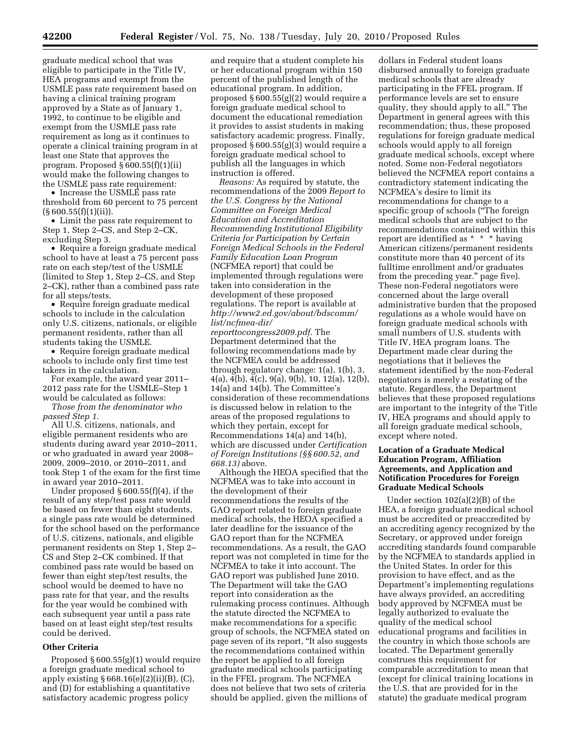graduate medical school that was eligible to participate in the Title IV, HEA programs and exempt from the USMLE pass rate requirement based on having a clinical training program approved by a State as of January 1, 1992, to continue to be eligible and exempt from the USMLE pass rate requirement as long as it continues to operate a clinical training program in at least one State that approves the program. Proposed § 600.55(f)(1)(ii) would make the following changes to the USMLE pass rate requirement:

- Increase the USMLE pass rate threshold from 60 percent to 75 percent (§ 600.55(f)(1)(ii)).
- Limit the pass rate requirement to Step 1, Step 2–CS, and Step 2–CK, excluding Step 3.
- Require a foreign graduate medical school to have at least a 75 percent pass rate on each step/test of the USMLE (limited to Step 1, Step 2–CS, and Step 2–CK), rather than a combined pass rate for all steps/tests.
- Require foreign graduate medical schools to include in the calculation only U.S. citizens, nationals, or eligible permanent residents, rather than all students taking the USMLE.
- Require foreign graduate medical schools to include only first time test takers in the calculation.

For example, the award year 2011–2012 pass rate for the USMLE–Step 1 would be calculated as follows:

*Those from the denominator who passed Step 1.*

All U.S. citizens, nationals, and eligible permanent residents who are students during award year 2010–2011, or who graduated in award year 2008–2009, 2009–2010, or 2010–2011, and took Step 1 of the exam for the first time in award year 2010–2011.

Under proposed § 600.55(f)(4), if the result of any step/test pass rate would be based on fewer than eight students, a single pass rate would be determined for the school based on the performance of U.S. citizens, nationals, and eligible permanent residents on Step 1, Step 2–CS and Step 2–CK combined. If that combined pass rate would be based on fewer than eight step/test results, the school would be deemed to have no pass rate for that year, and the results for the year would be combined with each subsequent year until a pass rate based on at least eight step/test results could be derived.

**Other Criteria**

Proposed § 600.55(g)(1) would require a foreign graduate medical school to apply existing § 668.16(e)(2)(ii)(B), (C), and (D) for establishing a quantitative satisfactory academic progress policy and require that a student complete his or her educational program within 150 percent of the published length of the educational program. In addition, proposed § 600.55(g)(2) would require a foreign graduate medical school to document the educational remediation it provides to assist students in making satisfactory academic progress. Finally, proposed § 600.55(g)(3) would require a foreign graduate medical school to publish all the languages in which instruction is offered.

*Reasons:* As required by statute, the recommendations of the 2009 *Report to the U.S. Congress by the National Committee on Foreign Medical Education and Accreditation Recommending Institutional Eligibility Criteria for Participation by Certain Foreign Medical Schools in the Federal Family Education Loan Program* (NCFMEA report) that could be implemented through regulations were taken into consideration in the development of these proposed regulations. The report is available at *http://www2.ed.gov/about/bdscomm/list/ncfmea-dir/reporttocongress2009.pdf.* The Department determined that the following recommendations made by the NCFMEA could be addressed through regulatory change: 1(a), 1(b), 3, 4(a), 4(b), 4(c), 9(a), 9(b), 10, 12(a), 12(b), 14(a) and 14(b). The Committee's consideration of these recommendations is discussed below in relation to the areas of the proposed regulations to which they pertain, except for Recommendations 14(a) and 14(b), which are discussed under *Certification of Foreign Institutions (§§ 600.52, and 668.13)* above.

Although the HEOA specified that the NCFMEA was to take into account in the development of their recommendations the results of the GAO report related to foreign graduate medical schools, the HEOA specified a later deadline for the issuance of the GAO report than for the NCFMEA recommendations. As a result, the GAO report was not completed in time for the NCFMEA to take it into account. The GAO report was published June 2010. The Department will take the GAO report into consideration as the rulemaking process continues. Although the statute directed the NCFMEA to make recommendations for a specific group of schools, the NCFMEA stated on page seven of its report, "It also suggests the recommendations contained within the report be applied to all foreign graduate medical schools participating in the FFEL program. The NCFMEA does not believe that two sets of criteria should be applied, given the millions of dollars in Federal student loans disbursed annually to foreign graduate medical schools that are already participating in the FFEL program. If performance levels are set to ensure quality, they should apply to all." The Department in general agrees with this recommendation; thus, these proposed regulations for foreign graduate medical schools would apply to all foreign graduate medical schools, except where noted. Some non-Federal negotiators believed the NCFMEA report contains a contradictory statement indicating the NCFMEA's desire to limit its recommendations for change to a specific group of schools ("The foreign medical schools that are subject to the recommendations contained within this report are identified as * * * having American citizens/permanent residents constitute more than 40 percent of its fulltime enrollment and/or graduates from the preceding year." page five). These non-Federal negotiators were concerned about the large overall administrative burden that the proposed regulations as a whole would have on foreign graduate medical schools with small numbers of U.S. students with Title IV, HEA program loans. The Department made clear during the negotiations that it believes the statement identified by the non-Federal negotiators is merely a restating of the statute. Regardless, the Department believes that these proposed regulations are important to the integrity of the Title IV, HEA programs and should apply to all foreign graduate medical schools, except where noted.

**Location of a Graduate Medical Education Program, Affiliation Agreements, and Application and Notification Procedures for Foreign Graduate Medical Schools**

Under section 102(a)(2)(B) of the HEA, a foreign graduate medical school must be accredited or preaccredited by an accrediting agency recognized by the Secretary, or approved under foreign accrediting standards found comparable by the NCFMEA to standards applied in the United States. In order for this provision to have effect, and as the Department's implementing regulations have always provided, an accrediting body approved by NCFMEA must be legally authorized to evaluate the quality of the medical school educational programs and facilities in the country in which those schools are located. The Department generally construes this requirement for comparable accreditation to mean that (except for clinical training locations in the U.S. that are provided for in the statute) the graduate medical program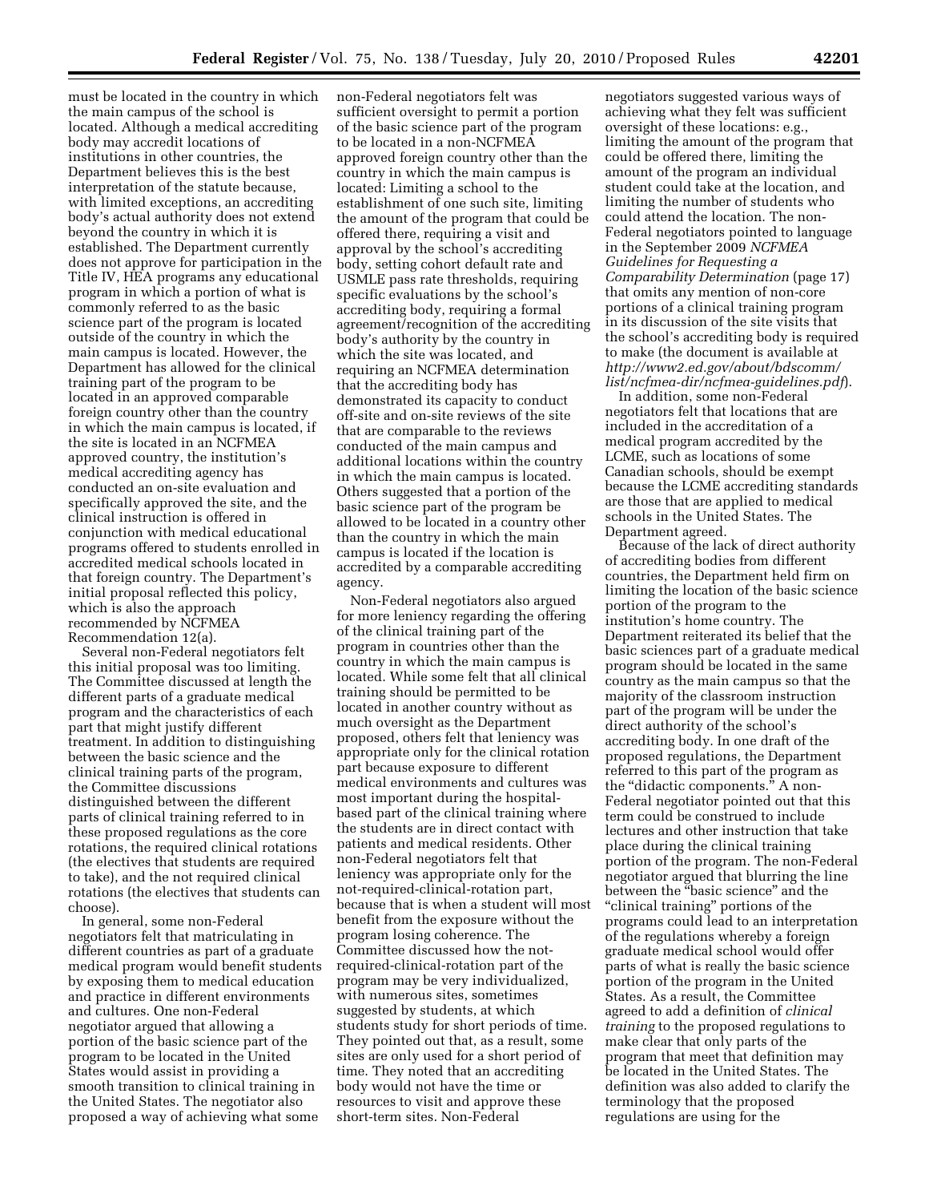must be located in the country in which the main campus of the school is located. Although a medical accrediting body may accredit locations of institutions in other countries, the Department believes this is the best interpretation of the statute because, with limited exceptions, an accrediting body's actual authority does not extend beyond the country in which it is established. The Department currently does not approve for participation in the Title IV, HEA programs any educational program in which a portion of what is commonly referred to as the basic science part of the program is located outside of the country in which the main campus is located. However, the Department has allowed for the clinical training part of the program to be located in an approved comparable foreign country other than the country in which the main campus is located, if the site is located in an NCFMEA approved country, the institution's medical accrediting agency has conducted an on-site evaluation and specifically approved the site, and the clinical instruction is offered in conjunction with medical educational programs offered to students enrolled in accredited medical schools located in that foreign country. The Department's initial proposal reflected this policy, which is also the approach recommended by NCFMEA Recommendation 12(a).

Several non-Federal negotiators felt this initial proposal was too limiting. The Committee discussed at length the different parts of a graduate medical program and the characteristics of each part that might justify different treatment. In addition to distinguishing between the basic science and the clinical training parts of the program, the Committee discussions distinguished between the different parts of clinical training referred to in these proposed regulations as the core rotations, the required clinical rotations (the electives that students are required to take), and the not required clinical rotations (the electives that students can choose).

In general, some non-Federal negotiators felt that matriculating in different countries as part of a graduate medical program would benefit students by exposing them to medical education and practice in different environments and cultures. One non-Federal negotiator argued that allowing a portion of the basic science part of the program to be located in the United States would assist in providing a smooth transition to clinical training in the United States. The negotiator also proposed a way of achieving what some non-Federal negotiators felt was sufficient oversight to permit a portion of the basic science part of the program to be located in a non-NCFMEA approved foreign country other than the country in which the main campus is located: Limiting a school to the establishment of one such site, limiting the amount of the program that could be offered there, requiring a visit and approval by the school's accrediting body, setting cohort default rate and USMLE pass rate thresholds, requiring specific evaluations by the school's accrediting body, requiring a formal agreement/recognition of the accrediting body's authority by the country in which the site was located, and requiring an NCFMEA determination that the accrediting body has demonstrated its capacity to conduct off-site and on-site reviews of the site that are comparable to the reviews conducted of the main campus and additional locations within the country in which the main campus is located. Others suggested that a portion of the basic science part of the program be allowed to be located in a country other than the country in which the main campus is located if the location is accredited by a comparable accrediting agency.

Non-Federal negotiators also argued for more leniency regarding the offering of the clinical training part of the program in countries other than the country in which the main campus is located. While some felt that all clinical training should be permitted to be located in another country without as much oversight as the Department proposed, others felt that leniency was appropriate only for the clinical rotation part because exposure to different medical environments and cultures was most important during the hospital-based part of the clinical training where the students are in direct contact with patients and medical residents. Other non-Federal negotiators felt that leniency was appropriate only for the not-required-clinical-rotation part, because that is when a student will most benefit from the exposure without the program losing coherence. The Committee discussed how the not-required-clinical-rotation part of the program may be very individualized, with numerous sites, sometimes suggested by students, at which students study for short periods of time. They pointed out that, as a result, some sites are only used for a short period of time. They noted that an accrediting body would not have the time or resources to visit and approve these short-term sites. Non-Federal negotiators suggested various ways of achieving what they felt was sufficient oversight of these locations: e.g., limiting the amount of the program that could be offered there, limiting the amount of the program an individual student could take at the location, and limiting the number of students who could attend the location. The non-Federal negotiators pointed to language in the September 2009 *NCFMEA Guidelines for Requesting a Comparability Determination* (page 17) that omits any mention of non-core portions of a clinical training program in its discussion of the site visits that the school's accrediting body is required to make (the document is available at *http://www2.ed.gov/about/bdscomm/list/ncfmea-dir/ncfmea-guidelines.pdf*).

In addition, some non-Federal negotiators felt that locations that are included in the accreditation of a medical program accredited by the LCME, such as locations of some Canadian schools, should be exempt because the LCME accrediting standards are those that are applied to medical schools in the United States. The Department agreed.

Because of the lack of direct authority of accrediting bodies from different countries, the Department held firm on limiting the location of the basic science portion of the program to the institution's home country. The Department reiterated its belief that the basic sciences part of a graduate medical program should be located in the same country as the main campus so that the majority of the classroom instruction part of the program will be under the direct authority of the school's accrediting body. In one draft of the proposed regulations, the Department referred to this part of the program as the "didactic components." A non-Federal negotiator pointed out that this term could be construed to include lectures and other instruction that take place during the clinical training portion of the program. The non-Federal negotiator argued that blurring the line between the "basic science" and the "clinical training" portions of the programs could lead to an interpretation of the regulations whereby a foreign graduate medical school would offer parts of what is really the basic science portion of the program in the United States. As a result, the Committee agreed to add a definition of *clinical training* to the proposed regulations to make clear that only parts of the program that meet that definition may be located in the United States. The definition was also added to clarify the terminology that the proposed regulations are using for the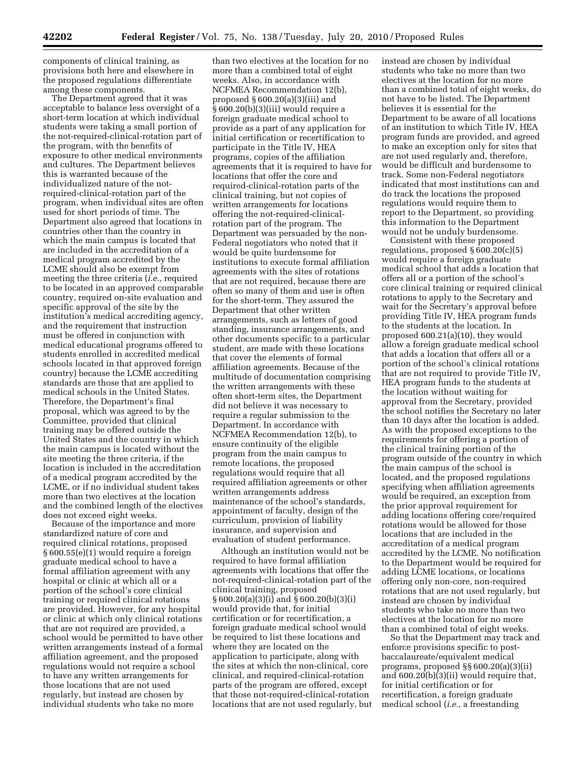components of clinical training, as provisions both here and elsewhere in the proposed regulations differentiate among these components.

The Department agreed that it was acceptable to balance less oversight of a short-term location at which individual students were taking a small portion of the not-required-clinical-rotation part of the program, with the benefits of exposure to other medical environments and cultures. The Department believes this is warranted because of the individualized nature of the not-required-clinical-rotation part of the program, when individual sites are often used for short periods of time. The Department also agreed that locations in countries other than the country in which the main campus is located that are included in the accreditation of a medical program accredited by the LCME should also be exempt from meeting the three criteria (*i.e.,* required to be located in an approved comparable country, required on-site evaluation and specific approval of the site by the institution's medical accrediting agency, and the requirement that instruction must be offered in conjunction with medical educational programs offered to students enrolled in accredited medical schools located in that approved foreign country) because the LCME accrediting standards are those that are applied to medical schools in the United States. Therefore, the Department's final proposal, which was agreed to by the Committee, provided that clinical training may be offered outside the United States and the country in which the main campus is located without the site meeting the three criteria, if the location is included in the accreditation of a medical program accredited by the LCME, or if no individual student takes more than two electives at the location and the combined length of the electives does not exceed eight weeks.

Because of the importance and more standardized nature of core and required clinical rotations, proposed § 600.55(e)(1) would require a foreign graduate medical school to have a formal affiliation agreement with any hospital or clinic at which all or a portion of the school's core clinical training or required clinical rotations are provided. However, for any hospital or clinic at which only clinical rotations that are not required are provided, a school would be permitted to have other written arrangements instead of a formal affiliation agreement, and the proposed regulations would not require a school to have any written arrangements for those locations that are not used regularly, but instead are chosen by individual students who take no more than two electives at the location for no more than a combined total of eight weeks. Also, in accordance with NCFMEA Recommendation 12(b), proposed § 600.20(a)(3)(iii) and § 600.20(b)(3)(iii) would require a foreign graduate medical school to provide as a part of any application for initial certification or recertification to participate in the Title IV, HEA programs, copies of the affiliation agreements that it is required to have for locations that offer the core and required-clinical-rotation parts of the clinical training, but not copies of written arrangements for locations offering the not-required-clinical-rotation part of the program. The Department was persuaded by the non-Federal negotiators who noted that it would be quite burdensome for institutions to execute formal affiliation agreements with the sites of rotations that are not required, because there are often so many of them and use is often for the short-term. They assured the Department that other written arrangements, such as letters of good standing, insurance arrangements, and other documents specific to a particular student, are made with these locations that cover the elements of formal affiliation agreements. Because of the multitude of documentation comprising the written arrangements with these often short-term sites, the Department did not believe it was necessary to require a regular submission to the Department. In accordance with NCFMEA Recommendation 12(b), to ensure continuity of the eligible program from the main campus to remote locations, the proposed regulations would require that all required affiliation agreements or other written arrangements address maintenance of the school's standards, appointment of faculty, design of the curriculum, provision of liability insurance, and supervision and evaluation of student performance.

Although an institution would not be required to have formal affiliation agreements with locations that offer the not-required-clinical-rotation part of the clinical training, proposed § 600.20(a)(3)(i) and § 600.20(b)(3)(i) would provide that, for initial certification or for recertification, a foreign graduate medical school would be required to list these locations and where they are located on the application to participate, along with the sites at which the non-clinical, core clinical, and required-clinical-rotation parts of the program are offered, except that those not-required-clinical-rotation locations that are not used regularly, but instead are chosen by individual students who take no more than two electives at the location for no more than a combined total of eight weeks, do not have to be listed. The Department believes it is essential for the Department to be aware of all locations of an institution to which Title IV, HEA program funds are provided, and agreed to make an exception only for sites that are not used regularly and, therefore, would be difficult and burdensome to track. Some non-Federal negotiators indicated that most institutions can and do track the locations the proposed regulations would require them to report to the Department, so providing this information to the Department would not be unduly burdensome.

Consistent with these proposed regulations, proposed § 600.20(c)(5) would require a foreign graduate medical school that adds a location that offers all or a portion of the school's core clinical training or required clinical rotations to apply to the Secretary and wait for the Secretary's approval before providing Title IV, HEA program funds to the students at the location. In proposed 600.21(a)(10), they would allow a foreign graduate medical school that adds a location that offers all or a portion of the school's clinical rotations that are not required to provide Title IV, HEA program funds to the students at the location without waiting for approval from the Secretary, provided the school notifies the Secretary no later than 10 days after the location is added. As with the proposed exceptions to the requirements for offering a portion of the clinical training portion of the program outside of the country in which the main campus of the school is located, and the proposed regulations specifying when affiliation agreements would be required, an exception from the prior approval requirement for adding locations offering core/required rotations would be allowed for those locations that are included in the accreditation of a medical program accredited by the LCME. No notification to the Department would be required for adding LCME locations, or locations offering only non-core, non-required rotations that are not used regularly, but instead are chosen by individual students who take no more than two electives at the location for no more than a combined total of eight weeks.

So that the Department may track and enforce provisions specific to post-baccalaureate/equivalent medical programs, proposed §§ 600.20(a)(3)(ii) and 600.20(b)(3)(ii) would require that, for initial certification or for recertification, a foreign graduate medical school (*i.e.,* a freestanding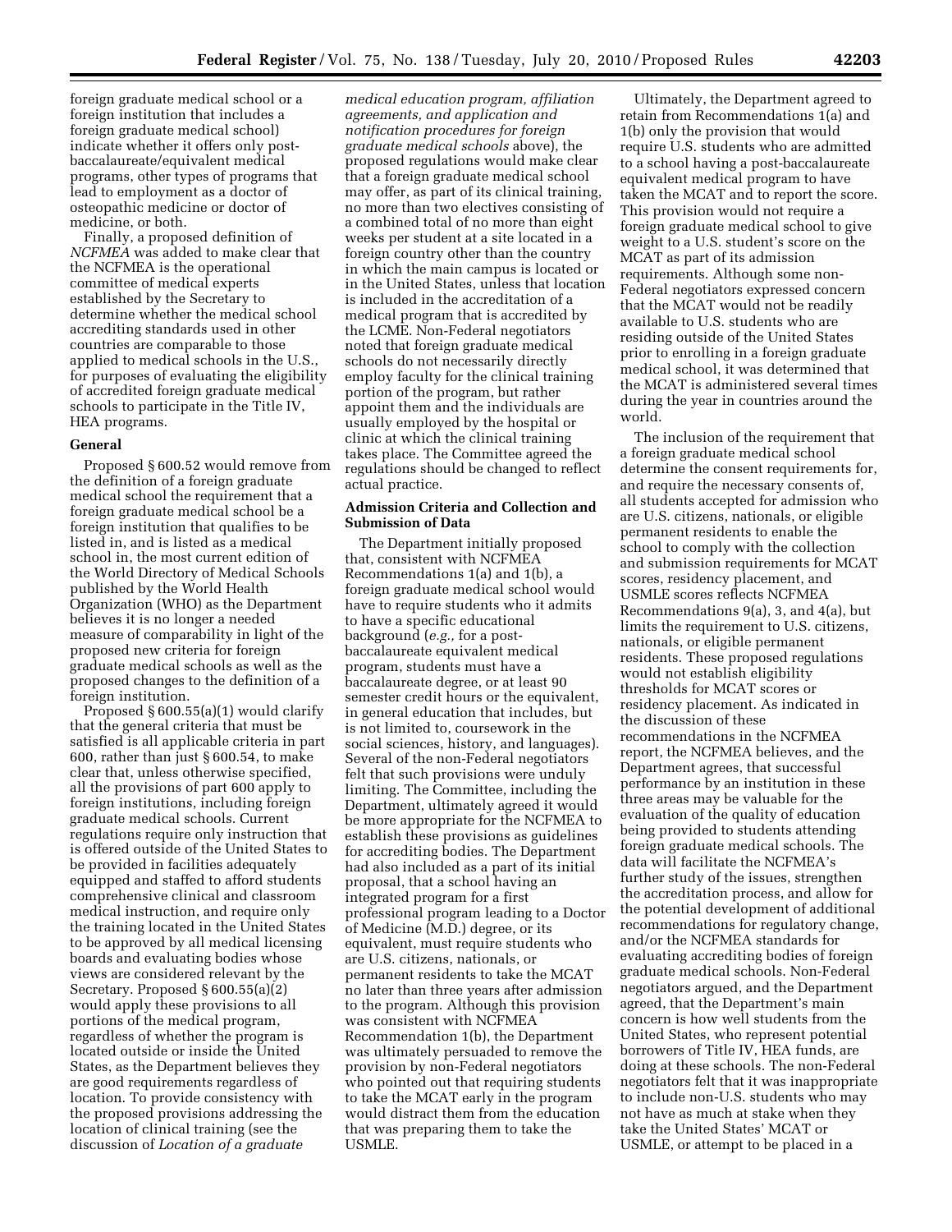foreign graduate medical school or a foreign institution that includes a foreign graduate medical school) indicate whether it offers only post-baccalaureate/equivalent medical programs, other types of programs that lead to employment as a doctor of osteopathic medicine or doctor of medicine, or both.

Finally, a proposed definition of *NCFMEA* was added to make clear that the NCFMEA is the operational committee of medical experts established by the Secretary to determine whether the medical school accrediting standards used in other countries are comparable to those applied to medical schools in the U.S., for purposes of evaluating the eligibility of accredited foreign graduate medical schools to participate in the Title IV, HEA programs.

**General**

Proposed § 600.52 would remove from the definition of a foreign graduate medical school the requirement that a foreign graduate medical school be a foreign institution that qualifies to be listed in, and is listed as a medical school in, the most current edition of the World Directory of Medical Schools published by the World Health Organization (WHO) as the Department believes it is no longer a needed measure of comparability in light of the proposed new criteria for foreign graduate medical schools as well as the proposed changes to the definition of a foreign institution.

Proposed § 600.55(a)(1) would clarify that the general criteria that must be satisfied is all applicable criteria in part 600, rather than just § 600.54, to make clear that, unless otherwise specified, all the provisions of part 600 apply to foreign institutions, including foreign graduate medical schools. Current regulations require only instruction that is offered outside of the United States to be provided in facilities adequately equipped and staffed to afford students comprehensive clinical and classroom medical instruction, and require only the training located in the United States to be approved by all medical licensing boards and evaluating bodies whose views are considered relevant by the Secretary. Proposed § 600.55(a)(2) would apply these provisions to all portions of the medical program, regardless of whether the program is located outside or inside the United States, as the Department believes they are good requirements regardless of location. To provide consistency with the proposed provisions addressing the location of clinical training (see the discussion of *Location of a graduate medical education program, affiliation agreements, and application and notification procedures for foreign graduate medical schools* above), the proposed regulations would make clear that a foreign graduate medical school may offer, as part of its clinical training, no more than two electives consisting of a combined total of no more than eight weeks per student at a site located in a foreign country other than the country in which the main campus is located or in the United States, unless that location is included in the accreditation of a medical program that is accredited by the LCME. Non-Federal negotiators noted that foreign graduate medical schools do not necessarily directly employ faculty for the clinical training portion of the program, but rather appoint them and the individuals are usually employed by the hospital or clinic at which the clinical training takes place. The Committee agreed the regulations should be changed to reflect actual practice.

**Admission Criteria and Collection and Submission of Data**

The Department initially proposed that, consistent with NCFMEA Recommendations 1(a) and 1(b), a foreign graduate medical school would have to require students who it admits to have a specific educational background (*e.g.,* for a post-baccalaureate equivalent medical program, students must have a baccalaureate degree, or at least 90 semester credit hours or the equivalent, in general education that includes, but is not limited to, coursework in the social sciences, history, and languages). Several of the non-Federal negotiators felt that such provisions were unduly limiting. The Committee, including the Department, ultimately agreed it would be more appropriate for the NCFMEA to establish these provisions as guidelines for accrediting bodies. The Department had also included as a part of its initial proposal, that a school having an integrated program for a first professional program leading to a Doctor of Medicine (M.D.) degree, or its equivalent, must require students who are U.S. citizens, nationals, or permanent residents to take the MCAT no later than three years after admission to the program. Although this provision was consistent with NCFMEA Recommendation 1(b), the Department was ultimately persuaded to remove the provision by non-Federal negotiators who pointed out that requiring students to take the MCAT early in the program would distract them from the education that was preparing them to take the USMLE.

Ultimately, the Department agreed to retain from Recommendations 1(a) and 1(b) only the provision that would require U.S. students who are admitted to a school having a post-baccalaureate equivalent medical program to have taken the MCAT and to report the score. This provision would not require a foreign graduate medical school to give weight to a U.S. student's score on the MCAT as part of its admission requirements. Although some non-Federal negotiators expressed concern that the MCAT would not be readily available to U.S. students who are residing outside of the United States prior to enrolling in a foreign graduate medical school, it was determined that the MCAT is administered several times during the year in countries around the world.

The inclusion of the requirement that a foreign graduate medical school determine the consent requirements for, and require the necessary consents of, all students accepted for admission who are U.S. citizens, nationals, or eligible permanent residents to enable the school to comply with the collection and submission requirements for MCAT scores, residency placement, and USMLE scores reflects NCFMEA Recommendations 9(a), 3, and 4(a), but limits the requirement to U.S. citizens, nationals, or eligible permanent residents. These proposed regulations would not establish eligibility thresholds for MCAT scores or residency placement. As indicated in the discussion of these recommendations in the NCFMEA report, the NCFMEA believes, and the Department agrees, that successful performance by an institution in these three areas may be valuable for the evaluation of the quality of education being provided to students attending foreign graduate medical schools. The data will facilitate the NCFMEA's further study of the issues, strengthen the accreditation process, and allow for the potential development of additional recommendations for regulatory change, and/or the NCFMEA standards for evaluating accrediting bodies of foreign graduate medical schools. Non-Federal negotiators argued, and the Department agreed, that the Department's main concern is how well students from the United States, who represent potential borrowers of Title IV, HEA funds, are doing at these schools. The non-Federal negotiators felt that it was inappropriate to include non-U.S. students who may not have as much at stake when they take the United States' MCAT or USMLE, or attempt to be placed in a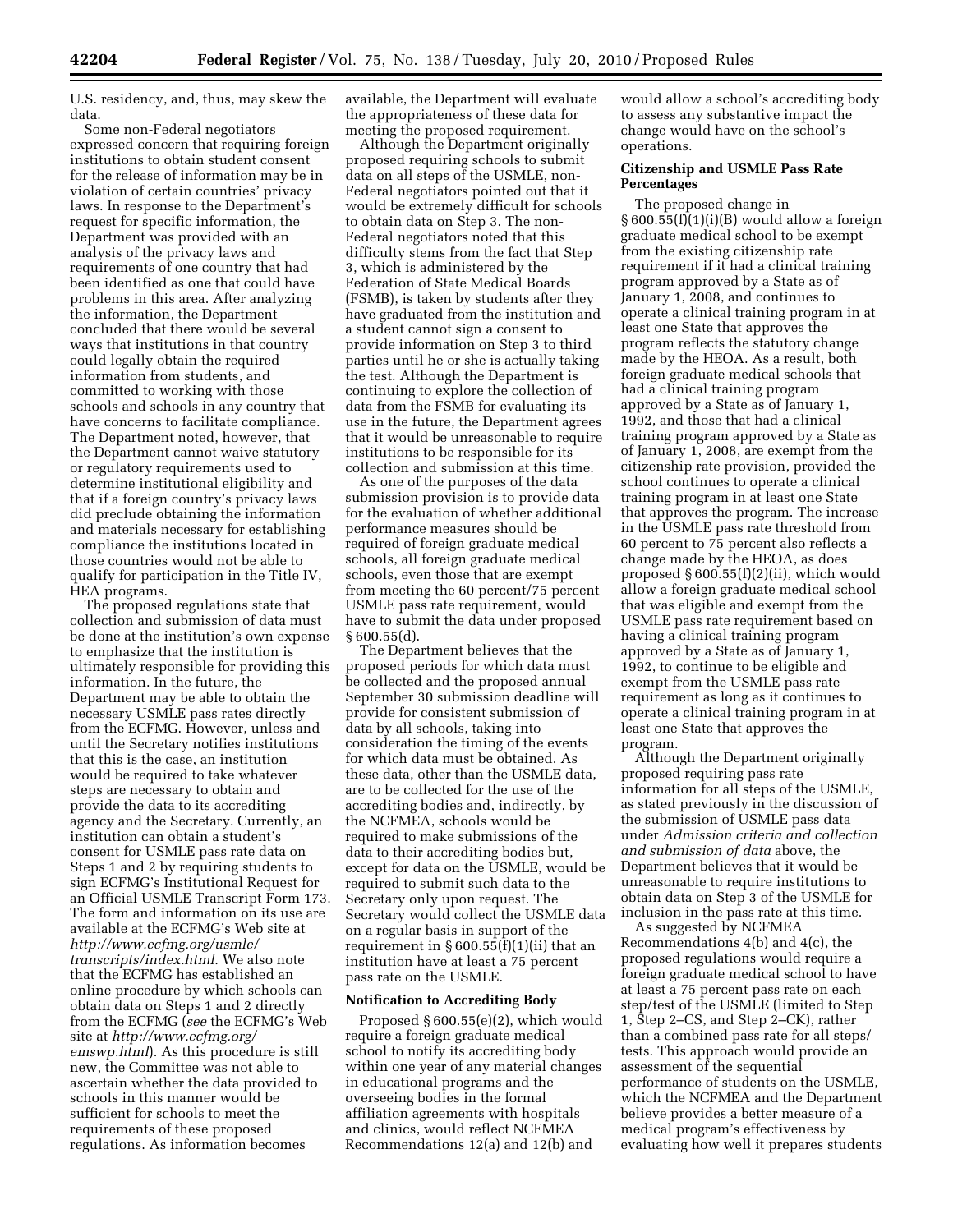U.S. residency, and, thus, may skew the data.

Some non-Federal negotiators expressed concern that requiring foreign institutions to obtain student consent for the release of information may be in violation of certain countries' privacy laws. In response to the Department's request for specific information, the Department was provided with an analysis of the privacy laws and requirements of one country that had been identified as one that could have problems in this area. After analyzing the information, the Department concluded that there would be several ways that institutions in that country could legally obtain the required information from students, and committed to working with those schools and schools in any country that have concerns to facilitate compliance. The Department noted, however, that the Department cannot waive statutory or regulatory requirements used to determine institutional eligibility and that if a foreign country's privacy laws did preclude obtaining the information and materials necessary for establishing compliance the institutions located in those countries would not be able to qualify for participation in the Title IV, HEA programs.

The proposed regulations state that collection and submission of data must be done at the institution's own expense to emphasize that the institution is ultimately responsible for providing this information. In the future, the Department may be able to obtain the necessary USMLE pass rates directly from the ECFMG. However, unless and until the Secretary notifies institutions that this is the case, an institution would be required to take whatever steps are necessary to obtain and provide the data to its accrediting agency and the Secretary. Currently, an institution can obtain a student's consent for USMLE pass rate data on Steps 1 and 2 by requiring students to sign ECFMG's Institutional Request for an Official USMLE Transcript Form 173. The form and information on its use are available at the ECFMG's Web site at *http://www.ecfmg.org/usmle/transcripts/index.html*. We also note that the ECFMG has established an online procedure by which schools can obtain data on Steps 1 and 2 directly from the ECFMG (*see* the ECFMG's Web site at *http://www.ecfmg.org/emswp.html*). As this procedure is still new, the Committee was not able to ascertain whether the data provided to schools in this manner would be sufficient for schools to meet the requirements of these proposed regulations. As information becomes available, the Department will evaluate the appropriateness of these data for meeting the proposed requirement.

Although the Department originally proposed requiring schools to submit data on all steps of the USMLE, non-Federal negotiators pointed out that it would be extremely difficult for schools to obtain data on Step 3. The non-Federal negotiators noted that this difficulty stems from the fact that Step 3, which is administered by the Federation of State Medical Boards (FSMB), is taken by students after they have graduated from the institution and a student cannot sign a consent to provide information on Step 3 to third parties until he or she is actually taking the test. Although the Department is continuing to explore the collection of data from the FSMB for evaluating its use in the future, the Department agrees that it would be unreasonable to require institutions to be responsible for its collection and submission at this time.

As one of the purposes of the data submission provision is to provide data for the evaluation of whether additional performance measures should be required of foreign graduate medical schools, all foreign graduate medical schools, even those that are exempt from meeting the 60 percent/75 percent USMLE pass rate requirement, would have to submit the data under proposed § 600.55(d).

The Department believes that the proposed periods for which data must be collected and the proposed annual September 30 submission deadline will provide for consistent submission of data by all schools, taking into consideration the timing of the events for which data must be obtained. As these data, other than the USMLE data, are to be collected for the use of the accrediting bodies and, indirectly, by the NCFMEA, schools would be required to make submissions of the data to their accrediting bodies but, except for data on the USMLE, would be required to submit such data to the Secretary only upon request. The Secretary would collect the USMLE data on a regular basis in support of the requirement in § 600.55(f)(1)(ii) that an institution have at least a 75 percent pass rate on the USMLE.

**Notification to Accrediting Body**

Proposed § 600.55(e)(2), which would require a foreign graduate medical school to notify its accrediting body within one year of any material changes in educational programs and the overseeing bodies in the formal affiliation agreements with hospitals and clinics, would reflect NCFMEA Recommendations 12(a) and 12(b) and would allow a school's accrediting body to assess any substantive impact the change would have on the school's operations.

**Citizenship and USMLE Pass Rate Percentages**

The proposed change in § 600.55(f)(1)(i)(B) would allow a foreign graduate medical school to be exempt from the existing citizenship rate requirement if it had a clinical training program approved by a State as of January 1, 2008, and continues to operate a clinical training program in at least one State that approves the program reflects the statutory change made by the HEOA. As a result, both foreign graduate medical schools that had a clinical training program approved by a State as of January 1, 1992, and those that had a clinical training program approved by a State as of January 1, 2008, are exempt from the citizenship rate provision, provided the school continues to operate a clinical training program in at least one State that approves the program. The increase in the USMLE pass rate threshold from 60 percent to 75 percent also reflects a change made by the HEOA, as does proposed § 600.55(f)(2)(ii), which would allow a foreign graduate medical school that was eligible and exempt from the USMLE pass rate requirement based on having a clinical training program approved by a State as of January 1, 1992, to continue to be eligible and exempt from the USMLE pass rate requirement as long as it continues to operate a clinical training program in at least one State that approves the program.

Although the Department originally proposed requiring pass rate information for all steps of the USMLE, as stated previously in the discussion of the submission of USMLE pass data under *Admission criteria and collection and submission of data* above, the Department believes that it would be unreasonable to require institutions to obtain data on Step 3 of the USMLE for inclusion in the pass rate at this time.

As suggested by NCFMEA Recommendations 4(b) and 4(c), the proposed regulations would require a foreign graduate medical school to have at least a 75 percent pass rate on each step/test of the USMLE (limited to Step 1, Step 2–CS, and Step 2–CK), rather than a combined pass rate for all steps/tests. This approach would provide an assessment of the sequential performance of students on the USMLE, which the NCFMEA and the Department believe provides a better measure of a medical program's effectiveness by evaluating how well it prepares students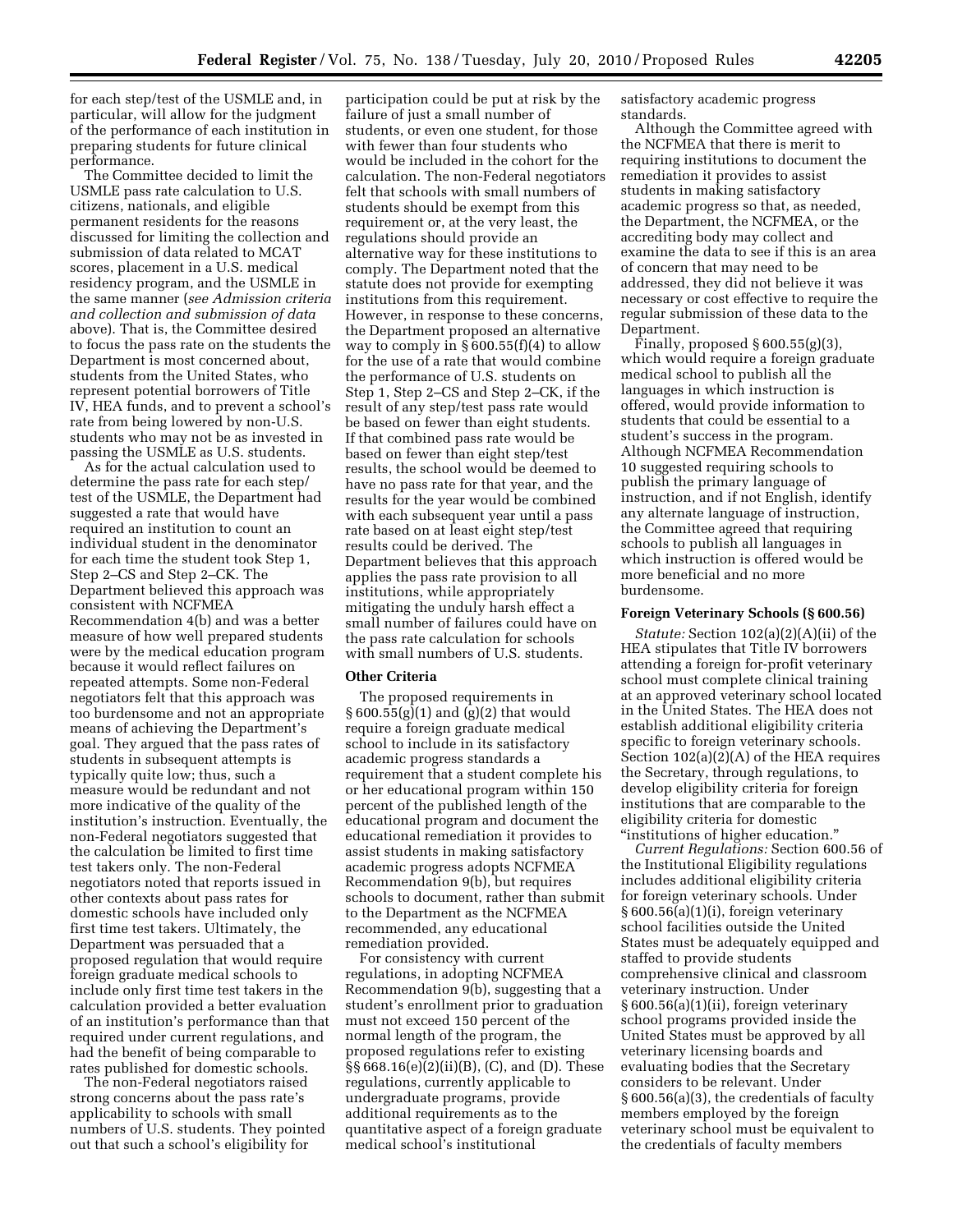for each step/test of the USMLE and, in particular, will allow for the judgment of the performance of each institution in preparing students for future clinical performance.

The Committee decided to limit the USMLE pass rate calculation to U.S. citizens, nationals, and eligible permanent residents for the reasons discussed for limiting the collection and submission of data related to MCAT scores, placement in a U.S. medical residency program, and the USMLE in the same manner (*see Admission criteria and collection and submission of data* above). That is, the Committee desired to focus the pass rate on the students the Department is most concerned about, students from the United States, who represent potential borrowers of Title IV, HEA funds, and to prevent a school's rate from being lowered by non-U.S. students who may not be as invested in passing the USMLE as U.S. students.

As for the actual calculation used to determine the pass rate for each step/test of the USMLE, the Department had suggested a rate that would have required an institution to count an individual student in the denominator for each time the student took Step 1, Step 2–CS and Step 2–CK. The Department believed this approach was consistent with NCFMEA Recommendation 4(b) and was a better measure of how well prepared students were by the medical education program because it would reflect failures on repeated attempts. Some non-Federal negotiators felt that this approach was too burdensome and not an appropriate means of achieving the Department's goal. They argued that the pass rates of students in subsequent attempts is typically quite low; thus, such a measure would be redundant and not more indicative of the quality of the institution's instruction. Eventually, the non-Federal negotiators suggested that the calculation be limited to first time test takers only. The non-Federal negotiators noted that reports issued in other contexts about pass rates for domestic schools have included only first time test takers. Ultimately, the Department was persuaded that a proposed regulation that would require foreign graduate medical schools to include only first time test takers in the calculation provided a better evaluation of an institution's performance than that required under current regulations, and had the benefit of being comparable to rates published for domestic schools.

The non-Federal negotiators raised strong concerns about the pass rate's applicability to schools with small numbers of U.S. students. They pointed out that such a school's eligibility for participation could be put at risk by the failure of just a small number of students, or even one student, for those with fewer than four students who would be included in the cohort for the calculation. The non-Federal negotiators felt that schools with small numbers of students should be exempt from this requirement or, at the very least, the regulations should provide an alternative way for these institutions to comply. The Department noted that the statute does not provide for exempting institutions from this requirement. However, in response to these concerns, the Department proposed an alternative way to comply in § 600.55(f)(4) to allow for the use of a rate that would combine the performance of U.S. students on Step 1, Step 2–CS and Step 2–CK, if the result of any step/test pass rate would be based on fewer than eight students. If that combined pass rate would be based on fewer than eight step/test results, the school would be deemed to have no pass rate for that year, and the results for the year would be combined with each subsequent year until a pass rate based on at least eight step/test results could be derived. The Department believes that this approach applies the pass rate provision to all institutions, while appropriately mitigating the unduly harsh effect a small number of failures could have on the pass rate calculation for schools with small numbers of U.S. students.

### Other Criteria

The proposed requirements in § 600.55(g)(1) and (g)(2) that would require a foreign graduate medical school to include in its satisfactory academic progress standards a requirement that a student complete his or her educational program within 150 percent of the published length of the educational program and document the educational remediation it provides to assist students in making satisfactory academic progress adopts NCFMEA Recommendation 9(b), but requires schools to document, rather than submit to the Department as the NCFMEA recommended, any educational remediation provided.

For consistency with current regulations, in adopting NCFMEA Recommendation 9(b), suggesting that a student's enrollment prior to graduation must not exceed 150 percent of the normal length of the program, the proposed regulations refer to existing §§ 668.16(e)(2)(ii)(B), (C), and (D). These regulations, currently applicable to undergraduate programs, provide additional requirements as to the quantitative aspect of a foreign graduate medical school's institutional satisfactory academic progress standards.

Although the Committee agreed with the NCFMEA that there is merit to requiring institutions to document the remediation it provides to assist students in making satisfactory academic progress so that, as needed, the Department, the NCFMEA, or the accrediting body may collect and examine the data to see if this is an area of concern that may need to be addressed, they did not believe it was necessary or cost effective to require the regular submission of these data to the Department.

Finally, proposed § 600.55(g)(3), which would require a foreign graduate medical school to publish all the languages in which instruction is offered, would provide information to students that could be essential to a student's success in the program. Although NCFMEA Recommendation 10 suggested requiring schools to publish the primary language of instruction, and if not English, identify any alternate language of instruction, the Committee agreed that requiring schools to publish all languages in which instruction is offered would be more beneficial and no more burdensome.

### Foreign Veterinary Schools (§ 600.56)

*Statute:* Section 102(a)(2)(A)(ii) of the HEA stipulates that Title IV borrowers attending a foreign for-profit veterinary school must complete clinical training at an approved veterinary school located in the United States. The HEA does not establish additional eligibility criteria specific to foreign veterinary schools. Section 102(a)(2)(A) of the HEA requires the Secretary, through regulations, to develop eligibility criteria for foreign institutions that are comparable to the eligibility criteria for domestic "institutions of higher education."

*Current Regulations:* Section 600.56 of the Institutional Eligibility regulations includes additional eligibility criteria for foreign veterinary schools. Under § 600.56(a)(1)(i), foreign veterinary school facilities outside the United States must be adequately equipped and staffed to provide students comprehensive clinical and classroom veterinary instruction. Under § 600.56(a)(1)(ii), foreign veterinary school programs provided inside the United States must be approved by all veterinary licensing boards and evaluating bodies that the Secretary considers to be relevant. Under § 600.56(a)(3), the credentials of faculty members employed by the foreign veterinary school must be equivalent to the credentials of faculty members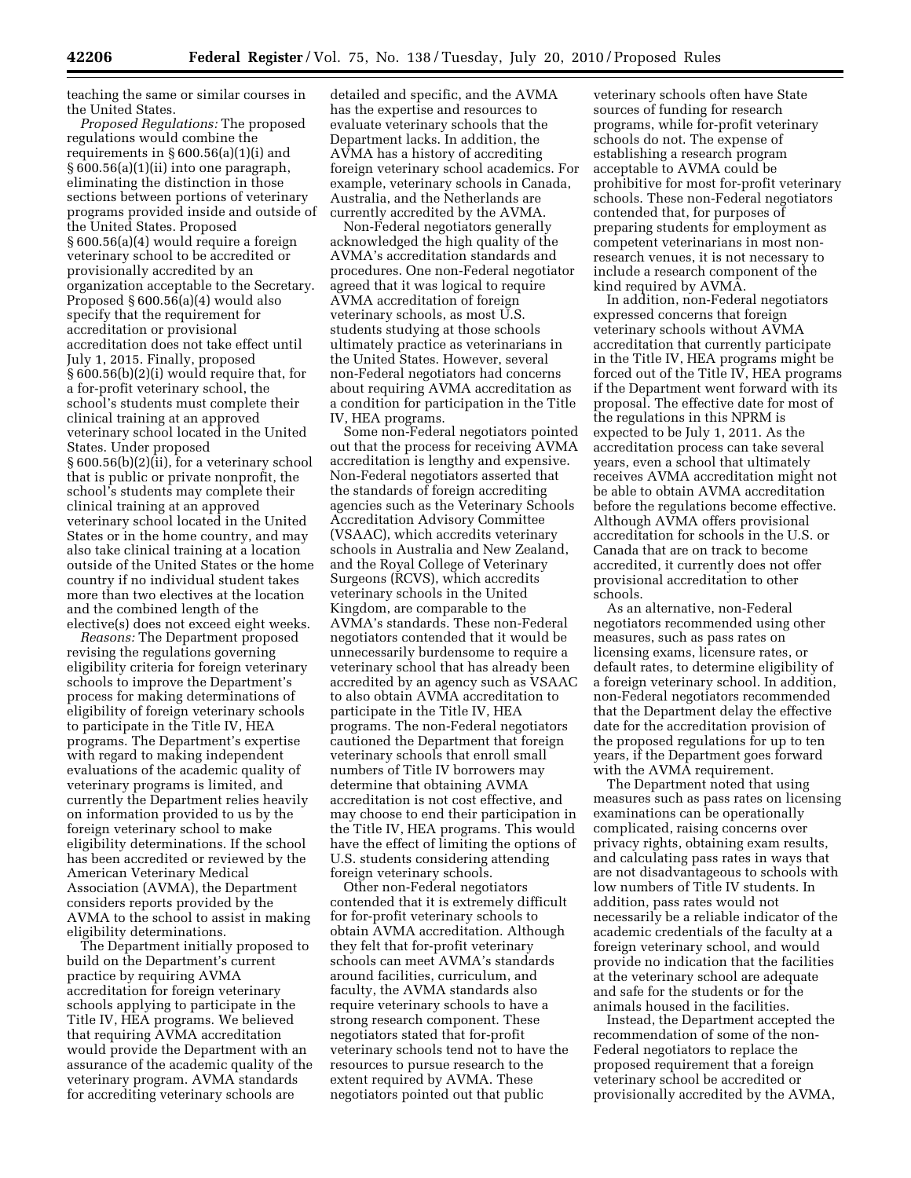teaching the same or similar courses in the United States.

*Proposed Regulations:* The proposed regulations would combine the requirements in § 600.56(a)(1)(i) and § 600.56(a)(1)(ii) into one paragraph, eliminating the distinction in those sections between portions of veterinary programs provided inside and outside of the United States. Proposed § 600.56(a)(4) would require a foreign veterinary school to be accredited or provisionally accredited by an organization acceptable to the Secretary. Proposed § 600.56(a)(4) would also specify that the requirement for accreditation or provisional accreditation does not take effect until July 1, 2015. Finally, proposed § 600.56(b)(2)(i) would require that, for a for-profit veterinary school, the school's students must complete their clinical training at an approved veterinary school located in the United States. Under proposed § 600.56(b)(2)(ii), for a veterinary school that is public or private nonprofit, the school's students may complete their clinical training at an approved veterinary school located in the United States or in the home country, and may also take clinical training at a location outside of the United States or the home country if no individual student takes more than two electives at the location and the combined length of the elective(s) does not exceed eight weeks.

*Reasons:* The Department proposed revising the regulations governing eligibility criteria for foreign veterinary schools to improve the Department's process for making determinations of eligibility of foreign veterinary schools to participate in the Title IV, HEA programs. The Department's expertise with regard to making independent evaluations of the academic quality of veterinary programs is limited, and currently the Department relies heavily on information provided to us by the foreign veterinary school to make eligibility determinations. If the school has been accredited or reviewed by the American Veterinary Medical Association (AVMA), the Department considers reports provided by the AVMA to the school to assist in making eligibility determinations.

The Department initially proposed to build on the Department's current practice by requiring AVMA accreditation for foreign veterinary schools applying to participate in the Title IV, HEA programs. We believed that requiring AVMA accreditation would provide the Department with an assurance of the academic quality of the veterinary program. AVMA standards for accrediting veterinary schools are detailed and specific, and the AVMA has the expertise and resources to evaluate veterinary schools that the Department lacks. In addition, the AVMA has a history of accrediting foreign veterinary school academics. For example, veterinary schools in Canada, Australia, and the Netherlands are currently accredited by the AVMA.

Non-Federal negotiators generally acknowledged the high quality of the AVMA's accreditation standards and procedures. One non-Federal negotiator agreed that it was logical to require AVMA accreditation of foreign veterinary schools, as most U.S. students studying at those schools ultimately practice as veterinarians in the United States. However, several non-Federal negotiators had concerns about requiring AVMA accreditation as a condition for participation in the Title IV, HEA programs.

Some non-Federal negotiators pointed out that the process for receiving AVMA accreditation is lengthy and expensive. Non-Federal negotiators asserted that the standards of foreign accrediting agencies such as the Veterinary Schools Accreditation Advisory Committee (VSAAC), which accredits veterinary schools in Australia and New Zealand, and the Royal College of Veterinary Surgeons (RCVS), which accredits veterinary schools in the United Kingdom, are comparable to the AVMA's standards. These non-Federal negotiators contended that it would be unnecessarily burdensome to require a veterinary school that has already been accredited by an agency such as VSAAC to also obtain AVMA accreditation to participate in the Title IV, HEA programs. The non-Federal negotiators cautioned the Department that foreign veterinary schools that enroll small numbers of Title IV borrowers may determine that obtaining AVMA accreditation is not cost effective, and may choose to end their participation in the Title IV, HEA programs. This would have the effect of limiting the options of U.S. students considering attending foreign veterinary schools.

Other non-Federal negotiators contended that it is extremely difficult for for-profit veterinary schools to obtain AVMA accreditation. Although they felt that for-profit veterinary schools can meet AVMA's standards around facilities, curriculum, and faculty, the AVMA standards also require veterinary schools to have a strong research component. These negotiators stated that for-profit veterinary schools tend not to have the resources to pursue research to the extent required by AVMA. These negotiators pointed out that public veterinary schools often have State sources of funding for research programs, while for-profit veterinary schools do not. The expense of establishing a research program acceptable to AVMA could be prohibitive for most for-profit veterinary schools. These non-Federal negotiators contended that, for purposes of preparing students for employment as competent veterinarians in most non-research venues, it is not necessary to include a research component of the kind required by AVMA.

In addition, non-Federal negotiators expressed concerns that foreign veterinary schools without AVMA accreditation that currently participate in the Title IV, HEA programs might be forced out of the Title IV, HEA programs if the Department went forward with its proposal. The effective date for most of the regulations in this NPRM is expected to be July 1, 2011. As the accreditation process can take several years, even a school that ultimately receives AVMA accreditation might not be able to obtain AVMA accreditation before the regulations become effective. Although AVMA offers provisional accreditation for schools in the U.S. or Canada that are on track to become accredited, it currently does not offer provisional accreditation to other schools.

As an alternative, non-Federal negotiators recommended using other measures, such as pass rates on licensing exams, licensure rates, or default rates, to determine eligibility of a foreign veterinary school. In addition, non-Federal negotiators recommended that the Department delay the effective date for the accreditation provision of the proposed regulations for up to ten years, if the Department goes forward with the AVMA requirement.

The Department noted that using measures such as pass rates on licensing examinations can be operationally complicated, raising concerns over privacy rights, obtaining exam results, and calculating pass rates in ways that are not disadvantageous to schools with low numbers of Title IV students. In addition, pass rates would not necessarily be a reliable indicator of the academic credentials of the faculty at a foreign veterinary school, and would provide no indication that the facilities at the veterinary school are adequate and safe for the students or for the animals housed in the facilities.

Instead, the Department accepted the recommendation of some of the non-Federal negotiators to replace the proposed requirement that a foreign veterinary school be accredited or provisionally accredited by the AVMA,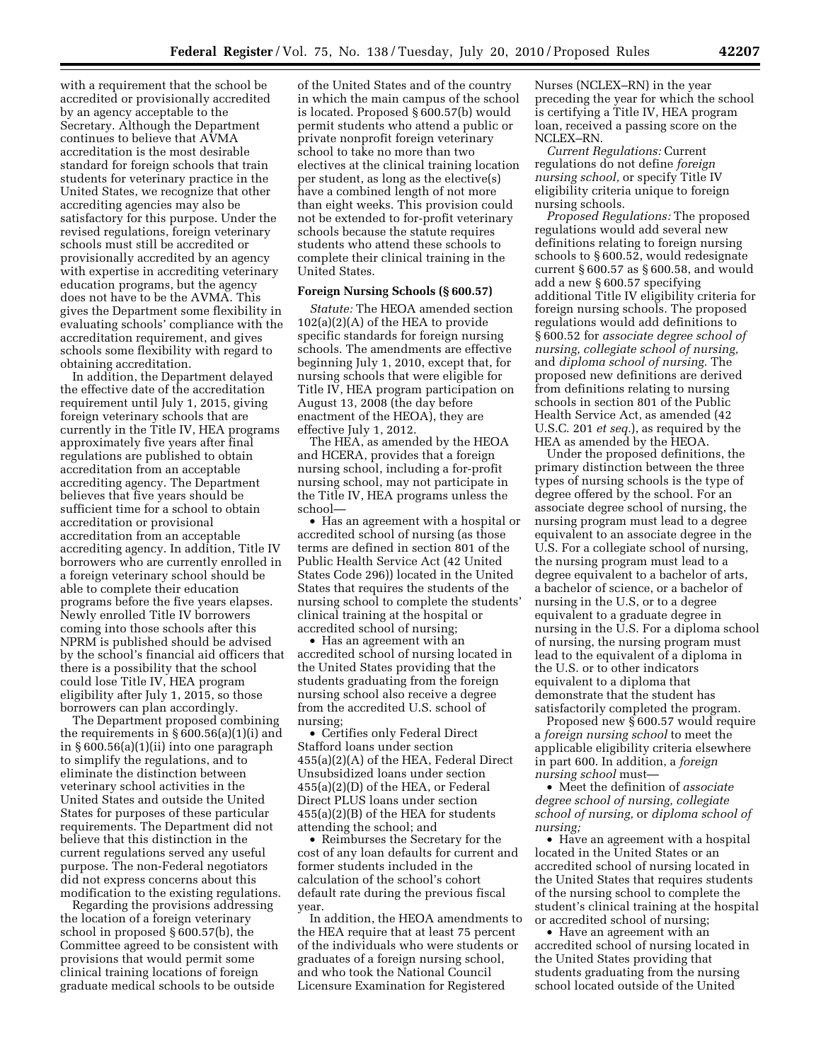with a requirement that the school be accredited or provisionally accredited by an agency acceptable to the Secretary. Although the Department continues to believe that AVMA accreditation is the most desirable standard for foreign schools that train students for veterinary practice in the United States, we recognize that other accrediting agencies may also be satisfactory for this purpose. Under the revised regulations, foreign veterinary schools must still be accredited or provisionally accredited by an agency with expertise in accrediting veterinary education programs, but the agency does not have to be the AVMA. This gives the Department some flexibility in evaluating schools' compliance with the accreditation requirement, and gives schools some flexibility with regard to obtaining accreditation.

In addition, the Department delayed the effective date of the accreditation requirement until July 1, 2015, giving foreign veterinary schools that are currently in the Title IV, HEA programs approximately five years after final regulations are published to obtain accreditation from an acceptable accrediting agency. The Department believes that five years should be sufficient time for a school to obtain accreditation or provisional accreditation from an acceptable accrediting agency. In addition, Title IV borrowers who are currently enrolled in a foreign veterinary school should be able to complete their education programs before the five years elapses. Newly enrolled Title IV borrowers coming into those schools after this NPRM is published should be advised by the school's financial aid officers that there is a possibility that the school could lose Title IV, HEA program eligibility after July 1, 2015, so those borrowers can plan accordingly.

The Department proposed combining the requirements in § 600.56(a)(1)(i) and in § 600.56(a)(1)(ii) into one paragraph to simplify the regulations, and to eliminate the distinction between veterinary school activities in the United States and outside the United States for purposes of these particular requirements. The Department did not believe that this distinction in the current regulations served any useful purpose. The non-Federal negotiators did not express concerns about this modification to the existing regulations.

Regarding the provisions addressing the location of a foreign veterinary school in proposed § 600.57(b), the Committee agreed to be consistent with provisions that would permit some clinical training locations of foreign graduate medical schools to be outside of the United States and of the country in which the main campus of the school is located. Proposed § 600.57(b) would permit students who attend a public or private nonprofit foreign veterinary school to take no more than two electives at the clinical training location per student, as long as the elective(s) have a combined length of not more than eight weeks. This provision could not be extended to for-profit veterinary schools because the statute requires students who attend these schools to complete their clinical training in the United States.

**Foreign Nursing Schools (§ 600.57)**

*Statute:* The HEOA amended section 102(a)(2)(A) of the HEA to provide specific standards for foreign nursing schools. The amendments are effective beginning July 1, 2010, except that, for nursing schools that were eligible for Title IV, HEA program participation on August 13, 2008 (the day before enactment of the HEOA), they are effective July 1, 2012.

The HEA, as amended by the HEOA and HCERA, provides that a foreign nursing school, including a for-profit nursing school, may not participate in the Title IV, HEA programs unless the school—

- Has an agreement with a hospital or accredited school of nursing (as those terms are defined in section 801 of the Public Health Service Act (42 United States Code 296)) located in the United States that requires the students of the nursing school to complete the students' clinical training at the hospital or accredited school of nursing;
- Has an agreement with an accredited school of nursing located in the United States providing that the students graduating from the foreign nursing school also receive a degree from the accredited U.S. school of nursing;
- Certifies only Federal Direct Stafford loans under section 455(a)(2)(A) of the HEA, Federal Direct Unsubsidized loans under section 455(a)(2)(D) of the HEA, or Federal Direct PLUS loans under section 455(a)(2)(B) of the HEA for students attending the school; and
- Reimburses the Secretary for the cost of any loan defaults for current and former students included in the calculation of the school's cohort default rate during the previous fiscal year.

In addition, the HEOA amendments to the HEA require that at least 75 percent of the individuals who were students or graduates of a foreign nursing school, and who took the National Council Licensure Examination for Registered Nurses (NCLEX–RN) in the year preceding the year for which the school is certifying a Title IV, HEA program loan, received a passing score on the NCLEX–RN.

*Current Regulations:* Current regulations do not define *foreign nursing school,* or specify Title IV eligibility criteria unique to foreign nursing schools.

*Proposed Regulations:* The proposed regulations would add several new definitions relating to foreign nursing schools to § 600.52, would redesignate current § 600.57 as § 600.58, and would add a new § 600.57 specifying additional Title IV eligibility criteria for foreign nursing schools. The proposed regulations would add definitions to § 600.52 for *associate degree school of nursing, collegiate school of nursing,* and *diploma school of nursing.* The proposed new definitions are derived from definitions relating to nursing schools in section 801 of the Public Health Service Act, as amended (42 U.S.C. 201 *et seq.*), as required by the HEA as amended by the HEOA.

Under the proposed definitions, the primary distinction between the three types of nursing schools is the type of degree offered by the school. For an associate degree school of nursing, the nursing program must lead to a degree equivalent to an associate degree in the U.S. For a collegiate school of nursing, the nursing program must lead to a degree equivalent to a bachelor of arts, a bachelor of science, or a bachelor of nursing in the U.S, or to a degree equivalent to a graduate degree in nursing in the U.S. For a diploma school of nursing, the nursing program must lead to the equivalent of a diploma in the U.S. or to other indicators equivalent to a diploma that demonstrate that the student has satisfactorily completed the program.

Proposed new § 600.57 would require a *foreign nursing school* to meet the applicable eligibility criteria elsewhere in part 600. In addition, a *foreign nursing school* must—

- Meet the definition of *associate degree school of nursing, collegiate school of nursing,* or *diploma school of nursing;*
- Have an agreement with a hospital located in the United States or an accredited school of nursing located in the United States that requires students of the nursing school to complete the student's clinical training at the hospital or accredited school of nursing;
- Have an agreement with an accredited school of nursing located in the United States providing that students graduating from the nursing school located outside of the United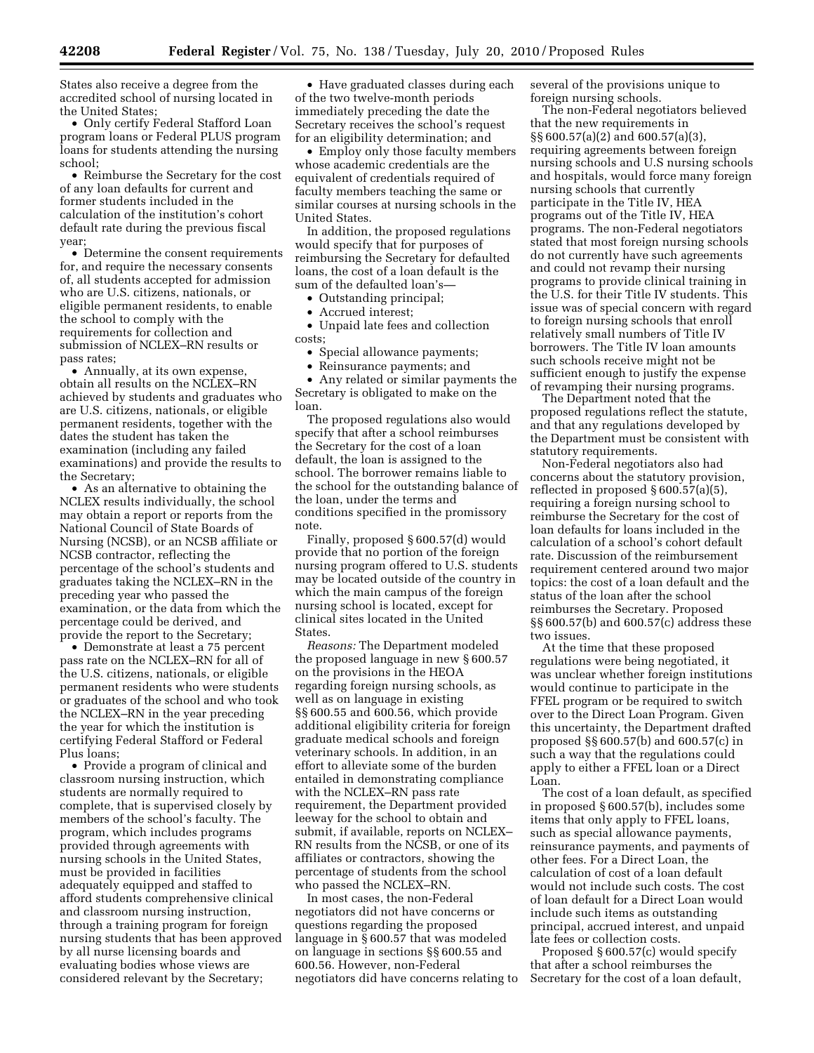States also receive a degree from the accredited school of nursing located in the United States;

• Only certify Federal Stafford Loan program loans or Federal PLUS program loans for students attending the nursing school;

• Reimburse the Secretary for the cost of any loan defaults for current and former students included in the calculation of the institution's cohort default rate during the previous fiscal year;

• Determine the consent requirements for, and require the necessary consents of, all students accepted for admission who are U.S. citizens, nationals, or eligible permanent residents, to enable the school to comply with the requirements for collection and submission of NCLEX–RN results or pass rates;

• Annually, at its own expense, obtain all results on the NCLEX–RN achieved by students and graduates who are U.S. citizens, nationals, or eligible permanent residents, together with the dates the student has taken the examination (including any failed examinations) and provide the results to the Secretary;

• As an alternative to obtaining the NCLEX results individually, the school may obtain a report or reports from the National Council of State Boards of Nursing (NCSB), or an NCSB affiliate or NCSB contractor, reflecting the percentage of the school's students and graduates taking the NCLEX–RN in the preceding year who passed the examination, or the data from which the percentage could be derived, and provide the report to the Secretary;

• Demonstrate at least a 75 percent pass rate on the NCLEX–RN for all of the U.S. citizens, nationals, or eligible permanent residents who were students or graduates of the school and who took the NCLEX–RN in the year preceding the year for which the institution is certifying Federal Stafford or Federal Plus loans;

• Provide a program of clinical and classroom nursing instruction, which students are normally required to complete, that is supervised closely by members of the school's faculty. The program, which includes programs provided through agreements with nursing schools in the United States, must be provided in facilities adequately equipped and staffed to afford students comprehensive clinical and classroom nursing instruction, through a training program for foreign nursing students that has been approved by all nurse licensing boards and evaluating bodies whose views are considered relevant by the Secretary;

• Have graduated classes during each of the two twelve-month periods immediately preceding the date the Secretary receives the school's request for an eligibility determination; and

• Employ only those faculty members whose academic credentials are the equivalent of credentials required of faculty members teaching the same or similar courses at nursing schools in the United States.

In addition, the proposed regulations would specify that for purposes of reimbursing the Secretary for defaulted loans, the cost of a loan default is the sum of the defaulted loan's—

• Outstanding principal;

• Accrued interest;

• Unpaid late fees and collection costs;

• Special allowance payments;

• Reinsurance payments; and

• Any related or similar payments the Secretary is obligated to make on the loan.

The proposed regulations also would specify that after a school reimburses the Secretary for the cost of a loan default, the loan is assigned to the school. The borrower remains liable to the school for the outstanding balance of the loan, under the terms and conditions specified in the promissory note.

Finally, proposed § 600.57(d) would provide that no portion of the foreign nursing program offered to U.S. students may be located outside of the country in which the main campus of the foreign nursing school is located, except for clinical sites located in the United States.

*Reasons:* The Department modeled the proposed language in new § 600.57 on the provisions in the HEOA regarding foreign nursing schools, as well as on language in existing §§ 600.55 and 600.56, which provide additional eligibility criteria for foreign graduate medical schools and foreign veterinary schools. In addition, in an effort to alleviate some of the burden entailed in demonstrating compliance with the NCLEX–RN pass rate requirement, the Department provided leeway for the school to obtain and submit, if available, reports on NCLEX–RN results from the NCSB, or one of its affiliates or contractors, showing the percentage of students from the school who passed the NCLEX–RN.

In most cases, the non-Federal negotiators did not have concerns or questions regarding the proposed language in § 600.57 that was modeled on language in sections §§ 600.55 and 600.56. However, non-Federal negotiators did have concerns relating to several of the provisions unique to foreign nursing schools.

The non-Federal negotiators believed that the new requirements in §§ 600.57(a)(2) and 600.57(a)(3), requiring agreements between foreign nursing schools and U.S nursing schools and hospitals, would force many foreign nursing schools that currently participate in the Title IV, HEA programs out of the Title IV, HEA programs. The non-Federal negotiators stated that most foreign nursing schools do not currently have such agreements and could not revamp their nursing programs to provide clinical training in the U.S. for their Title IV students. This issue was of special concern with regard to foreign nursing schools that enroll relatively small numbers of Title IV borrowers. The Title IV loan amounts such schools receive might not be sufficient enough to justify the expense of revamping their nursing programs.

The Department noted that the proposed regulations reflect the statute, and that any regulations developed by the Department must be consistent with statutory requirements.

Non-Federal negotiators also had concerns about the statutory provision, reflected in proposed § 600.57(a)(5), requiring a foreign nursing school to reimburse the Secretary for the cost of loan defaults for loans included in the calculation of a school's cohort default rate. Discussion of the reimbursement requirement centered around two major topics: the cost of a loan default and the status of the loan after the school reimburses the Secretary. Proposed §§ 600.57(b) and 600.57(c) address these two issues.

At the time that these proposed regulations were being negotiated, it was unclear whether foreign institutions would continue to participate in the FFEL program or be required to switch over to the Direct Loan Program. Given this uncertainty, the Department drafted proposed §§ 600.57(b) and 600.57(c) in such a way that the regulations could apply to either a FFEL loan or a Direct Loan.

The cost of a loan default, as specified in proposed § 600.57(b), includes some items that only apply to FFEL loans, such as special allowance payments, reinsurance payments, and payments of other fees. For a Direct Loan, the calculation of cost of a loan default would not include such costs. The cost of loan default for a Direct Loan would include such items as outstanding principal, accrued interest, and unpaid late fees or collection costs.

Proposed § 600.57(c) would specify that after a school reimburses the Secretary for the cost of a loan default,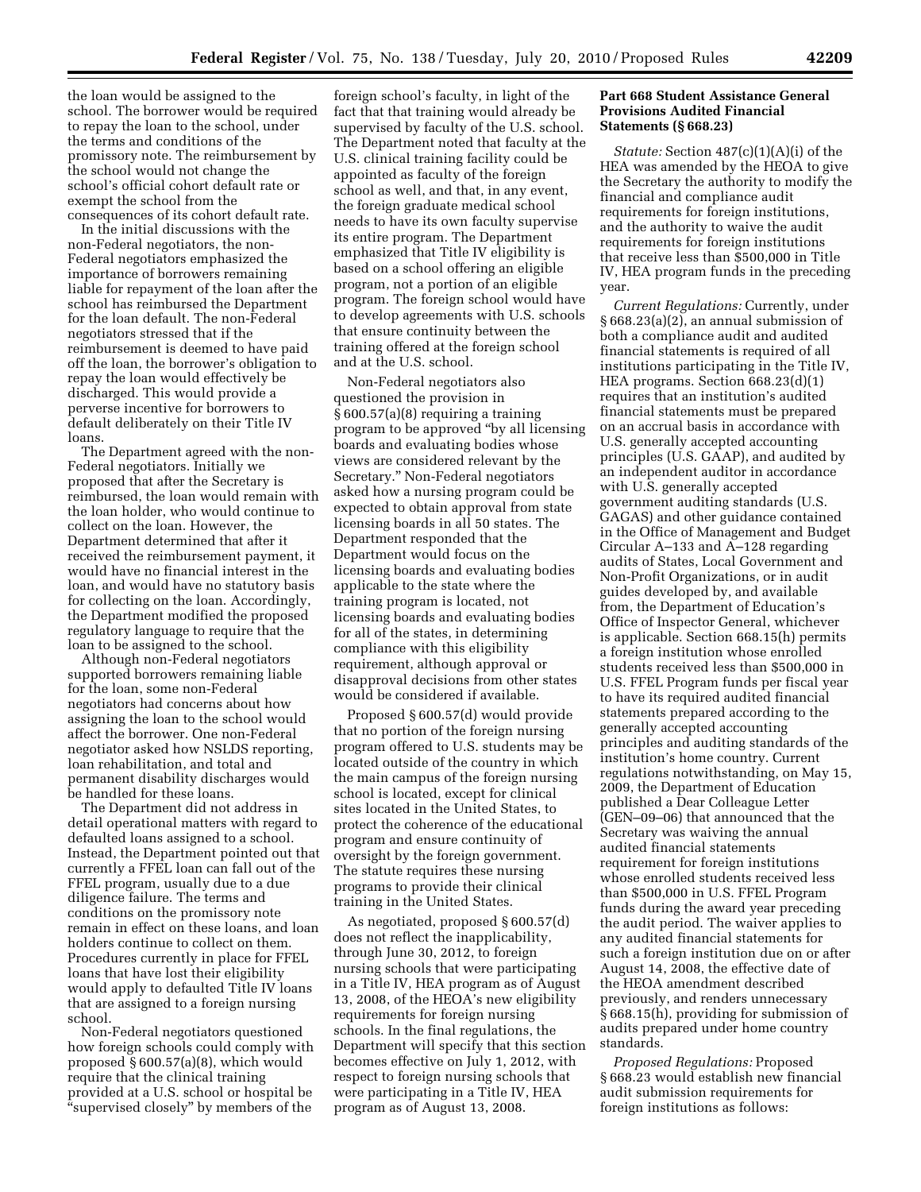the loan would be assigned to the school. The borrower would be required to repay the loan to the school, under the terms and conditions of the promissory note. The reimbursement by the school would not change the school's official cohort default rate or exempt the school from the consequences of its cohort default rate.

In the initial discussions with the non-Federal negotiators, the non-Federal negotiators emphasized the importance of borrowers remaining liable for repayment of the loan after the school has reimbursed the Department for the loan default. The non-Federal negotiators stressed that if the reimbursement is deemed to have paid off the loan, the borrower's obligation to repay the loan would effectively be discharged. This would provide a perverse incentive for borrowers to default deliberately on their Title IV loans.

The Department agreed with the non-Federal negotiators. Initially we proposed that after the Secretary is reimbursed, the loan would remain with the loan holder, who would continue to collect on the loan. However, the Department determined that after it received the reimbursement payment, it would have no financial interest in the loan, and would have no statutory basis for collecting on the loan. Accordingly, the Department modified the proposed regulatory language to require that the loan to be assigned to the school.

Although non-Federal negotiators supported borrowers remaining liable for the loan, some non-Federal negotiators had concerns about how assigning the loan to the school would affect the borrower. One non-Federal negotiator asked how NSLDS reporting, loan rehabilitation, and total and permanent disability discharges would be handled for these loans.

The Department did not address in detail operational matters with regard to defaulted loans assigned to a school. Instead, the Department pointed out that currently a FFEL loan can fall out of the FFEL program, usually due to a due diligence failure. The terms and conditions on the promissory note remain in effect on these loans, and loan holders continue to collect on them. Procedures currently in place for FFEL loans that have lost their eligibility would apply to defaulted Title IV loans that are assigned to a foreign nursing school.

Non-Federal negotiators questioned how foreign schools could comply with proposed § 600.57(a)(8), which would require that the clinical training provided at a U.S. school or hospital be "supervised closely" by members of the foreign school's faculty, in light of the fact that that training would already be supervised by faculty of the U.S. school. The Department noted that faculty at the U.S. clinical training facility could be appointed as faculty of the foreign school as well, and that, in any event, the foreign graduate medical school needs to have its own faculty supervise its entire program. The Department emphasized that Title IV eligibility is based on a school offering an eligible program, not a portion of an eligible program. The foreign school would have to develop agreements with U.S. schools that ensure continuity between the training offered at the foreign school and at the U.S. school.

Non-Federal negotiators also questioned the provision in § 600.57(a)(8) requiring a training program to be approved "by all licensing boards and evaluating bodies whose views are considered relevant by the Secretary." Non-Federal negotiators asked how a nursing program could be expected to obtain approval from state licensing boards in all 50 states. The Department responded that the Department would focus on the licensing boards and evaluating bodies applicable to the state where the training program is located, not licensing boards and evaluating bodies for all of the states, in determining compliance with this eligibility requirement, although approval or disapproval decisions from other states would be considered if available.

Proposed § 600.57(d) would provide that no portion of the foreign nursing program offered to U.S. students may be located outside of the country in which the main campus of the foreign nursing school is located, except for clinical sites located in the United States, to protect the coherence of the educational program and ensure continuity of oversight by the foreign government. The statute requires these nursing programs to provide their clinical training in the United States.

As negotiated, proposed § 600.57(d) does not reflect the inapplicability, through June 30, 2012, to foreign nursing schools that were participating in a Title IV, HEA program as of August 13, 2008, of the HEOA's new eligibility requirements for foreign nursing schools. In the final regulations, the Department will specify that this section becomes effective on July 1, 2012, with respect to foreign nursing schools that were participating in a Title IV, HEA program as of August 13, 2008.

**Part 668 Student Assistance General Provisions Audited Financial Statements (§ 668.23)**

*Statute:* Section 487(c)(1)(A)(i) of the HEA was amended by the HEOA to give the Secretary the authority to modify the financial and compliance audit requirements for foreign institutions, and the authority to waive the audit requirements for foreign institutions that receive less than $500,000 in Title IV, HEA program funds in the preceding year.

*Current Regulations:* Currently, under § 668.23(a)(2), an annual submission of both a compliance audit and audited financial statements is required of all institutions participating in the Title IV, HEA programs. Section 668.23(d)(1) requires that an institution's audited financial statements must be prepared on an accrual basis in accordance with U.S. generally accepted accounting principles (U.S. GAAP), and audited by an independent auditor in accordance with U.S. generally accepted government auditing standards (U.S. GAGAS) and other guidance contained in the Office of Management and Budget Circular A–133 and A–128 regarding audits of States, Local Government and Non-Profit Organizations, or in audit guides developed by, and available from, the Department of Education's Office of Inspector General, whichever is applicable. Section 668.15(h) permits a foreign institution whose enrolled students received less than $500,000 in U.S. FFEL Program funds per fiscal year to have its required audited financial statements prepared according to the generally accepted accounting principles and auditing standards of the institution's home country. Current regulations notwithstanding, on May 15, 2009, the Department of Education published a Dear Colleague Letter (GEN–09–06) that announced that the Secretary was waiving the annual audited financial statements requirement for foreign institutions whose enrolled students received less than $500,000 in U.S. FFEL Program funds during the award year preceding the audit period. The waiver applies to any audited financial statements for such a foreign institution due on or after August 14, 2008, the effective date of the HEOA amendment described previously, and renders unnecessary § 668.15(h), providing for submission of audits prepared under home country standards.

*Proposed Regulations:* Proposed § 668.23 would establish new financial audit submission requirements for foreign institutions as follows: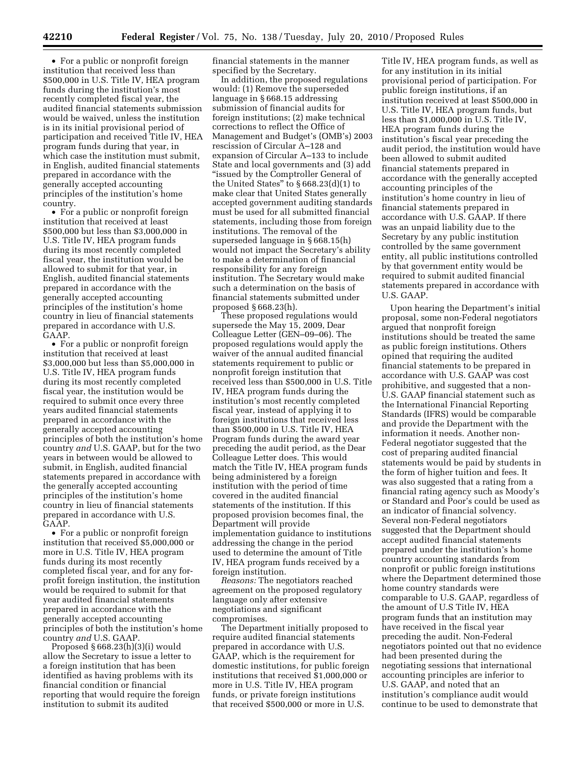- For a public or nonprofit foreign institution that received less than $500,000 in U.S. Title IV, HEA program funds during the institution's most recently completed fiscal year, the audited financial statements submission would be waived, unless the institution is in its initial provisional period of participation and received Title IV, HEA program funds during that year, in which case the institution must submit, in English, audited financial statements prepared in accordance with the generally accepted accounting principles of the institution's home country.
- For a public or nonprofit foreign institution that received at least $500,000 but less than $3,000,000 in U.S. Title IV, HEA program funds during its most recently completed fiscal year, the institution would be allowed to submit for that year, in English, audited financial statements prepared in accordance with the generally accepted accounting principles of the institution's home country in lieu of financial statements prepared in accordance with U.S. GAAP.
- For a public or nonprofit foreign institution that received at least $3,000,000 but less than $5,000,000 in U.S. Title IV, HEA program funds during its most recently completed fiscal year, the institution would be required to submit once every three years audited financial statements prepared in accordance with the generally accepted accounting principles of both the institution's home country *and* U.S. GAAP, but for the two years in between would be allowed to submit, in English, audited financial statements prepared in accordance with the generally accepted accounting principles of the institution's home country in lieu of financial statements prepared in accordance with U.S. GAAP.
- For a public or nonprofit foreign institution that received $5,000,000 or more in U.S. Title IV, HEA program funds during its most recently completed fiscal year, and for any for-profit foreign institution, the institution would be required to submit for that year audited financial statements prepared in accordance with the generally accepted accounting principles of both the institution's home country *and* U.S. GAAP.

Proposed § 668.23(h)(3)(i) would allow the Secretary to issue a letter to a foreign institution that has been identified as having problems with its financial condition or financial reporting that would require the foreign institution to submit its audited financial statements in the manner specified by the Secretary.

In addition, the proposed regulations would: (1) Remove the superseded language in § 668.15 addressing submission of financial audits for foreign institutions; (2) make technical corrections to reflect the Office of Management and Budget's (OMB's) 2003 rescission of Circular A–128 and expansion of Circular A–133 to include State and local governments and (3) add "issued by the Comptroller General of the United States" to § 668.23(d)(1) to make clear that United States generally accepted government auditing standards must be used for all submitted financial statements, including those from foreign institutions. The removal of the superseded language in § 668.15(h) would not impact the Secretary's ability to make a determination of financial responsibility for any foreign institution. The Secretary would make such a determination on the basis of financial statements submitted under proposed § 668.23(h).

These proposed regulations would supersede the May 15, 2009, Dear Colleague Letter (GEN–09–06). The proposed regulations would apply the waiver of the annual audited financial statements requirement to public or nonprofit foreign institution that received less than $500,000 in U.S. Title IV, HEA program funds during the institution's most recently completed fiscal year, instead of applying it to foreign institutions that received less than $500,000 in U.S. Title IV, HEA Program funds during the award year preceding the audit period, as the Dear Colleague Letter does. This would match the Title IV, HEA program funds being administered by a foreign institution with the period of time covered in the audited financial statements of the institution. If this proposed provision becomes final, the Department will provide implementation guidance to institutions addressing the change in the period used to determine the amount of Title IV, HEA program funds received by a foreign institution.

*Reasons:* The negotiators reached agreement on the proposed regulatory language only after extensive negotiations and significant compromises.

The Department initially proposed to require audited financial statements prepared in accordance with U.S. GAAP, which is the requirement for domestic institutions, for public foreign institutions that received $1,000,000 or more in U.S. Title IV, HEA program funds, or private foreign institutions that received $500,000 or more in U.S. Title IV, HEA program funds, as well as for any institution in its initial provisional period of participation. For public foreign institutions, if an institution received at least $500,000 in U.S. Title IV, HEA program funds, but less than $1,000,000 in U.S. Title IV, HEA program funds during the institution's fiscal year preceding the audit period, the institution would have been allowed to submit audited financial statements prepared in accordance with the generally accepted accounting principles of the institution's home country in lieu of financial statements prepared in accordance with U.S. GAAP. If there was an unpaid liability due to the Secretary by any public institution controlled by the same government entity, all public institutions controlled by that government entity would be required to submit audited financial statements prepared in accordance with U.S. GAAP.

Upon hearing the Department's initial proposal, some non-Federal negotiators argued that nonprofit foreign institutions should be treated the same as public foreign institutions. Others opined that requiring the audited financial statements to be prepared in accordance with U.S. GAAP was cost prohibitive, and suggested that a non-U.S. GAAP financial statement such as the International Financial Reporting Standards (IFRS) would be comparable and provide the Department with the information it needs. Another non-Federal negotiator suggested that the cost of preparing audited financial statements would be paid by students in the form of higher tuition and fees. It was also suggested that a rating from a financial rating agency such as Moody's or Standard and Poor's could be used as an indicator of financial solvency. Several non-Federal negotiators suggested that the Department should accept audited financial statements prepared under the institution's home country accounting standards from nonprofit or public foreign institutions where the Department determined those home country standards were comparable to U.S. GAAP, regardless of the amount of U.S Title IV, HEA program funds that an institution may have received in the fiscal year preceding the audit. Non-Federal negotiators pointed out that no evidence had been presented during the negotiating sessions that international accounting principles are inferior to U.S. GAAP, and noted that an institution's compliance audit would continue to be used to demonstrate that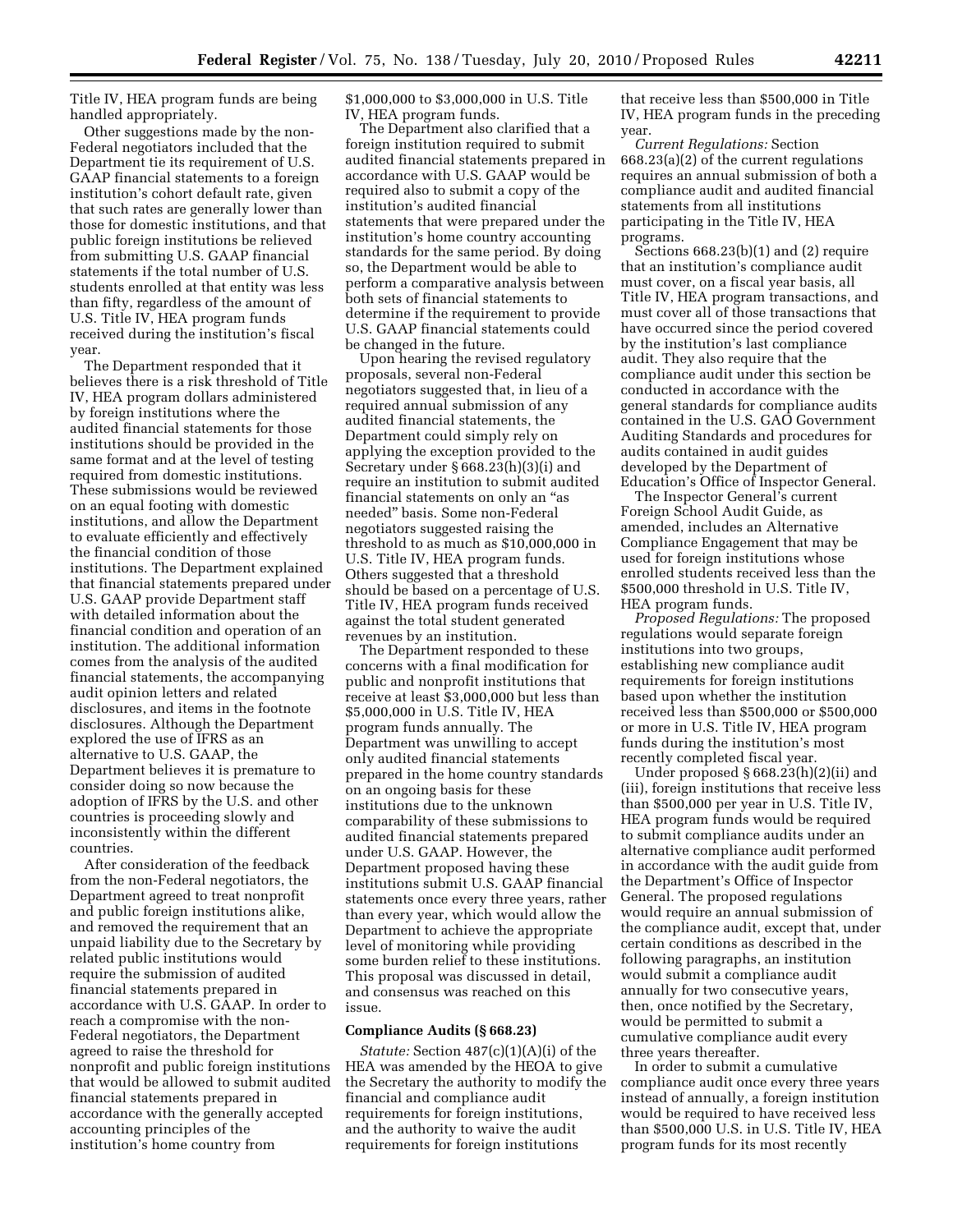Title IV, HEA program funds are being handled appropriately.

Other suggestions made by the non-Federal negotiators included that the Department tie its requirement of U.S. GAAP financial statements to a foreign institution's cohort default rate, given that such rates are generally lower than those for domestic institutions, and that public foreign institutions be relieved from submitting U.S. GAAP financial statements if the total number of U.S. students enrolled at that entity was less than fifty, regardless of the amount of U.S. Title IV, HEA program funds received during the institution's fiscal year.

The Department responded that it believes there is a risk threshold of Title IV, HEA program dollars administered by foreign institutions where the audited financial statements for those institutions should be provided in the same format and at the level of testing required from domestic institutions. These submissions would be reviewed on an equal footing with domestic institutions, and allow the Department to evaluate efficiently and effectively the financial condition of those institutions. The Department explained that financial statements prepared under U.S. GAAP provide Department staff with detailed information about the financial condition and operation of an institution. The additional information comes from the analysis of the audited financial statements, the accompanying audit opinion letters and related disclosures, and items in the footnote disclosures. Although the Department explored the use of IFRS as an alternative to U.S. GAAP, the Department believes it is premature to consider doing so now because the adoption of IFRS by the U.S. and other countries is proceeding slowly and inconsistently within the different countries.

After consideration of the feedback from the non-Federal negotiators, the Department agreed to treat nonprofit and public foreign institutions alike, and removed the requirement that an unpaid liability due to the Secretary by related public institutions would require the submission of audited financial statements prepared in accordance with U.S. GAAP. In order to reach a compromise with the non-Federal negotiators, the Department agreed to raise the threshold for nonprofit and public foreign institutions that would be allowed to submit audited financial statements prepared in accordance with the generally accepted accounting principles of the institution's home country from $1,000,000 to $3,000,000 in U.S. Title IV, HEA program funds.

The Department also clarified that a foreign institution required to submit audited financial statements prepared in accordance with U.S. GAAP would be required also to submit a copy of the institution's audited financial statements that were prepared under the institution's home country accounting standards for the same period. By doing so, the Department would be able to perform a comparative analysis between both sets of financial statements to determine if the requirement to provide U.S. GAAP financial statements could be changed in the future.

Upon hearing the revised regulatory proposals, several non-Federal negotiators suggested that, in lieu of a required annual submission of any audited financial statements, the Department could simply rely on applying the exception provided to the Secretary under § 668.23(h)(3)(i) and require an institution to submit audited financial statements on only an "as needed" basis. Some non-Federal negotiators suggested raising the threshold to as much as $10,000,000 in U.S. Title IV, HEA program funds. Others suggested that a threshold should be based on a percentage of U.S. Title IV, HEA program funds received against the total student generated revenues by an institution.

The Department responded to these concerns with a final modification for public and nonprofit institutions that receive at least $3,000,000 but less than $5,000,000 in U.S. Title IV, HEA program funds annually. The Department was unwilling to accept only audited financial statements prepared in the home country standards on an ongoing basis for these institutions due to the unknown comparability of these submissions to audited financial statements prepared under U.S. GAAP. However, the Department proposed having these institutions submit U.S. GAAP financial statements once every three years, rather than every year, which would allow the Department to achieve the appropriate level of monitoring while providing some burden relief to these institutions. This proposal was discussed in detail, and consensus was reached on this issue.

### Compliance Audits (§ 668.23)

*Statute:* Section 487(c)(1)(A)(i) of the HEA was amended by the HEOA to give the Secretary the authority to modify the financial and compliance audit requirements for foreign institutions, and the authority to waive the audit requirements for foreign institutions that receive less than $500,000 in Title IV, HEA program funds in the preceding year.

*Current Regulations:* Section 668.23(a)(2) of the current regulations requires an annual submission of both a compliance audit and audited financial statements from all institutions participating in the Title IV, HEA programs.

Sections 668.23(b)(1) and (2) require that an institution's compliance audit must cover, on a fiscal year basis, all Title IV, HEA program transactions, and must cover all of those transactions that have occurred since the period covered by the institution's last compliance audit. They also require that the compliance audit under this section be conducted in accordance with the general standards for compliance audits contained in the U.S. GAO Government Auditing Standards and procedures for audits contained in audit guides developed by the Department of Education's Office of Inspector General.

The Inspector General's current Foreign School Audit Guide, as amended, includes an Alternative Compliance Engagement that may be used for foreign institutions whose enrolled students received less than the $500,000 threshold in U.S. Title IV, HEA program funds.

*Proposed Regulations:* The proposed regulations would separate foreign institutions into two groups, establishing new compliance audit requirements for foreign institutions based upon whether the institution received less than $500,000 or $500,000 or more in U.S. Title IV, HEA program funds during the institution's most recently completed fiscal year.

Under proposed § 668.23(h)(2)(ii) and (iii), foreign institutions that receive less than $500,000 per year in U.S. Title IV, HEA program funds would be required to submit compliance audits under an alternative compliance audit performed in accordance with the audit guide from the Department's Office of Inspector General. The proposed regulations would require an annual submission of the compliance audit, except that, under certain conditions as described in the following paragraphs, an institution would submit a compliance audit annually for two consecutive years, then, once notified by the Secretary, would be permitted to submit a cumulative compliance audit every three years thereafter.

In order to submit a cumulative compliance audit once every three years instead of annually, a foreign institution would be required to have received less than $500,000 U.S. in U.S. Title IV, HEA program funds for its most recently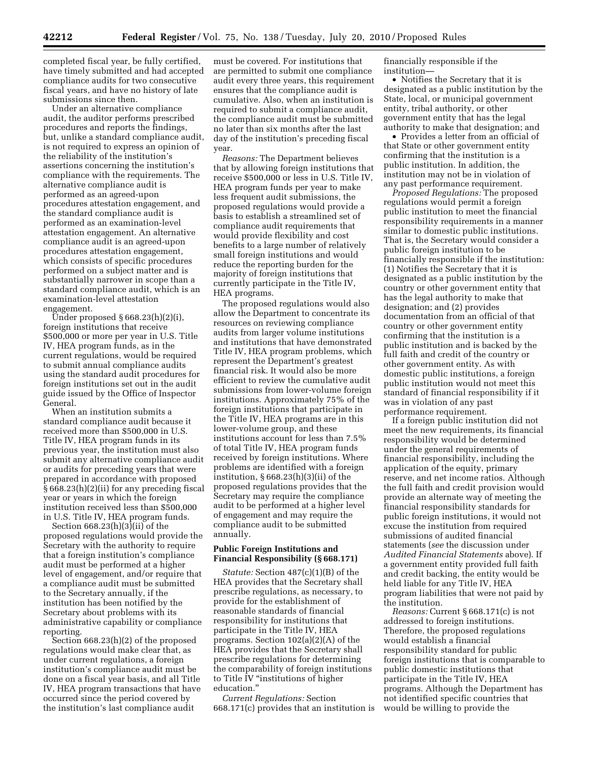completed fiscal year, be fully certified, have timely submitted and had accepted compliance audits for two consecutive fiscal years, and have no history of late submissions since then.

Under an alternative compliance audit, the auditor performs prescribed procedures and reports the findings, but, unlike a standard compliance audit, is not required to express an opinion of the reliability of the institution's assertions concerning the institution's compliance with the requirements. The alternative compliance audit is performed as an agreed-upon procedures attestation engagement, and the standard compliance audit is performed as an examination-level attestation engagement. An alternative compliance audit is an agreed-upon procedures attestation engagement, which consists of specific procedures performed on a subject matter and is substantially narrower in scope than a standard compliance audit, which is an examination-level attestation engagement.

Under proposed § 668.23(h)(2)(i), foreign institutions that receive $500,000 or more per year in U.S. Title IV, HEA program funds, as in the current regulations, would be required to submit annual compliance audits using the standard audit procedures for foreign institutions set out in the audit guide issued by the Office of Inspector General.

When an institution submits a standard compliance audit because it received more than $500,000 in U.S. Title IV, HEA program funds in its previous year, the institution must also submit any alternative compliance audit or audits for preceding years that were prepared in accordance with proposed § 668.23(h)(2)(ii) for any preceding fiscal year or years in which the foreign institution received less than $500,000 in U.S. Title IV, HEA program funds.

Section 668.23(h)(3)(ii) of the proposed regulations would provide the Secretary with the authority to require that a foreign institution's compliance audit must be performed at a higher level of engagement, and/or require that a compliance audit must be submitted to the Secretary annually, if the institution has been notified by the Secretary about problems with its administrative capability or compliance reporting.

Section 668.23(h)(2) of the proposed regulations would make clear that, as under current regulations, a foreign institution's compliance audit must be done on a fiscal year basis, and all Title IV, HEA program transactions that have occurred since the period covered by the institution's last compliance audit must be covered. For institutions that are permitted to submit one compliance audit every three years, this requirement ensures that the compliance audit is cumulative. Also, when an institution is required to submit a compliance audit, the compliance audit must be submitted no later than six months after the last day of the institution's preceding fiscal year.

*Reasons:* The Department believes that by allowing foreign institutions that receive $500,000 or less in U.S. Title IV, HEA program funds per year to make less frequent audit submissions, the proposed regulations would provide a basis to establish a streamlined set of compliance audit requirements that would provide flexibility and cost benefits to a large number of relatively small foreign institutions and would reduce the reporting burden for the majority of foreign institutions that currently participate in the Title IV, HEA programs.

The proposed regulations would also allow the Department to concentrate its resources on reviewing compliance audits from larger volume institutions and institutions that have demonstrated Title IV, HEA program problems, which represent the Department's greatest financial risk. It would also be more efficient to review the cumulative audit submissions from lower-volume foreign institutions. Approximately 75% of the foreign institutions that participate in the Title IV, HEA programs are in this lower-volume group, and these institutions account for less than 7.5% of total Title IV, HEA program funds received by foreign institutions. Where problems are identified with a foreign institution, § 668.23(h)(3)(ii) of the proposed regulations provides that the Secretary may require the compliance audit to be performed at a higher level of engagement and may require the compliance audit to be submitted annually.

### Public Foreign Institutions and Financial Responsibility (§ 668.171)

*Statute:* Section 487(c)(1)(B) of the HEA provides that the Secretary shall prescribe regulations, as necessary, to provide for the establishment of reasonable standards of financial responsibility for institutions that participate in the Title IV, HEA programs. Section 102(a)(2)(A) of the HEA provides that the Secretary shall prescribe regulations for determining the comparability of foreign institutions to Title IV "institutions of higher education."

*Current Regulations:* Section 668.171(c) provides that an institution is financially responsible if the institution—

- Notifies the Secretary that it is designated as a public institution by the State, local, or municipal government entity, tribal authority, or other government entity that has the legal authority to make that designation; and
- Provides a letter from an official of that State or other government entity confirming that the institution is a public institution. In addition, the institution may not be in violation of any past performance requirement.

*Proposed Regulations:* The proposed regulations would permit a foreign public institution to meet the financial responsibility requirements in a manner similar to domestic public institutions. That is, the Secretary would consider a public foreign institution to be financially responsible if the institution: (1) Notifies the Secretary that it is designated as a public institution by the country or other government entity that has the legal authority to make that designation; and (2) provides documentation from an official of that country or other government entity confirming that the institution is a public institution and is backed by the full faith and credit of the country or other government entity. As with domestic public institutions, a foreign public institution would not meet this standard of financial responsibility if it was in violation of any past performance requirement.

If a foreign public institution did not meet the new requirements, its financial responsibility would be determined under the general requirements of financial responsibility, including the application of the equity, primary reserve, and net income ratios. Although the full faith and credit provision would provide an alternate way of meeting the financial responsibility standards for public foreign institutions, it would not excuse the institution from required submissions of audited financial statements (*see* the discussion under *Audited Financial Statements* above). If a government entity provided full faith and credit backing, the entity would be held liable for any Title IV, HEA program liabilities that were not paid by the institution.

*Reasons:* Current § 668.171(c) is not addressed to foreign institutions. Therefore, the proposed regulations would establish a financial responsibility standard for public foreign institutions that is comparable to public domestic institutions that participate in the Title IV, HEA programs. Although the Department has not identified specific countries that would be willing to provide the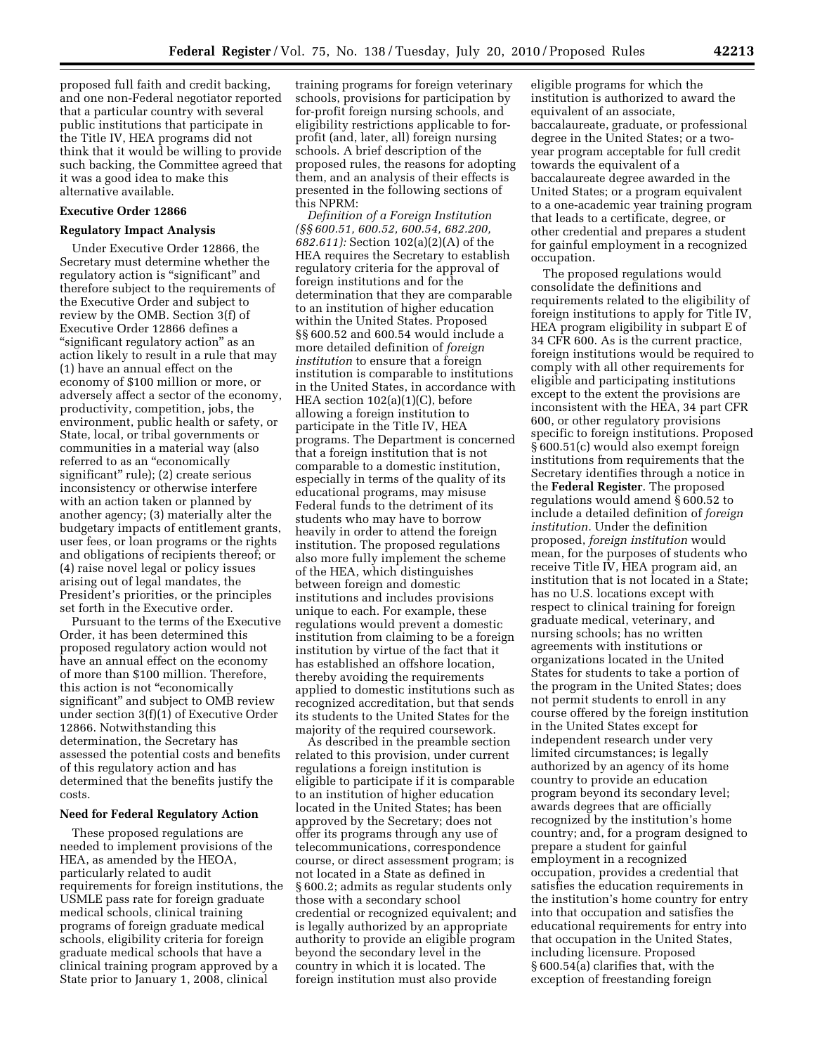proposed full faith and credit backing, and one non-Federal negotiator reported that a particular country with several public institutions that participate in the Title IV, HEA programs did not think that it would be willing to provide such backing, the Committee agreed that it was a good idea to make this alternative available.

## Executive Order 12866

### Regulatory Impact Analysis

Under Executive Order 12866, the Secretary must determine whether the regulatory action is "significant" and therefore subject to the requirements of the Executive Order and subject to review by the OMB. Section 3(f) of Executive Order 12866 defines a "significant regulatory action" as an action likely to result in a rule that may (1) have an annual effect on the economy of $100 million or more, or adversely affect a sector of the economy, productivity, competition, jobs, the environment, public health or safety, or State, local, or tribal governments or communities in a material way (also referred to as an "economically significant" rule); (2) create serious inconsistency or otherwise interfere with an action taken or planned by another agency; (3) materially alter the budgetary impacts of entitlement grants, user fees, or loan programs or the rights and obligations of recipients thereof; or (4) raise novel legal or policy issues arising out of legal mandates, the President's priorities, or the principles set forth in the Executive order.

Pursuant to the terms of the Executive Order, it has been determined this proposed regulatory action would not have an annual effect on the economy of more than $100 million. Therefore, this action is not "economically significant" and subject to OMB review under section 3(f)(1) of Executive Order 12866. Notwithstanding this determination, the Secretary has assessed the potential costs and benefits of this regulatory action and has determined that the benefits justify the costs.

### Need for Federal Regulatory Action

These proposed regulations are needed to implement provisions of the HEA, as amended by the HEOA, particularly related to audit requirements for foreign institutions, the USMLE pass rate for foreign graduate medical schools, clinical training programs of foreign graduate medical schools, eligibility criteria for foreign graduate medical schools that have a clinical training program approved by a State prior to January 1, 2008, clinical training programs for foreign veterinary schools, provisions for participation by for-profit foreign nursing schools, and eligibility restrictions applicable to for-profit (and, later, all) foreign nursing schools. A brief description of the proposed rules, the reasons for adopting them, and an analysis of their effects is presented in the following sections of this NPRM:

*Definition of a Foreign Institution (§§ 600.51, 600.52, 600.54, 682.200, 682.611):* Section 102(a)(2)(A) of the HEA requires the Secretary to establish regulatory criteria for the approval of foreign institutions and for the determination that they are comparable to an institution of higher education within the United States. Proposed §§ 600.52 and 600.54 would include a more detailed definition of *foreign institution* to ensure that a foreign institution is comparable to institutions in the United States, in accordance with HEA section 102(a)(1)(C), before allowing a foreign institution to participate in the Title IV, HEA programs. The Department is concerned that a foreign institution that is not comparable to a domestic institution, especially in terms of the quality of its educational programs, may misuse Federal funds to the detriment of its students who may have to borrow heavily in order to attend the foreign institution. The proposed regulations also more fully implement the scheme of the HEA, which distinguishes between foreign and domestic institutions and includes provisions unique to each. For example, these regulations would prevent a domestic institution from claiming to be a foreign institution by virtue of the fact that it has established an offshore location, thereby avoiding the requirements applied to domestic institutions such as recognized accreditation, but that sends its students to the United States for the majority of the required coursework.

As described in the preamble section related to this provision, under current regulations a foreign institution is eligible to participate if it is comparable to an institution of higher education located in the United States; has been approved by the Secretary; does not offer its programs through any use of telecommunications, correspondence course, or direct assessment program; is not located in a State as defined in § 600.2; admits as regular students only those with a secondary school credential or recognized equivalent; and is legally authorized by an appropriate authority to provide an eligible program beyond the secondary level in the country in which it is located. The foreign institution must also provide eligible programs for which the institution is authorized to award the equivalent of an associate, baccalaureate, graduate, or professional degree in the United States; or a two-year program acceptable for full credit towards the equivalent of a baccalaureate degree awarded in the United States; or a program equivalent to a one-academic year training program that leads to a certificate, degree, or other credential and prepares a student for gainful employment in a recognized occupation.

The proposed regulations would consolidate the definitions and requirements related to the eligibility of foreign institutions to apply for Title IV, HEA program eligibility in subpart E of 34 CFR 600. As is the current practice, foreign institutions would be required to comply with all other requirements for eligible and participating institutions except to the extent the provisions are inconsistent with the HEA, 34 part CFR 600, or other regulatory provisions specific to foreign institutions. Proposed § 600.51(c) would also exempt foreign institutions from requirements that the Secretary identifies through a notice in the **Federal Register**. The proposed regulations would amend § 600.52 to include a detailed definition of *foreign institution*. Under the definition proposed, *foreign institution* would mean, for the purposes of students who receive Title IV, HEA program aid, an institution that is not located in a State; has no U.S. locations except with respect to clinical training for foreign graduate medical, veterinary, and nursing schools; has no written agreements with institutions or organizations located in the United States for students to take a portion of the program in the United States; does not permit students to enroll in any course offered by the foreign institution in the United States except for independent research under very limited circumstances; is legally authorized by an agency of its home country to provide an education program beyond its secondary level; awards degrees that are officially recognized by the institution's home country; and, for a program designed to prepare a student for gainful employment in a recognized occupation, provides a credential that satisfies the education requirements in the institution's home country for entry into that occupation and satisfies the educational requirements for entry into that occupation in the United States, including licensure. Proposed § 600.54(a) clarifies that, with the exception of freestanding foreign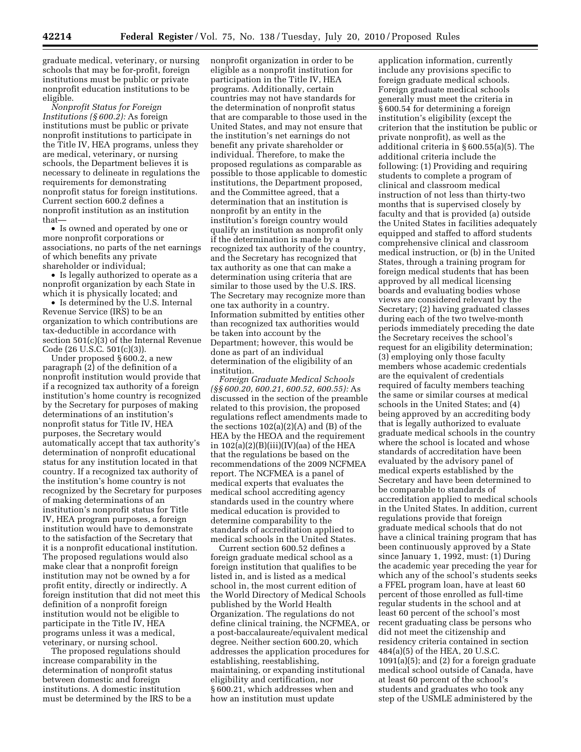graduate medical, veterinary, or nursing schools that may be for-profit, foreign institutions must be public or private nonprofit education institutions to be eligible.

*Nonprofit Status for Foreign Institutions (§ 600.2):* As foreign institutions must be public or private nonprofit institutions to participate in the Title IV, HEA programs, unless they are medical, veterinary, or nursing schools, the Department believes it is necessary to delineate in regulations the requirements for demonstrating nonprofit status for foreign institutions. Current section 600.2 defines a nonprofit institution as an institution that—

- Is owned and operated by one or more nonprofit corporations or associations, no parts of the net earnings of which benefits any private shareholder or individual;
- Is legally authorized to operate as a nonprofit organization by each State in which it is physically located; and
- Is determined by the U.S. Internal Revenue Service (IRS) to be an organization to which contributions are tax-deductible in accordance with section 501(c)(3) of the Internal Revenue Code (26 U.S.C. 501(c)(3)).

Under proposed § 600.2, a new paragraph (2) of the definition of a nonprofit institution would provide that if a recognized tax authority of a foreign institution's home country is recognized by the Secretary for purposes of making determinations of an institution's nonprofit status for Title IV, HEA purposes, the Secretary would automatically accept that tax authority's determination of nonprofit educational status for any institution located in that country. If a recognized tax authority of the institution's home country is not recognized by the Secretary for purposes of making determinations of an institution's nonprofit status for Title IV, HEA program purposes, a foreign institution would have to demonstrate to the satisfaction of the Secretary that it is a nonprofit educational institution. The proposed regulations would also make clear that a nonprofit foreign institution may not be owned by a for profit entity, directly or indirectly. A foreign institution that did not meet this definition of a nonprofit foreign institution would not be eligible to participate in the Title IV, HEA programs unless it was a medical, veterinary, or nursing school.

The proposed regulations should increase comparability in the determination of nonprofit status between domestic and foreign institutions. A domestic institution must be determined by the IRS to be a nonprofit organization in order to be eligible as a nonprofit institution for participation in the Title IV, HEA programs. Additionally, certain countries may not have standards for the determination of nonprofit status that are comparable to those used in the United States, and may not ensure that the institution's net earnings do not benefit any private shareholder or individual. Therefore, to make the proposed regulations as comparable as possible to those applicable to domestic institutions, the Department proposed, and the Committee agreed, that a determination that an institution is nonprofit by an entity in the institution's foreign country would qualify an institution as nonprofit only if the determination is made by a recognized tax authority of the country, and the Secretary has recognized that tax authority as one that can make a determination using criteria that are similar to those used by the U.S. IRS. The Secretary may recognize more than one tax authority in a country. Information submitted by entities other than recognized tax authorities would be taken into account by the Department; however, this would be done as part of an individual determination of the eligibility of an institution.

*Foreign Graduate Medical Schools (§§ 600.20, 600.21, 600.52, 600.55):* As discussed in the section of the preamble related to this provision, the proposed regulations reflect amendments made to the sections 102(a)(2)(A) and (B) of the HEA by the HEOA and the requirement in 102(a)(2)(B)(iii)(IV)(aa) of the HEA that the regulations be based on the recommendations of the 2009 NCFMEA report. The NCFMEA is a panel of medical experts that evaluates the medical school accrediting agency standards used in the country where medical education is provided to determine comparability to the standards of accreditation applied to medical schools in the United States.

Current section 600.52 defines a foreign graduate medical school as a foreign institution that qualifies to be listed in, and is listed as a medical school in, the most current edition of the World Directory of Medical Schools published by the World Health Organization. The regulations do not define clinical training, the NCFMEA, or a post-baccalaureate/equivalent medical degree. Neither section 600.20, which addresses the application procedures for establishing, reestablishing, maintaining, or expanding institutional eligibility and certification, nor § 600.21, which addresses when and how an institution must update application information, currently include any provisions specific to foreign graduate medical schools. Foreign graduate medical schools generally must meet the criteria in § 600.54 for determining a foreign institution's eligibility (except the criterion that the institution be public or private nonprofit), as well as the additional criteria in § 600.55(a)(5). The additional criteria include the following: (1) Providing and requiring students to complete a program of clinical and classroom medical instruction of not less than thirty-two months that is supervised closely by faculty and that is provided (a) outside the United States in facilities adequately equipped and staffed to afford students comprehensive clinical and classroom medical instruction, or (b) in the United States, through a training program for foreign medical students that has been approved by all medical licensing boards and evaluating bodies whose views are considered relevant by the Secretary; (2) having graduated classes during each of the two twelve-month periods immediately preceding the date the Secretary receives the school's request for an eligibility determination; (3) employing only those faculty members whose academic credentials are the equivalent of credentials required of faculty members teaching the same or similar courses at medical schools in the United States; and (4) being approved by an accrediting body that is legally authorized to evaluate graduate medical schools in the country where the school is located and whose standards of accreditation have been evaluated by the advisory panel of medical experts established by the Secretary and have been determined to be comparable to standards of accreditation applied to medical schools in the United States. In addition, current regulations provide that foreign graduate medical schools that do not have a clinical training program that has been continuously approved by a State since January 1, 1992, must: (1) During the academic year preceding the year for which any of the school's students seeks a FFEL program loan, have at least 60 percent of those enrolled as full-time regular students in the school and at least 60 percent of the school's most recent graduating class be persons who did not meet the citizenship and residency criteria contained in section 484(a)(5) of the HEA, 20 U.S.C. 1091(a)(5); and (2) for a foreign graduate medical school outside of Canada, have at least 60 percent of the school's students and graduates who took any step of the USMLE administered by the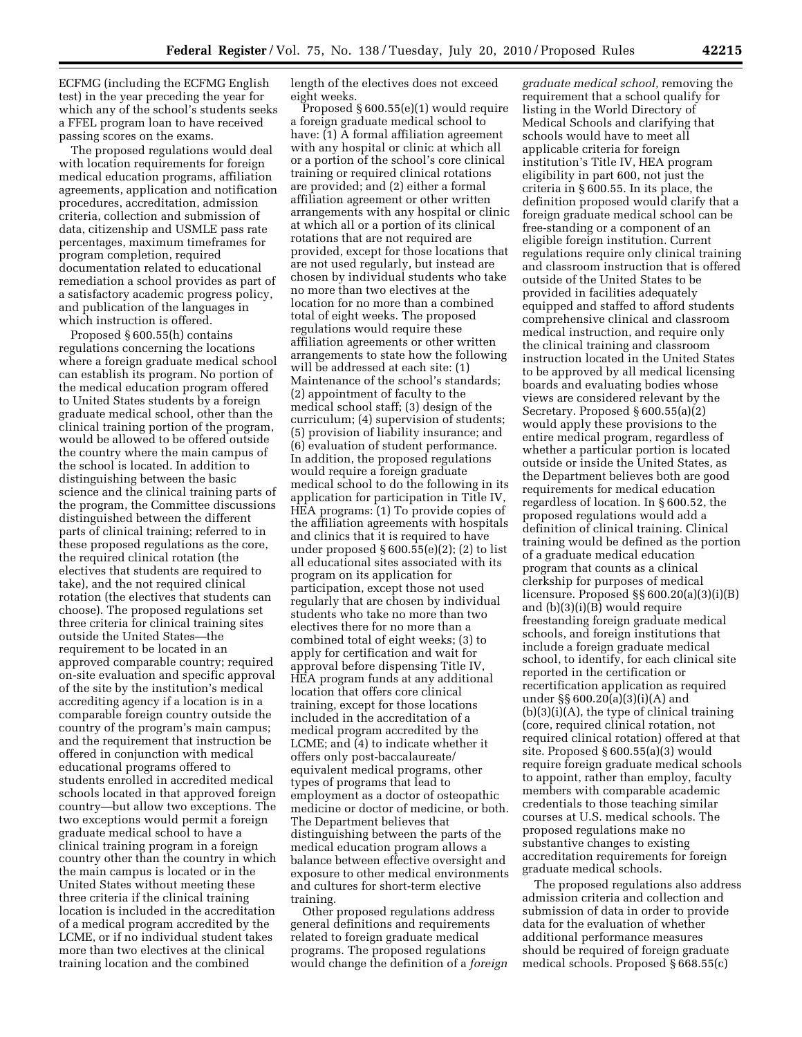ECFMG (including the ECFMG English test) in the year preceding the year for which any of the school's students seeks a FFEL program loan to have received passing scores on the exams.

The proposed regulations would deal with location requirements for foreign medical education programs, affiliation agreements, application and notification procedures, accreditation, admission criteria, collection and submission of data, citizenship and USMLE pass rate percentages, maximum timeframes for program completion, required documentation related to educational remediation a school provides as part of a satisfactory academic progress policy, and publication of the languages in which instruction is offered.

Proposed § 600.55(h) contains regulations concerning the locations where a foreign graduate medical school can establish its program. No portion of the medical education program offered to United States students by a foreign graduate medical school, other than the clinical training portion of the program, would be allowed to be offered outside the country where the main campus of the school is located. In addition to distinguishing between the basic science and the clinical training parts of the program, the Committee discussions distinguished between the different parts of clinical training; referred to in these proposed regulations as the core, the required clinical rotation (the electives that students are required to take), and the not required clinical rotation (the electives that students can choose). The proposed regulations set three criteria for clinical training sites outside the United States—the requirement to be located in an approved comparable country; required on-site evaluation and specific approval of the site by the institution's medical accrediting agency if a location is in a comparable foreign country outside the country of the program's main campus; and the requirement that instruction be offered in conjunction with medical educational programs offered to students enrolled in accredited medical schools located in that approved foreign country—but allow two exceptions. The two exceptions would permit a foreign graduate medical school to have a clinical training program in a foreign country other than the country in which the main campus is located or in the United States without meeting these three criteria if the clinical training location is included in the accreditation of a medical program accredited by the LCME, or if no individual student takes more than two electives at the clinical training location and the combined length of the electives does not exceed eight weeks.

Proposed § 600.55(e)(1) would require a foreign graduate medical school to have: (1) A formal affiliation agreement with any hospital or clinic at which all or a portion of the school's core clinical training or required clinical rotations are provided; and (2) either a formal affiliation agreement or other written arrangements with any hospital or clinic at which all or a portion of its clinical rotations that are not required are provided, except for those locations that are not used regularly, but instead are chosen by individual students who take no more than two electives at the location for no more than a combined total of eight weeks. The proposed regulations would require these affiliation agreements or other written arrangements to state how the following will be addressed at each site: (1) Maintenance of the school's standards; (2) appointment of faculty to the medical school staff; (3) design of the curriculum; (4) supervision of students; (5) provision of liability insurance; and (6) evaluation of student performance. In addition, the proposed regulations would require a foreign graduate medical school to do the following in its application for participation in Title IV, HEA programs: (1) To provide copies of the affiliation agreements with hospitals and clinics that it is required to have under proposed § 600.55(e)(2); (2) to list all educational sites associated with its program on its application for participation, except those not used regularly that are chosen by individual students who take no more than two electives there for no more than a combined total of eight weeks; (3) to apply for certification and wait for approval before dispensing Title IV, HEA program funds at any additional location that offers core clinical training, except for those locations included in the accreditation of a medical program accredited by the LCME; and (4) to indicate whether it offers only post-baccalaureate/equivalent medical programs, other types of programs that lead to employment as a doctor of osteopathic medicine or doctor of medicine, or both. The Department believes that distinguishing between the parts of the medical education program allows a balance between effective oversight and exposure to other medical environments and cultures for short-term elective training.

Other proposed regulations address general definitions and requirements related to foreign graduate medical programs. The proposed regulations would change the definition of a *foreign graduate medical school,* removing the requirement that a school qualify for listing in the World Directory of Medical Schools and clarifying that schools would have to meet all applicable criteria for foreign institution's Title IV, HEA program eligibility in part 600, not just the criteria in § 600.55. In its place, the definition proposed would clarify that a foreign graduate medical school can be free-standing or a component of an eligible foreign institution. Current regulations require only clinical training and classroom instruction that is offered outside of the United States to be provided in facilities adequately equipped and staffed to afford students comprehensive clinical and classroom medical instruction, and require only the clinical training and classroom instruction located in the United States to be approved by all medical licensing boards and evaluating bodies whose views are considered relevant by the Secretary. Proposed § 600.55(a)(2) would apply these provisions to the entire medical program, regardless of whether a particular portion is located outside or inside the United States, as the Department believes both are good requirements for medical education regardless of location. In § 600.52, the proposed regulations would add a definition of clinical training. Clinical training would be defined as the portion of a graduate medical education program that counts as a clinical clerkship for purposes of medical licensure. Proposed §§ 600.20(a)(3)(i)(B) and (b)(3)(i)(B) would require freestanding foreign graduate medical schools, and foreign institutions that include a foreign graduate medical school, to identify, for each clinical site reported in the certification or recertification application as required under §§ 600.20(a)(3)(i)(A) and (b)(3)(i)(A), the type of clinical training (core, required clinical rotation, not required clinical rotation) offered at that site. Proposed § 600.55(a)(3) would require foreign graduate medical schools to appoint, rather than employ, faculty members with comparable academic credentials to those teaching similar courses at U.S. medical schools. The proposed regulations make no substantive changes to existing accreditation requirements for foreign graduate medical schools.

The proposed regulations also address admission criteria and collection and submission of data in order to provide data for the evaluation of whether additional performance measures should be required of foreign graduate medical schools. Proposed § 668.55(c)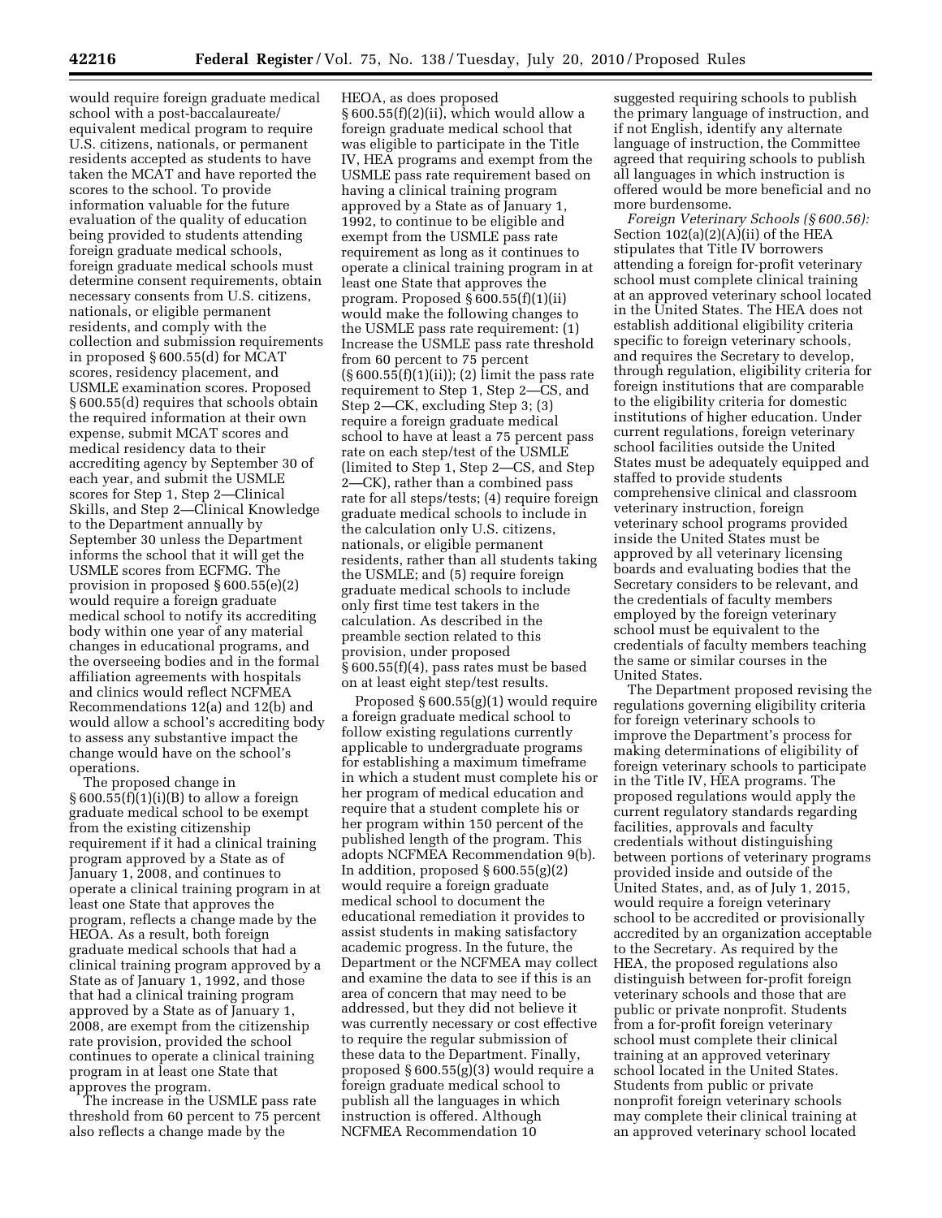would require foreign graduate medical school with a post-baccalaureate/equivalent medical program to require U.S. citizens, nationals, or permanent residents accepted as students to have taken the MCAT and have reported the scores to the school. To provide information valuable for the future evaluation of the quality of education being provided to students attending foreign graduate medical schools, foreign graduate medical schools must determine consent requirements, obtain necessary consents from U.S. citizens, nationals, or eligible permanent residents, and comply with the collection and submission requirements in proposed § 600.55(d) for MCAT scores, residency placement, and USMLE examination scores. Proposed § 600.55(d) requires that schools obtain the required information at their own expense, submit MCAT scores and medical residency data to their accrediting agency by September 30 of each year, and submit the USMLE scores for Step 1, Step 2—Clinical Skills, and Step 2—Clinical Knowledge to the Department annually by September 30 unless the Department informs the school that it will get the USMLE scores from ECFMG. The provision in proposed § 600.55(e)(2) would require a foreign graduate medical school to notify its accrediting body within one year of any material changes in educational programs, and the overseeing bodies and in the formal affiliation agreements with hospitals and clinics would reflect NCFMEA Recommendations 12(a) and 12(b) and would allow a school's accrediting body to assess any substantive impact the change would have on the school's operations.

The proposed change in § 600.55(f)(1)(i)(B) to allow a foreign graduate medical school to be exempt from the existing citizenship requirement if it had a clinical training program approved by a State as of January 1, 2008, and continues to operate a clinical training program in at least one State that approves the program, reflects a change made by the HEOA. As a result, both foreign graduate medical schools that had a clinical training program approved by a State as of January 1, 1992, and those that had a clinical training program approved by a State as of January 1, 2008, are exempt from the citizenship rate provision, provided the school continues to operate a clinical training program in at least one State that approves the program.

The increase in the USMLE pass rate threshold from 60 percent to 75 percent also reflects a change made by the HEOA, as does proposed § 600.55(f)(2)(ii), which would allow a foreign graduate medical school that was eligible to participate in the Title IV, HEA programs and exempt from the USMLE pass rate requirement based on having a clinical training program approved by a State as of January 1, 1992, to continue to be eligible and exempt from the USMLE pass rate requirement as long as it continues to operate a clinical training program in at least one State that approves the program. Proposed § 600.55(f)(1)(ii) would make the following changes to the USMLE pass rate requirement: (1) Increase the USMLE pass rate threshold from 60 percent to 75 percent (§ 600.55(f)(1)(ii)); (2) limit the pass rate requirement to Step 1, Step 2—CS, and Step 2—CK, excluding Step 3; (3) require a foreign graduate medical school to have at least a 75 percent pass rate on each step/test of the USMLE (limited to Step 1, Step 2—CS, and Step 2—CK), rather than a combined pass rate for all steps/tests; (4) require foreign graduate medical schools to include in the calculation only U.S. citizens, nationals, or eligible permanent residents, rather than all students taking the USMLE; and (5) require foreign graduate medical schools to include only first time test takers in the calculation. As described in the preamble section related to this provision, under proposed § 600.55(f)(4), pass rates must be based on at least eight step/test results.

Proposed § 600.55(g)(1) would require a foreign graduate medical school to follow existing regulations currently applicable to undergraduate programs for establishing a maximum timeframe in which a student must complete his or her program of medical education and require that a student complete his or her program within 150 percent of the published length of the program. This adopts NCFMEA Recommendation 9(b). In addition, proposed § 600.55(g)(2) would require a foreign graduate medical school to document the educational remediation it provides to assist students in making satisfactory academic progress. In the future, the Department or the NCFMEA may collect and examine the data to see if this is an area of concern that may need to be addressed, but they did not believe it was currently necessary or cost effective to require the regular submission of these data to the Department. Finally, proposed § 600.55(g)(3) would require a foreign graduate medical school to publish all the languages in which instruction is offered. Although NCFMEA Recommendation 10 suggested requiring schools to publish the primary language of instruction, and if not English, identify any alternate language of instruction, the Committee agreed that requiring schools to publish all languages in which instruction is offered would be more beneficial and no more burdensome.

*Foreign Veterinary Schools (§ 600.56):* Section 102(a)(2)(A)(ii) of the HEA stipulates that Title IV borrowers attending a foreign for-profit veterinary school must complete clinical training at an approved veterinary school located in the United States. The HEA does not establish additional eligibility criteria specific to foreign veterinary schools, and requires the Secretary to develop, through regulation, eligibility criteria for foreign institutions that are comparable to the eligibility criteria for domestic institutions of higher education. Under current regulations, foreign veterinary school facilities outside the United States must be adequately equipped and staffed to provide students comprehensive clinical and classroom veterinary instruction, foreign veterinary school programs provided inside the United States must be approved by all veterinary licensing boards and evaluating bodies that the Secretary considers to be relevant, and the credentials of faculty members employed by the foreign veterinary school must be equivalent to the credentials of faculty members teaching the same or similar courses in the United States.

The Department proposed revising the regulations governing eligibility criteria for foreign veterinary schools to improve the Department's process for making determinations of eligibility of foreign veterinary schools to participate in the Title IV, HEA programs. The proposed regulations would apply the current regulatory standards regarding facilities, approvals and faculty credentials without distinguishing between portions of veterinary programs provided inside and outside of the United States, and, as of July 1, 2015, would require a foreign veterinary school to be accredited or provisionally accredited by an organization acceptable to the Secretary. As required by the HEA, the proposed regulations also distinguish between for-profit foreign veterinary schools and those that are public or private nonprofit. Students from a for-profit foreign veterinary school must complete their clinical training at an approved veterinary school located in the United States. Students from public or private nonprofit foreign veterinary schools may complete their clinical training at an approved veterinary school located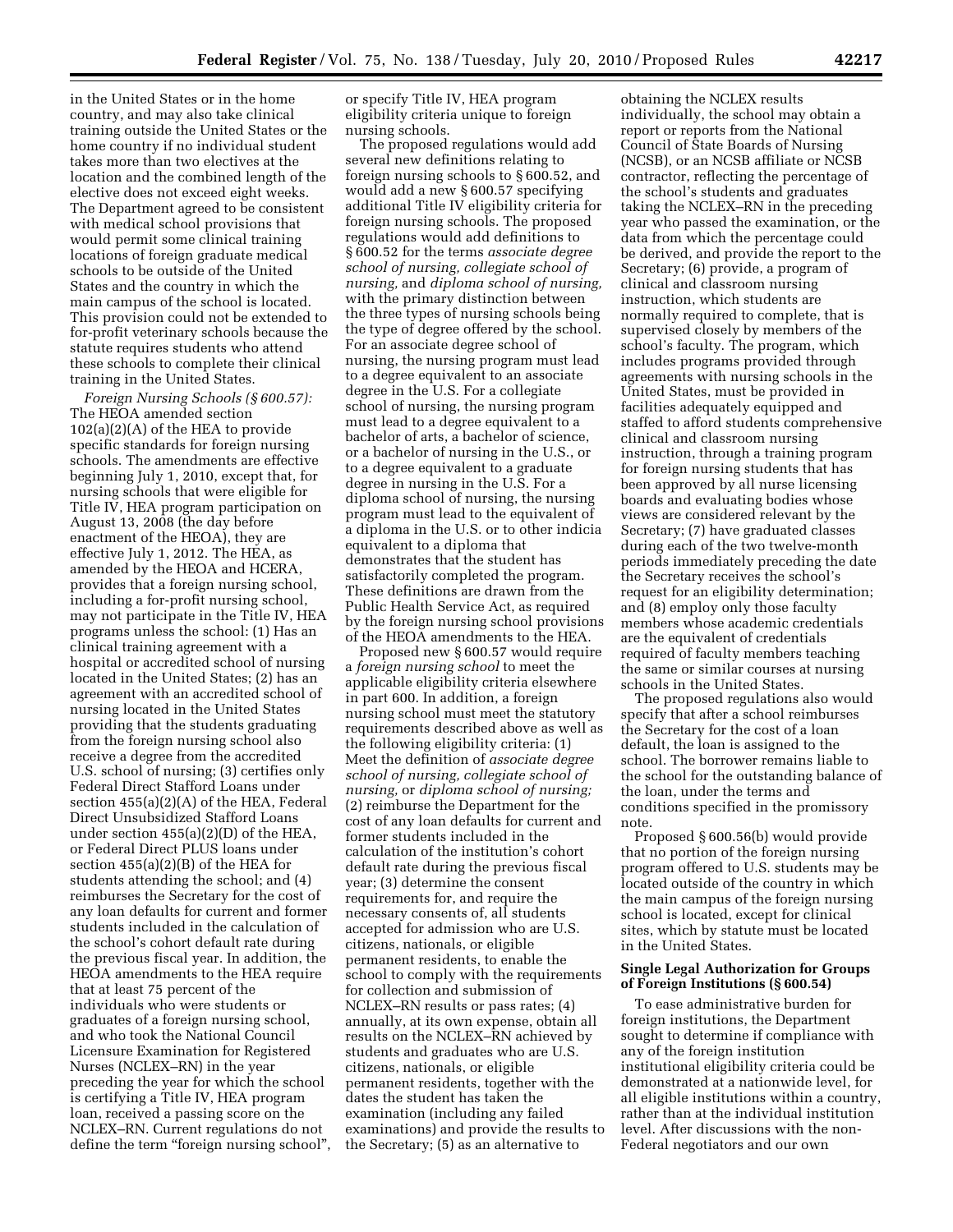in the United States or in the home country, and may also take clinical training outside the United States or the home country if no individual student takes more than two electives at the location and the combined length of the elective does not exceed eight weeks. The Department agreed to be consistent with medical school provisions that would permit some clinical training locations of foreign graduate medical schools to be outside of the United States and the country in which the main campus of the school is located. This provision could not be extended to for-profit veterinary schools because the statute requires students who attend these schools to complete their clinical training in the United States.

*Foreign Nursing Schools (§ 600.57):* The HEOA amended section 102(a)(2)(A) of the HEA to provide specific standards for foreign nursing schools. The amendments are effective beginning July 1, 2010, except that, for nursing schools that were eligible for Title IV, HEA program participation on August 13, 2008 (the day before enactment of the HEOA), they are effective July 1, 2012. The HEA, as amended by the HEOA and HCERA, provides that a foreign nursing school, including a for-profit nursing school, may not participate in the Title IV, HEA programs unless the school: (1) Has an clinical training agreement with a hospital or accredited school of nursing located in the United States; (2) has an agreement with an accredited school of nursing located in the United States providing that the students graduating from the foreign nursing school also receive a degree from the accredited U.S. school of nursing; (3) certifies only Federal Direct Stafford Loans under section 455(a)(2)(A) of the HEA, Federal Direct Unsubsidized Stafford Loans under section 455(a)(2)(D) of the HEA, or Federal Direct PLUS loans under section 455(a)(2)(B) of the HEA for students attending the school; and (4) reimburses the Secretary for the cost of any loan defaults for current and former students included in the calculation of the school's cohort default rate during the previous fiscal year. In addition, the HEOA amendments to the HEA require that at least 75 percent of the individuals who were students or graduates of a foreign nursing school, and who took the National Council Licensure Examination for Registered Nurses (NCLEX–RN) in the year preceding the year for which the school is certifying a Title IV, HEA program loan, received a passing score on the NCLEX–RN. Current regulations do not define the term "foreign nursing school", or specify Title IV, HEA program eligibility criteria unique to foreign nursing schools.

The proposed regulations would add several new definitions relating to foreign nursing schools to § 600.52, and would add a new § 600.57 specifying additional Title IV eligibility criteria for foreign nursing schools. The proposed regulations would add definitions to § 600.52 for the terms *associate degree school of nursing, collegiate school of nursing,* and *diploma school of nursing,* with the primary distinction between the three types of nursing schools being the type of degree offered by the school. For an associate degree school of nursing, the nursing program must lead to a degree equivalent to an associate degree in the U.S. For a collegiate school of nursing, the nursing program must lead to a degree equivalent to a bachelor of arts, a bachelor of science, or a bachelor of nursing in the U.S., or to a degree equivalent to a graduate degree in nursing in the U.S. For a diploma school of nursing, the nursing program must lead to the equivalent of a diploma in the U.S. or to other indicia equivalent to a diploma that demonstrates that the student has satisfactorily completed the program. These definitions are drawn from the Public Health Service Act, as required by the foreign nursing school provisions of the HEOA amendments to the HEA.

Proposed new § 600.57 would require a *foreign nursing school* to meet the applicable eligibility criteria elsewhere in part 600. In addition, a foreign nursing school must meet the statutory requirements described above as well as the following eligibility criteria: (1) Meet the definition of *associate degree school of nursing, collegiate school of nursing,* or *diploma school of nursing;* (2) reimburse the Department for the cost of any loan defaults for current and former students included in the calculation of the institution's cohort default rate during the previous fiscal year; (3) determine the consent requirements for, and require the necessary consents of, all students accepted for admission who are U.S. citizens, nationals, or eligible permanent residents, to enable the school to comply with the requirements for collection and submission of NCLEX–RN results or pass rates; (4) annually, at its own expense, obtain all results on the NCLEX–RN achieved by students and graduates who are U.S. citizens, nationals, or eligible permanent residents, together with the dates the student has taken the examination (including any failed examinations) and provide the results to the Secretary; (5) as an alternative to obtaining the NCLEX results individually, the school may obtain a report or reports from the National Council of State Boards of Nursing (NCSB), or an NCSB affiliate or NCSB contractor, reflecting the percentage of the school's students and graduates taking the NCLEX–RN in the preceding year who passed the examination, or the data from which the percentage could be derived, and provide the report to the Secretary; (6) provide, a program of clinical and classroom nursing instruction, which students are normally required to complete, that is supervised closely by members of the school's faculty. The program, which includes programs provided through agreements with nursing schools in the United States, must be provided in facilities adequately equipped and staffed to afford students comprehensive clinical and classroom nursing instruction, through a training program for foreign nursing students that has been approved by all nurse licensing boards and evaluating bodies whose views are considered relevant by the Secretary; (7) have graduated classes during each of the two twelve-month periods immediately preceding the date the Secretary receives the school's request for an eligibility determination; and (8) employ only those faculty members whose academic credentials are the equivalent of credentials required of faculty members teaching the same or similar courses at nursing schools in the United States.

The proposed regulations also would specify that after a school reimburses the Secretary for the cost of a loan default, the loan is assigned to the school. The borrower remains liable to the school for the outstanding balance of the loan, under the terms and conditions specified in the promissory note.

Proposed § 600.56(b) would provide that no portion of the foreign nursing program offered to U.S. students may be located outside of the country in which the main campus of the foreign nursing school is located, except for clinical sites, which by statute must be located in the United States.

**Single Legal Authorization for Groups of Foreign Institutions (§ 600.54)**

To ease administrative burden for foreign institutions, the Department sought to determine if compliance with any of the foreign institution institutional eligibility criteria could be demonstrated at a nationwide level, for all eligible institutions within a country, rather than at the individual institution level. After discussions with the non-Federal negotiators and our own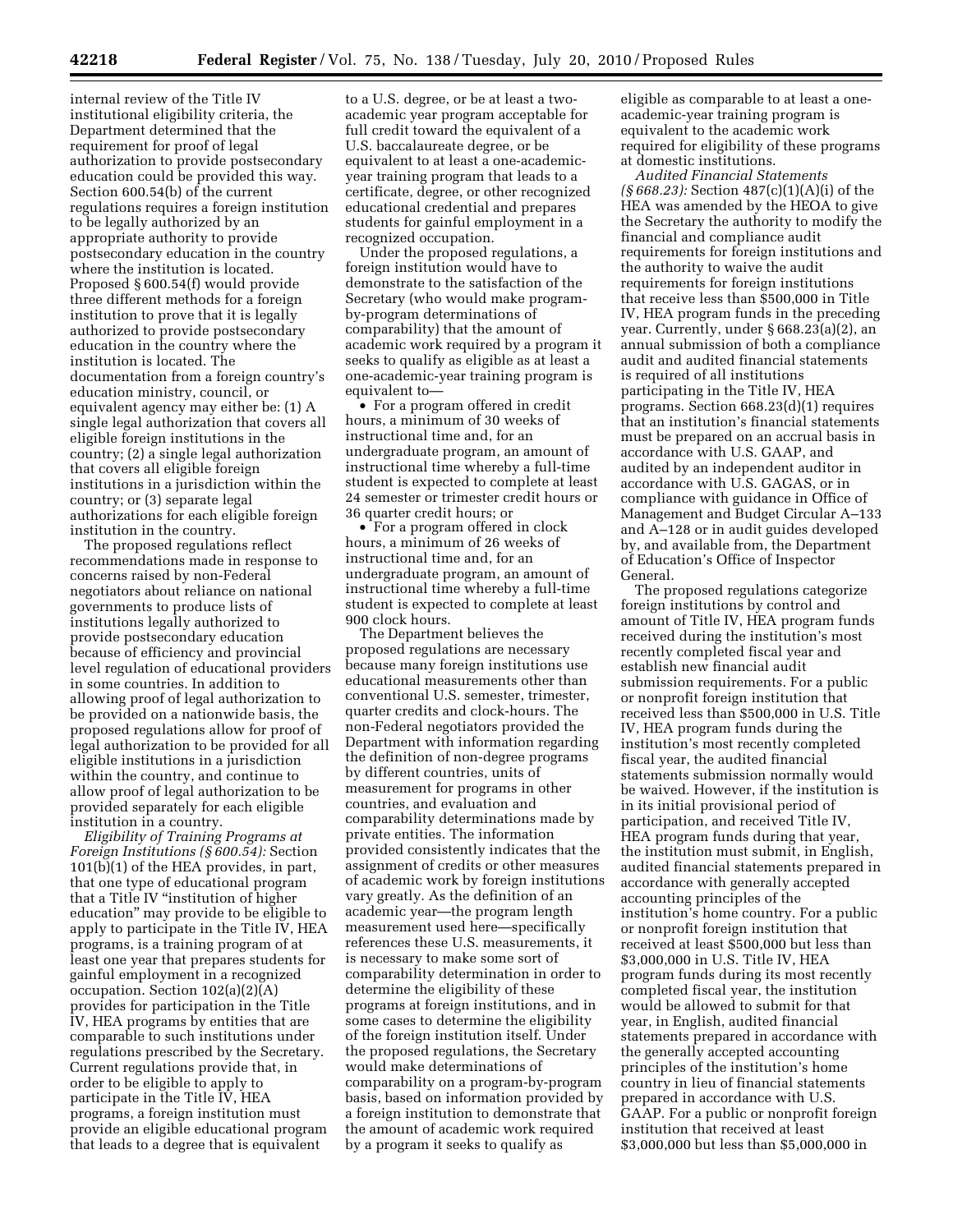internal review of the Title IV institutional eligibility criteria, the Department determined that the requirement for proof of legal authorization to provide postsecondary education could be provided this way. Section 600.54(b) of the current regulations requires a foreign institution to be legally authorized by an appropriate authority to provide postsecondary education in the country where the institution is located. Proposed § 600.54(f) would provide three different methods for a foreign institution to prove that it is legally authorized to provide postsecondary education in the country where the institution is located. The documentation from a foreign country's education ministry, council, or equivalent agency may either be: (1) A single legal authorization that covers all eligible foreign institutions in the country; (2) a single legal authorization that covers all eligible foreign institutions in a jurisdiction within the country; or (3) separate legal authorizations for each eligible foreign institution in the country.

The proposed regulations reflect recommendations made in response to concerns raised by non-Federal negotiators about reliance on national governments to produce lists of institutions legally authorized to provide postsecondary education because of efficiency and provincial level regulation of educational providers in some countries. In addition to allowing proof of legal authorization to be provided on a nationwide basis, the proposed regulations allow for proof of legal authorization to be provided for all eligible institutions in a jurisdiction within the country, and continue to allow proof of legal authorization to be provided separately for each eligible institution in a country.

*Eligibility of Training Programs at Foreign Institutions (§ 600.54):* Section 101(b)(1) of the HEA provides, in part, that one type of educational program that a Title IV "institution of higher education" may provide to be eligible to apply to participate in the Title IV, HEA programs, is a training program of at least one year that prepares students for gainful employment in a recognized occupation. Section 102(a)(2)(A) provides for participation in the Title IV, HEA programs by entities that are comparable to such institutions under regulations prescribed by the Secretary. Current regulations provide that, in order to be eligible to apply to participate in the Title IV, HEA programs, a foreign institution must provide an eligible educational program that leads to a degree that is equivalent to a U.S. degree, or be at least a two-academic year program acceptable for full credit toward the equivalent of a U.S. baccalaureate degree, or be equivalent to at least a one-academic-year training program that leads to a certificate, degree, or other recognized educational credential and prepares students for gainful employment in a recognized occupation.

Under the proposed regulations, a foreign institution would have to demonstrate to the satisfaction of the Secretary (who would make program-by-program determinations of comparability) that the amount of academic work required by a program it seeks to qualify as eligible as at least a one-academic-year training program is equivalent to—

- For a program offered in credit hours, a minimum of 30 weeks of instructional time and, for an undergraduate program, an amount of instructional time whereby a full-time student is expected to complete at least 24 semester or trimester credit hours or 36 quarter credit hours; or
- For a program offered in clock hours, a minimum of 26 weeks of instructional time and, for an undergraduate program, an amount of instructional time whereby a full-time student is expected to complete at least 900 clock hours.

The Department believes the proposed regulations are necessary because many foreign institutions use educational measurements other than conventional U.S. semester, trimester, quarter credits and clock-hours. The non-Federal negotiators provided the Department with information regarding the definition of non-degree programs by different countries, units of measurement for programs in other countries, and evaluation and comparability determinations made by private entities. The information provided consistently indicates that the assignment of credits or other measures of academic work by foreign institutions vary greatly. As the definition of an academic year—the program length measurement used here—specifically references these U.S. measurements, it is necessary to make some sort of comparability determination in order to determine the eligibility of these programs at foreign institutions, and in some cases to determine the eligibility of the foreign institution itself. Under the proposed regulations, the Secretary would make determinations of comparability on a program-by-program basis, based on information provided by a foreign institution to demonstrate that the amount of academic work required by a program it seeks to qualify as eligible as comparable to at least a one-academic-year training program is equivalent to the academic work required for eligibility of these programs at domestic institutions.

*Audited Financial Statements (§ 668.23):* Section 487(c)(1)(A)(i) of the HEA was amended by the HEOA to give the Secretary the authority to modify the financial and compliance audit requirements for foreign institutions and the authority to waive the audit requirements for foreign institutions that receive less than $500,000 in Title IV, HEA program funds in the preceding year. Currently, under § 668.23(a)(2), an annual submission of both a compliance audit and audited financial statements is required of all institutions participating in the Title IV, HEA programs. Section 668.23(d)(1) requires that an institution's financial statements must be prepared on an accrual basis in accordance with U.S. GAAP, and audited by an independent auditor in accordance with U.S. GAGAS, or in compliance with guidance in Office of Management and Budget Circular A–133 and A–128 or in audit guides developed by, and available from, the Department of Education's Office of Inspector General.

The proposed regulations categorize foreign institutions by control and amount of Title IV, HEA program funds received during the institution's most recently completed fiscal year and establish new financial audit submission requirements. For a public or nonprofit foreign institution that received less than $500,000 in U.S. Title IV, HEA program funds during the institution's most recently completed fiscal year, the audited financial statements submission normally would be waived. However, if the institution is in its initial provisional period of participation, and received Title IV, HEA program funds during that year, the institution must submit, in English, audited financial statements prepared in accordance with generally accepted accounting principles of the institution's home country. For a public or nonprofit foreign institution that received at least $500,000 but less than $3,000,000 in U.S. Title IV, HEA program funds during its most recently completed fiscal year, the institution would be allowed to submit for that year, in English, audited financial statements prepared in accordance with the generally accepted accounting principles of the institution's home country in lieu of financial statements prepared in accordance with U.S. GAAP. For a public or nonprofit foreign institution that received at least $3,000,000 but less than $5,000,000 in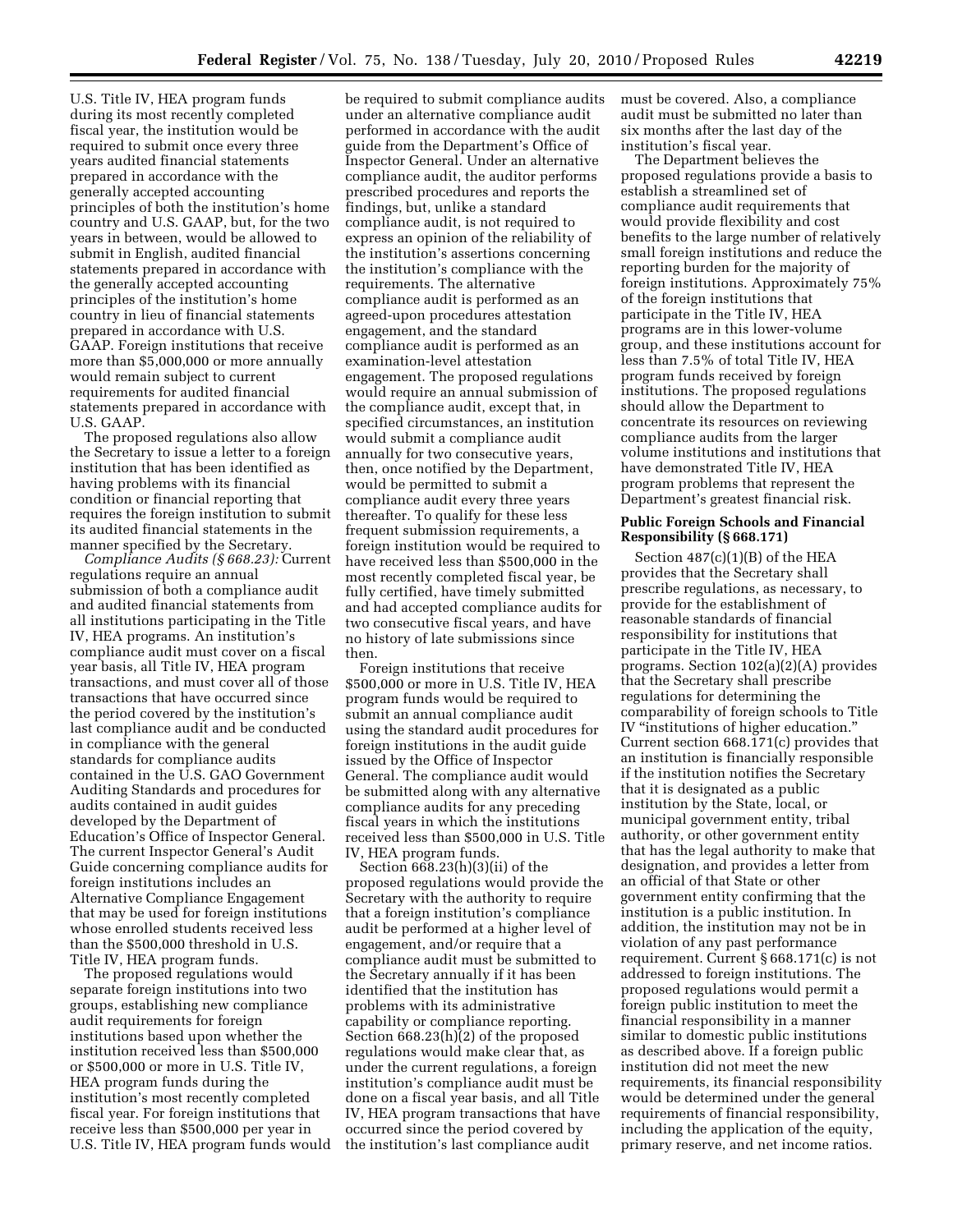U.S. Title IV, HEA program funds during its most recently completed fiscal year, the institution would be required to submit once every three years audited financial statements prepared in accordance with the generally accepted accounting principles of both the institution's home country and U.S. GAAP, but, for the two years in between, would be allowed to submit in English, audited financial statements prepared in accordance with the generally accepted accounting principles of the institution's home country in lieu of financial statements prepared in accordance with U.S. GAAP. Foreign institutions that receive more than $5,000,000 or more annually would remain subject to current requirements for audited financial statements prepared in accordance with U.S. GAAP.

The proposed regulations also allow the Secretary to issue a letter to a foreign institution that has been identified as having problems with its financial condition or financial reporting that requires the foreign institution to submit its audited financial statements in the manner specified by the Secretary.

*Compliance Audits (§ 668.23):* Current regulations require an annual submission of both a compliance audit and audited financial statements from all institutions participating in the Title IV, HEA programs. An institution's compliance audit must cover on a fiscal year basis, all Title IV, HEA program transactions, and must cover all of those transactions that have occurred since the period covered by the institution's last compliance audit and be conducted in compliance with the general standards for compliance audits contained in the U.S. GAO Government Auditing Standards and procedures for audits contained in audit guides developed by the Department of Education's Office of Inspector General. The current Inspector General's Audit Guide concerning compliance audits for foreign institutions includes an Alternative Compliance Engagement that may be used for foreign institutions whose enrolled students received less than the $500,000 threshold in U.S. Title IV, HEA program funds.

The proposed regulations would separate foreign institutions into two groups, establishing new compliance audit requirements for foreign institutions based upon whether the institution received less than $500,000 or $500,000 or more in U.S. Title IV, HEA program funds during the institution's most recently completed fiscal year. For foreign institutions that receive less than $500,000 per year in U.S. Title IV, HEA program funds would be required to submit compliance audits under an alternative compliance audit performed in accordance with the audit guide from the Department's Office of Inspector General. Under an alternative compliance audit, the auditor performs prescribed procedures and reports the findings, but, unlike a standard compliance audit, is not required to express an opinion of the reliability of the institution's assertions concerning the institution's compliance with the requirements. The alternative compliance audit is performed as an agreed-upon procedures attestation engagement, and the standard compliance audit is performed as an examination-level attestation engagement. The proposed regulations would require an annual submission of the compliance audit, except that, in specified circumstances, an institution would submit a compliance audit annually for two consecutive years, then, once notified by the Department, would be permitted to submit a compliance audit every three years thereafter. To qualify for these less frequent submission requirements, a foreign institution would be required to have received less than $500,000 in the most recently completed fiscal year, be fully certified, have timely submitted and had accepted compliance audits for two consecutive fiscal years, and have no history of late submissions since then.

Foreign institutions that receive $500,000 or more in U.S. Title IV, HEA program funds would be required to submit an annual compliance audit using the standard audit procedures for foreign institutions in the audit guide issued by the Office of Inspector General. The compliance audit would be submitted along with any alternative compliance audits for any preceding fiscal years in which the institutions received less than $500,000 in U.S. Title IV, HEA program funds.

Section 668.23(h)(3)(ii) of the proposed regulations would provide the Secretary with the authority to require that a foreign institution's compliance audit be performed at a higher level of engagement, and/or require that a compliance audit must be submitted to the Secretary annually if it has been identified that the institution has problems with its administrative capability or compliance reporting. Section 668.23(h)(2) of the proposed regulations would make clear that, as under the current regulations, a foreign institution's compliance audit must be done on a fiscal year basis, and all Title IV, HEA program transactions that have occurred since the period covered by the institution's last compliance audit must be covered. Also, a compliance audit must be submitted no later than six months after the last day of the institution's fiscal year.

The Department believes the proposed regulations provide a basis to establish a streamlined set of compliance audit requirements that would provide flexibility and cost benefits to the large number of relatively small foreign institutions and reduce the reporting burden for the majority of foreign institutions. Approximately 75% of the foreign institutions that participate in the Title IV, HEA programs are in this lower-volume group, and these institutions account for less than 7.5% of total Title IV, HEA program funds received by foreign institutions. The proposed regulations should allow the Department to concentrate its resources on reviewing compliance audits from the larger volume institutions and institutions that have demonstrated Title IV, HEA program problems that represent the Department's greatest financial risk.

**Public Foreign Schools and Financial Responsibility (§ 668.171)**

Section 487(c)(1)(B) of the HEA provides that the Secretary shall prescribe regulations, as necessary, to provide for the establishment of reasonable standards of financial responsibility for institutions that participate in the Title IV, HEA programs. Section 102(a)(2)(A) provides that the Secretary shall prescribe regulations for determining the comparability of foreign schools to Title IV "institutions of higher education." Current section 668.171(c) provides that an institution is financially responsible if the institution notifies the Secretary that it is designated as a public institution by the State, local, or municipal government entity, tribal authority, or other government entity that has the legal authority to make that designation, and provides a letter from an official of that State or other government entity confirming that the institution is a public institution. In addition, the institution may not be in violation of any past performance requirement. Current § 668.171(c) is not addressed to foreign institutions. The proposed regulations would permit a foreign public institution to meet the financial responsibility in a manner similar to domestic public institutions as described above. If a foreign public institution did not meet the new requirements, its financial responsibility would be determined under the general requirements of financial responsibility, including the application of the equity, primary reserve, and net income ratios.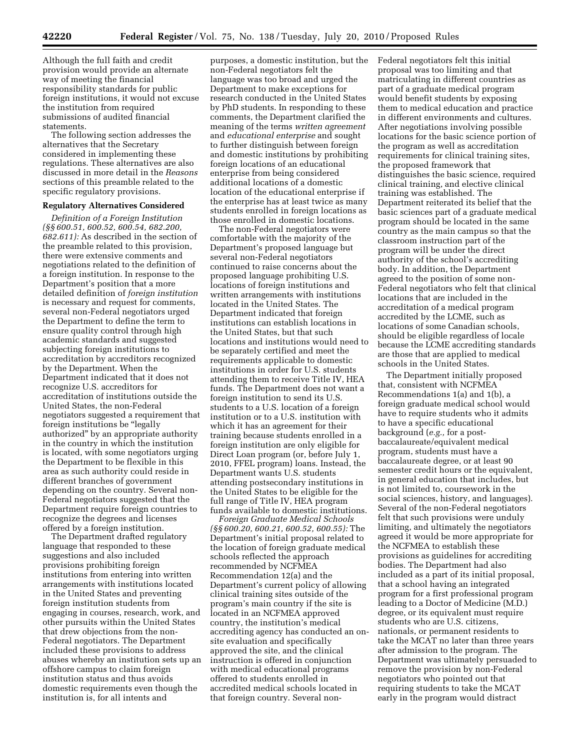Although the full faith and credit provision would provide an alternate way of meeting the financial responsibility standards for public foreign institutions, it would not excuse the institution from required submissions of audited financial statements.

The following section addresses the alternatives that the Secretary considered in implementing these regulations. These alternatives are also discussed in more detail in the *Reasons* sections of this preamble related to the specific regulatory provisions.

## Regulatory Alternatives Considered

*Definition of a Foreign Institution (§§ 600.51, 600.52, 600.54, 682.200, 682.611):* As described in the section of the preamble related to this provision, there were extensive comments and negotiations related to the definition of a foreign institution. In response to the Department's position that a more detailed definition of *foreign institution* is necessary and request for comments, several non-Federal negotiators urged the Department to define the term to ensure quality control through high academic standards and suggested subjecting foreign institutions to accreditation by accreditors recognized by the Department. When the Department indicated that it does not recognize U.S. accreditors for accreditation of institutions outside the United States, the non-Federal negotiators suggested a requirement that foreign institutions be "legally authorized" by an appropriate authority in the country in which the institution is located, with some negotiators urging the Department to be flexible in this area as such authority could reside in different branches of government depending on the country. Several non-Federal negotiators suggested that the Department require foreign countries to recognize the degrees and licenses offered by a foreign institution.

The Department drafted regulatory language that responded to these suggestions and also included provisions prohibiting foreign institutions from entering into written arrangements with institutions located in the United States and preventing foreign institution students from engaging in courses, research, work, and other pursuits within the United States that drew objections from the non-Federal negotiators. The Department included these provisions to address abuses whereby an institution sets up an offshore campus to claim foreign institution status and thus avoids domestic requirements even though the institution is, for all intents and purposes, a domestic institution, but the non-Federal negotiators felt the language was too broad and urged the Department to make exceptions for research conducted in the United States by PhD students. In responding to these comments, the Department clarified the meaning of the terms *written agreement* and *educational enterprise* and sought to further distinguish between foreign and domestic institutions by prohibiting foreign locations of an educational enterprise from being considered additional locations of a domestic location of the educational enterprise if the enterprise has at least twice as many students enrolled in foreign locations as those enrolled in domestic locations.

The non-Federal negotiators were comfortable with the majority of the Department's proposed language but several non-Federal negotiators continued to raise concerns about the proposed language prohibiting U.S. locations of foreign institutions and written arrangements with institutions located in the United States. The Department indicated that foreign institutions can establish locations in the United States, but that such locations and institutions would need to be separately certified and meet the requirements applicable to domestic institutions in order for U.S. students attending them to receive Title IV, HEA funds. The Department does not want a foreign institution to send its U.S. students to a U.S. location of a foreign institution or to a U.S. institution with which it has an agreement for their training because students enrolled in a foreign institution are only eligible for Direct Loan program (or, before July 1, 2010, FFEL program) loans. Instead, the Department wants U.S. students attending postsecondary institutions in the United States to be eligible for the full range of Title IV, HEA program funds available to domestic institutions.

*Foreign Graduate Medical Schools (§§ 600.20, 600.21, 600.52, 600.55):* The Department's initial proposal related to the location of foreign graduate medical schools reflected the approach recommended by NCFMEA Recommendation 12(a) and the Department's current policy of allowing clinical training sites outside of the program's main country if the site is located in an NCFMEA approved country, the institution's medical accrediting agency has conducted an on-site evaluation and specifically approved the site, and the clinical instruction is offered in conjunction with medical educational programs offered to students enrolled in accredited medical schools located in that foreign country. Several non-Federal negotiators felt this initial proposal was too limiting and that matriculating in different countries as part of a graduate medical program would benefit students by exposing them to medical education and practice in different environments and cultures. After negotiations involving possible locations for the basic science portion of the program as well as accreditation requirements for clinical training sites, the proposed framework that distinguishes the basic science, required clinical training, and elective clinical training was established. The Department reiterated its belief that the basic sciences part of a graduate medical program should be located in the same country as the main campus so that the classroom instruction part of the program will be under the direct authority of the school's accrediting body. In addition, the Department agreed to the position of some non-Federal negotiators who felt that clinical locations that are included in the accreditation of a medical program accredited by the LCME, such as locations of some Canadian schools, should be eligible regardless of locale because the LCME accrediting standards are those that are applied to medical schools in the United States.

The Department initially proposed that, consistent with NCFMEA Recommendations 1(a) and 1(b), a foreign graduate medical school would have to require students who it admits to have a specific educational background (*e.g.,* for a post-baccalaureate/equivalent medical program, students must have a baccalaureate degree, or at least 90 semester credit hours or the equivalent, in general education that includes, but is not limited to, coursework in the social sciences, history, and languages). Several of the non-Federal negotiators felt that such provisions were unduly limiting, and ultimately the negotiators agreed it would be more appropriate for the NCFMEA to establish these provisions as guidelines for accrediting bodies. The Department had also included as a part of its initial proposal, that a school having an integrated program for a first professional program leading to a Doctor of Medicine (M.D.) degree, or its equivalent must require students who are U.S. citizens, nationals, or permanent residents to take the MCAT no later than three years after admission to the program. The Department was ultimately persuaded to remove the provision by non-Federal negotiators who pointed out that requiring students to take the MCAT early in the program would distract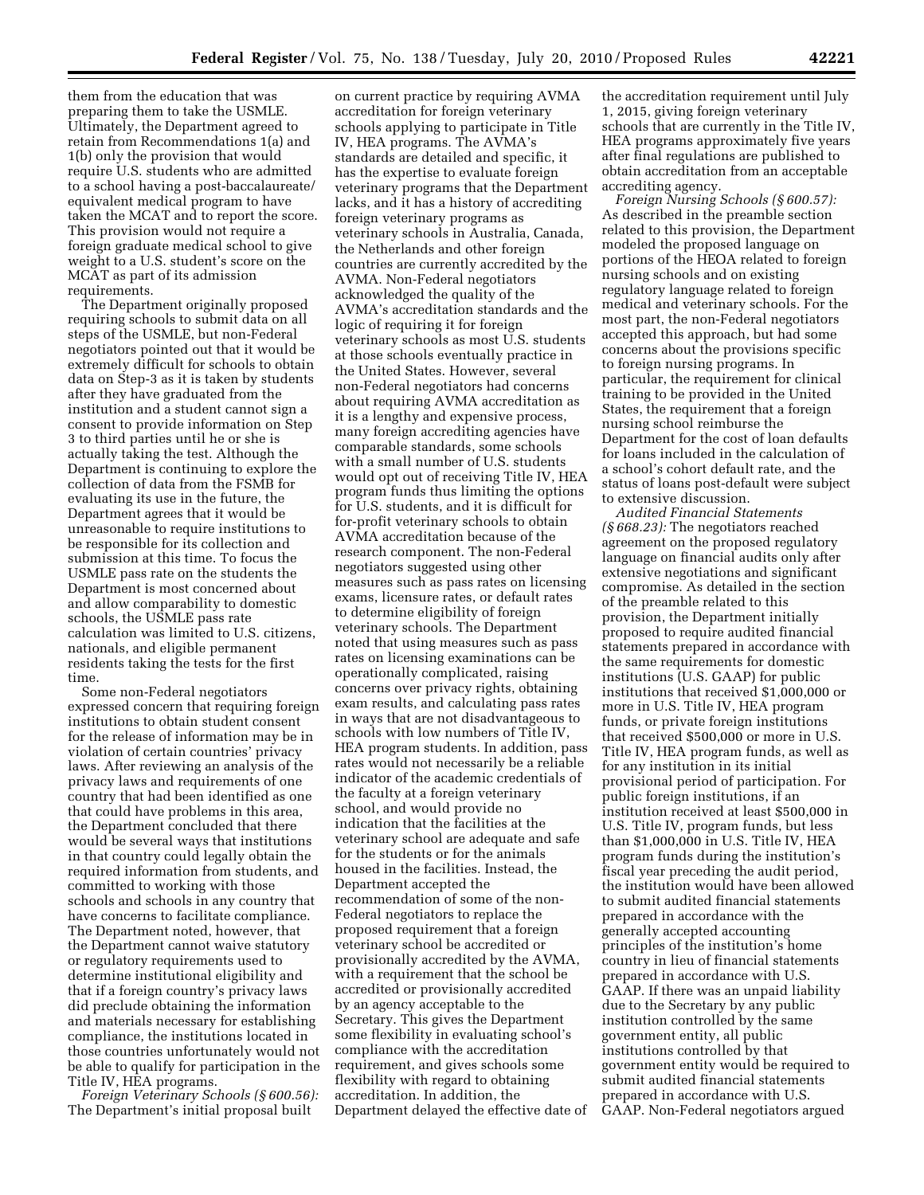them from the education that was preparing them to take the USMLE. Ultimately, the Department agreed to retain from Recommendations 1(a) and 1(b) only the provision that would require U.S. students who are admitted to a school having a post-baccalaureate/equivalent medical program to have taken the MCAT and to report the score. This provision would not require a foreign graduate medical school to give weight to a U.S. student's score on the MCAT as part of its admission requirements.

The Department originally proposed requiring schools to submit data on all steps of the USMLE, but non-Federal negotiators pointed out that it would be extremely difficult for schools to obtain data on Step-3 as it is taken by students after they have graduated from the institution and a student cannot sign a consent to provide information on Step 3 to third parties until he or she is actually taking the test. Although the Department is continuing to explore the collection of data from the FSMB for evaluating its use in the future, the Department agrees that it would be unreasonable to require institutions to be responsible for its collection and submission at this time. To focus the USMLE pass rate on the students the Department is most concerned about and allow comparability to domestic schools, the USMLE pass rate calculation was limited to U.S. citizens, nationals, and eligible permanent residents taking the tests for the first time.

Some non-Federal negotiators expressed concern that requiring foreign institutions to obtain student consent for the release of information may be in violation of certain countries' privacy laws. After reviewing an analysis of the privacy laws and requirements of one country that had been identified as one that could have problems in this area, the Department concluded that there would be several ways that institutions in that country could legally obtain the required information from students, and committed to working with those schools and schools in any country that have concerns to facilitate compliance. The Department noted, however, that the Department cannot waive statutory or regulatory requirements used to determine institutional eligibility and that if a foreign country's privacy laws did preclude obtaining the information and materials necessary for establishing compliance, the institutions located in those countries unfortunately would not be able to qualify for participation in the Title IV, HEA programs.

*Foreign Veterinary Schools (§ 600.56):* The Department's initial proposal built on current practice by requiring AVMA accreditation for foreign veterinary schools applying to participate in Title IV, HEA programs. The AVMA's standards are detailed and specific, it has the expertise to evaluate foreign veterinary programs that the Department lacks, and it has a history of accrediting foreign veterinary programs as veterinary schools in Australia, Canada, the Netherlands and other foreign countries are currently accredited by the AVMA. Non-Federal negotiators acknowledged the quality of the AVMA's accreditation standards and the logic of requiring it for foreign veterinary schools as most U.S. students at those schools eventually practice in the United States. However, several non-Federal negotiators had concerns about requiring AVMA accreditation as it is a lengthy and expensive process, many foreign accrediting agencies have comparable standards, some schools with a small number of U.S. students would opt out of receiving Title IV, HEA program funds thus limiting the options for U.S. students, and it is difficult for for-profit veterinary schools to obtain AVMA accreditation because of the research component. The non-Federal negotiators suggested using other measures such as pass rates on licensing exams, licensure rates, or default rates to determine eligibility of foreign veterinary schools. The Department noted that using measures such as pass rates on licensing examinations can be operationally complicated, raising concerns over privacy rights, obtaining exam results, and calculating pass rates in ways that are not disadvantageous to schools with low numbers of Title IV, HEA program students. In addition, pass rates would not necessarily be a reliable indicator of the academic credentials of the faculty at a foreign veterinary school, and would provide no indication that the facilities at the veterinary school are adequate and safe for the students or for the animals housed in the facilities. Instead, the Department accepted the recommendation of some of the non-Federal negotiators to replace the proposed requirement that a foreign veterinary school be accredited or provisionally accredited by the AVMA, with a requirement that the school be accredited or provisionally accredited by an agency acceptable to the Secretary. This gives the Department some flexibility in evaluating school's compliance with the accreditation requirement, and gives schools some flexibility with regard to obtaining accreditation. In addition, the Department delayed the effective date of the accreditation requirement until July 1, 2015, giving foreign veterinary schools that are currently in the Title IV, HEA programs approximately five years after final regulations are published to obtain accreditation from an acceptable accrediting agency.

*Foreign Nursing Schools (§ 600.57):* As described in the preamble section related to this provision, the Department modeled the proposed language on portions of the HEOA related to foreign nursing schools and on existing regulatory language related to foreign medical and veterinary schools. For the most part, the non-Federal negotiators accepted this approach, but had some concerns about the provisions specific to foreign nursing programs. In particular, the requirement for clinical training to be provided in the United States, the requirement that a foreign nursing school reimburse the Department for the cost of loan defaults for loans included in the calculation of a school's cohort default rate, and the status of loans post-default were subject to extensive discussion.

*Audited Financial Statements (§ 668.23):* The negotiators reached agreement on the proposed regulatory language on financial audits only after extensive negotiations and significant compromise. As detailed in the section of the preamble related to this provision, the Department initially proposed to require audited financial statements prepared in accordance with the same requirements for domestic institutions (U.S. GAAP) for public institutions that received $1,000,000 or more in U.S. Title IV, HEA program funds, or private foreign institutions that received $500,000 or more in U.S. Title IV, HEA program funds, as well as for any institution in its initial provisional period of participation. For public foreign institutions, if an institution received at least $500,000 in U.S. Title IV, program funds, but less than $1,000,000 in U.S. Title IV, HEA program funds during the institution's fiscal year preceding the audit period, the institution would have been allowed to submit audited financial statements prepared in accordance with the generally accepted accounting principles of the institution's home country in lieu of financial statements prepared in accordance with U.S. GAAP. If there was an unpaid liability due to the Secretary by any public institution controlled by the same government entity, all public institutions controlled by that government entity would be required to submit audited financial statements prepared in accordance with U.S. GAAP. Non-Federal negotiators argued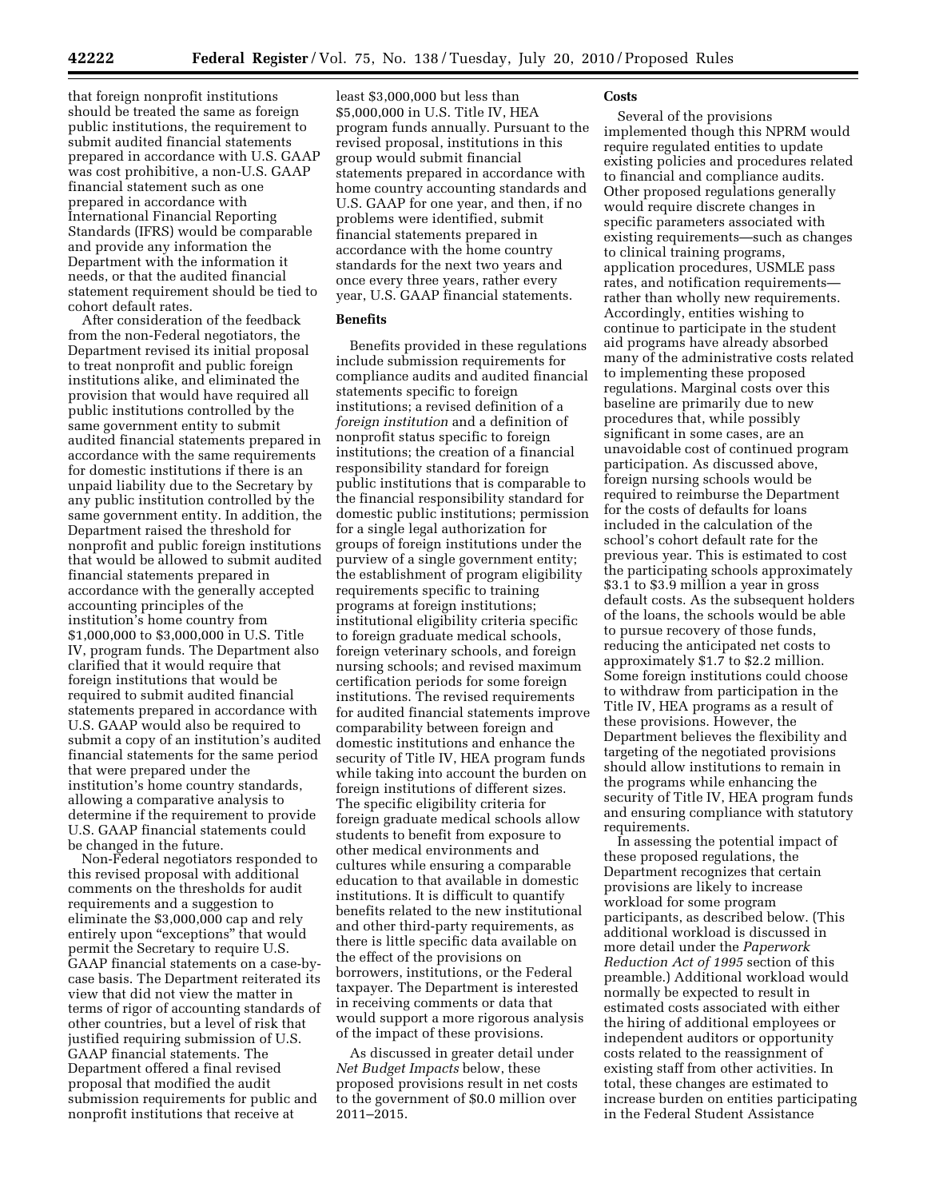that foreign nonprofit institutions should be treated the same as foreign public institutions, the requirement to submit audited financial statements prepared in accordance with U.S. GAAP was cost prohibitive, a non-U.S. GAAP financial statement such as one prepared in accordance with International Financial Reporting Standards (IFRS) would be comparable and provide any information the Department with the information it needs, or that the audited financial statement requirement should be tied to cohort default rates.

After consideration of the feedback from the non-Federal negotiators, the Department revised its initial proposal to treat nonprofit and public foreign institutions alike, and eliminated the provision that would have required all public institutions controlled by the same government entity to submit audited financial statements prepared in accordance with the same requirements for domestic institutions if there is an unpaid liability due to the Secretary by any public institution controlled by the same government entity. In addition, the Department raised the threshold for nonprofit and public foreign institutions that would be allowed to submit audited financial statements prepared in accordance with the generally accepted accounting principles of the institution's home country from $1,000,000 to $3,000,000 in U.S. Title IV, program funds. The Department also clarified that it would require that foreign institutions that would be required to submit audited financial statements prepared in accordance with U.S. GAAP would also be required to submit a copy of an institution's audited financial statements for the same period that were prepared under the institution's home country standards, allowing a comparative analysis to determine if the requirement to provide U.S. GAAP financial statements could be changed in the future.

Non-Federal negotiators responded to this revised proposal with additional comments on the thresholds for audit requirements and a suggestion to eliminate the $3,000,000 cap and rely entirely upon "exceptions" that would permit the Secretary to require U.S. GAAP financial statements on a case-by-case basis. The Department reiterated its view that did not view the matter in terms of rigor of accounting standards of other countries, but a level of risk that justified requiring submission of U.S. GAAP financial statements. The Department offered a final revised proposal that modified the audit submission requirements for public and nonprofit institutions that receive at least $3,000,000 but less than $5,000,000 in U.S. Title IV, HEA program funds annually. Pursuant to the revised proposal, institutions in this group would submit financial statements prepared in accordance with home country accounting standards and U.S. GAAP for one year, and then, if no problems were identified, submit financial statements prepared in accordance with the home country standards for the next two years and once every three years, rather every year, U.S. GAAP financial statements.

## Benefits

Benefits provided in these regulations include submission requirements for compliance audits and audited financial statements specific to foreign institutions; a revised definition of a *foreign institution* and a definition of nonprofit status specific to foreign institutions; the creation of a financial responsibility standard for foreign public institutions that is comparable to the financial responsibility standard for domestic public institutions; permission for a single legal authorization for groups of foreign institutions under the purview of a single government entity; the establishment of program eligibility requirements specific to training programs at foreign institutions; institutional eligibility criteria specific to foreign graduate medical schools, foreign veterinary schools, and foreign nursing schools; and revised maximum certification periods for some foreign institutions. The revised requirements for audited financial statements improve comparability between foreign and domestic institutions and enhance the security of Title IV, HEA program funds while taking into account the burden on foreign institutions of different sizes. The specific eligibility criteria for foreign graduate medical schools allow students to benefit from exposure to other medical environments and cultures while ensuring a comparable education to that available in domestic institutions. It is difficult to quantify benefits related to the new institutional and other third-party requirements, as there is little specific data available on the effect of the provisions on borrowers, institutions, or the Federal taxpayer. The Department is interested in receiving comments or data that would support a more rigorous analysis of the impact of these provisions.

As discussed in greater detail under *Net Budget Impacts* below, these proposed provisions result in net costs to the government of $0.0 million over 2011–2015.

## Costs

Several of the provisions implemented though this NPRM would require regulated entities to update existing policies and procedures related to financial and compliance audits. Other proposed regulations generally would require discrete changes in specific parameters associated with existing requirements—such as changes to clinical training programs, application procedures, USMLE pass rates, and notification requirements—rather than wholly new requirements. Accordingly, entities wishing to continue to participate in the student aid programs have already absorbed many of the administrative costs related to implementing these proposed regulations. Marginal costs over this baseline are primarily due to new procedures that, while possibly significant in some cases, are an unavoidable cost of continued program participation. As discussed above, foreign nursing schools would be required to reimburse the Department for the costs of defaults for loans included in the calculation of the school's cohort default rate for the previous year. This is estimated to cost the participating schools approximately $3.1 to $3.9 million a year in gross default costs. As the subsequent holders of the loans, the schools would be able to pursue recovery of those funds, reducing the anticipated net costs to approximately $1.7 to $2.2 million. Some foreign institutions could choose to withdraw from participation in the Title IV, HEA programs as a result of these provisions. However, the Department believes the flexibility and targeting of the negotiated provisions should allow institutions to remain in the programs while enhancing the security of Title IV, HEA program funds and ensuring compliance with statutory requirements.

In assessing the potential impact of these proposed regulations, the Department recognizes that certain provisions are likely to increase workload for some program participants, as described below. (This additional workload is discussed in more detail under the *Paperwork Reduction Act of 1995* section of this preamble.) Additional workload would normally be expected to result in estimated costs associated with either the hiring of additional employees or independent auditors or opportunity costs related to the reassignment of existing staff from other activities. In total, these changes are estimated to increase burden on entities participating in the Federal Student Assistance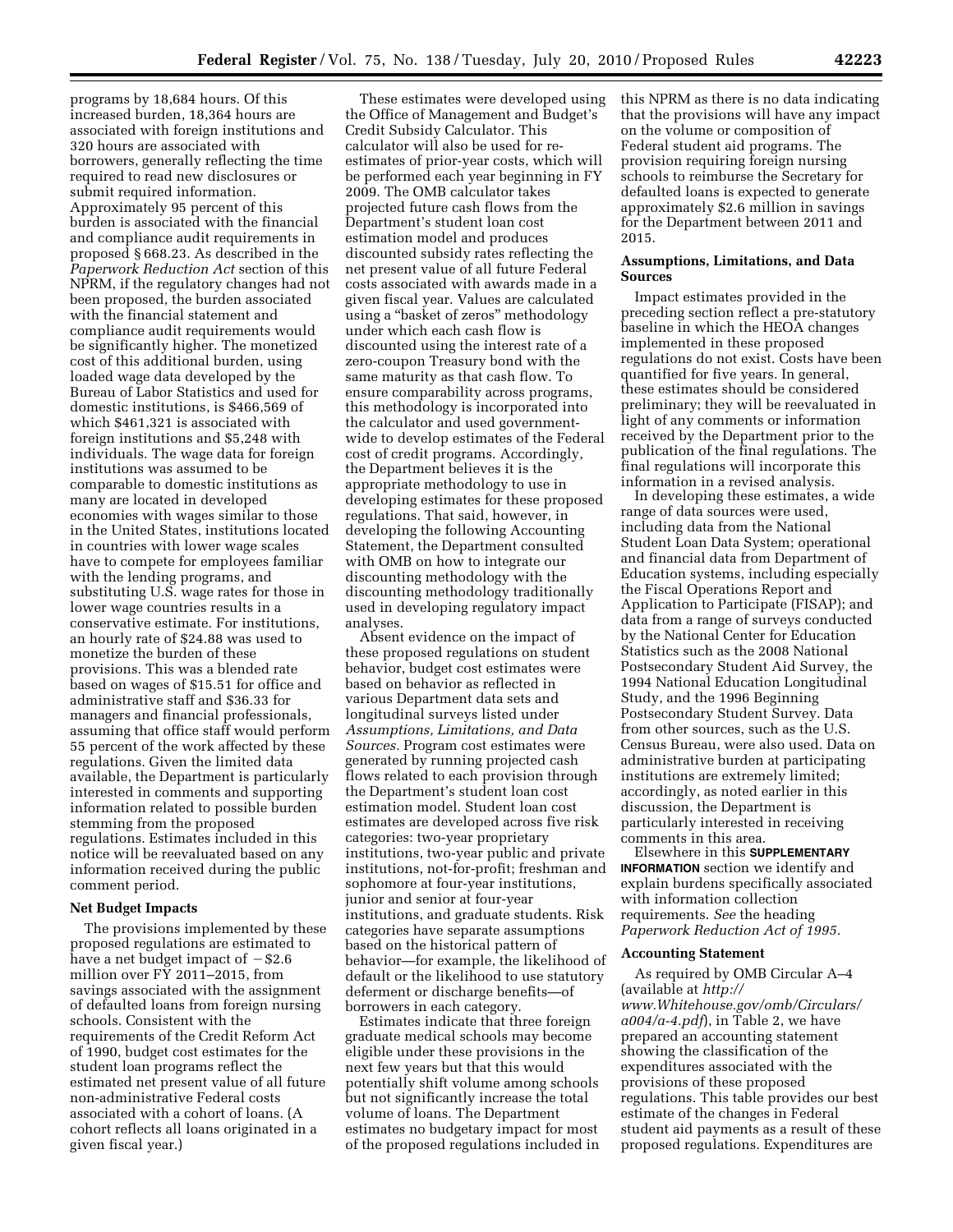programs by 18,684 hours. Of this increased burden, 18,364 hours are associated with foreign institutions and 320 hours are associated with borrowers, generally reflecting the time required to read new disclosures or submit required information. Approximately 95 percent of this burden is associated with the financial and compliance audit requirements in proposed § 668.23. As described in the *Paperwork Reduction Act* section of this NPRM, if the regulatory changes had not been proposed, the burden associated with the financial statement and compliance audit requirements would be significantly higher. The monetized cost of this additional burden, using loaded wage data developed by the Bureau of Labor Statistics and used for domestic institutions, is $466,569 of which $461,321 is associated with foreign institutions and $5,248 with individuals. The wage data for foreign institutions was assumed to be comparable to domestic institutions as many are located in developed economies with wages similar to those in the United States, institutions located in countries with lower wage scales have to compete for employees familiar with the lending programs, and substituting U.S. wage rates for those in lower wage countries results in a conservative estimate. For institutions, an hourly rate of $24.88 was used to monetize the burden of these provisions. This was a blended rate based on wages of $15.51 for office and administrative staff and $36.33 for managers and financial professionals, assuming that office staff would perform 55 percent of the work affected by these regulations. Given the limited data available, the Department is particularly interested in comments and supporting information related to possible burden stemming from the proposed regulations. Estimates included in this notice will be reevaluated based on any information received during the public comment period.

**Net Budget Impacts**

The provisions implemented by these proposed regulations are estimated to have a net budget impact of −$2.6 million over FY 2011–2015, from savings associated with the assignment of defaulted loans from foreign nursing schools. Consistent with the requirements of the Credit Reform Act of 1990, budget cost estimates for the student loan programs reflect the estimated net present value of all future non-administrative Federal costs associated with a cohort of loans. (A cohort reflects all loans originated in a given fiscal year.)

These estimates were developed using the Office of Management and Budget's Credit Subsidy Calculator. This calculator will also be used for re-estimates of prior-year costs, which will be performed each year beginning in FY 2009. The OMB calculator takes projected future cash flows from the Department's student loan cost estimation model and produces discounted subsidy rates reflecting the net present value of all future Federal costs associated with awards made in a given fiscal year. Values are calculated using a "basket of zeros" methodology under which each cash flow is discounted using the interest rate of a zero-coupon Treasury bond with the same maturity as that cash flow. To ensure comparability across programs, this methodology is incorporated into the calculator and used government-wide to develop estimates of the Federal cost of credit programs. Accordingly, the Department believes it is the appropriate methodology to use in developing estimates for these proposed regulations. That said, however, in developing the following Accounting Statement, the Department consulted with OMB on how to integrate our discounting methodology with the discounting methodology traditionally used in developing regulatory impact analyses.

Absent evidence on the impact of these proposed regulations on student behavior, budget cost estimates were based on behavior as reflected in various Department data sets and longitudinal surveys listed under *Assumptions, Limitations, and Data Sources.* Program cost estimates were generated by running projected cash flows related to each provision through the Department's student loan cost estimation model. Student loan cost estimates are developed across five risk categories: two-year proprietary institutions, two-year public and private institutions, not-for-profit; freshman and sophomore at four-year institutions, junior and senior at four-year institutions, and graduate students. Risk categories have separate assumptions based on the historical pattern of behavior—for example, the likelihood of default or the likelihood to use statutory deferment or discharge benefits—of borrowers in each category.

Estimates indicate that three foreign graduate medical schools may become eligible under these provisions in the next few years but that this would potentially shift volume among schools but not significantly increase the total volume of loans. The Department estimates no budgetary impact for most of the proposed regulations included in this NPRM as there is no data indicating that the provisions will have any impact on the volume or composition of Federal student aid programs. The provision requiring foreign nursing schools to reimburse the Secretary for defaulted loans is expected to generate approximately $2.6 million in savings for the Department between 2011 and 2015.

**Assumptions, Limitations, and Data Sources**

Impact estimates provided in the preceding section reflect a pre-statutory baseline in which the HEOA changes implemented in these proposed regulations do not exist. Costs have been quantified for five years. In general, these estimates should be considered preliminary; they will be reevaluated in light of any comments or information received by the Department prior to the publication of the final regulations. The final regulations will incorporate this information in a revised analysis.

In developing these estimates, a wide range of data sources were used, including data from the National Student Loan Data System; operational and financial data from Department of Education systems, including especially the Fiscal Operations Report and Application to Participate (FISAP); and data from a range of surveys conducted by the National Center for Education Statistics such as the 2008 National Postsecondary Student Aid Survey, the 1994 National Education Longitudinal Study, and the 1996 Beginning Postsecondary Student Survey. Data from other sources, such as the U.S. Census Bureau, were also used. Data on administrative burden at participating institutions are extremely limited; accordingly, as noted earlier in this discussion, the Department is particularly interested in receiving comments in this area.

Elsewhere in this **SUPPLEMENTARY INFORMATION** section we identify and explain burdens specifically associated with information collection requirements. *See* the heading *Paperwork Reduction Act of 1995.*

**Accounting Statement**

As required by OMB Circular A–4 (available at *http://www.Whitehouse.gov/omb/Circulars/a004/a-4.pdf*), in Table 2, we have prepared an accounting statement showing the classification of the expenditures associated with the provisions of these proposed regulations. This table provides our best estimate of the changes in Federal student aid payments as a result of these proposed regulations. Expenditures are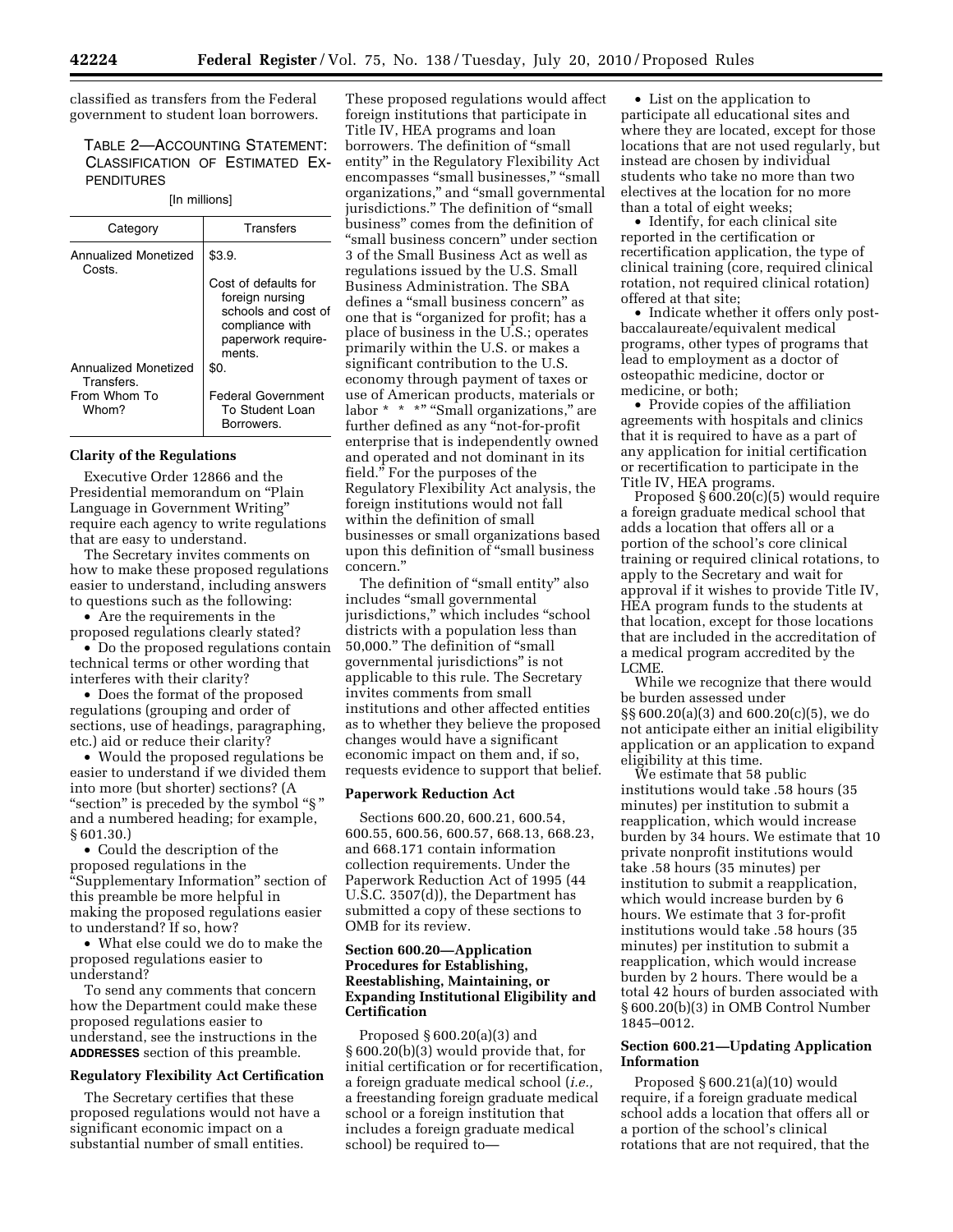classified as transfers from the Federal government to student loan borrowers.

TABLE 2—ACCOUNTING STATEMENT: CLASSIFICATION OF ESTIMATED EXPENDITURES

[In millions]

| Category | Transfers |
|---|---|
| Annualized Monetized Costs. | $3.9. |
| | Cost of defaults for foreign nursing schools and cost of compliance with paperwork requirements. |
| Annualized Monetized Transfers. | $0. |
| From Whom To Whom? | Federal Government To Student Loan Borrowers. |

**Clarity of the Regulations**

Executive Order 12866 and the Presidential memorandum on "Plain Language in Government Writing" require each agency to write regulations that are easy to understand.

The Secretary invites comments on how to make these proposed regulations easier to understand, including answers to questions such as the following:

- Are the requirements in the proposed regulations clearly stated?
- Do the proposed regulations contain technical terms or other wording that interferes with their clarity?
- Does the format of the proposed regulations (grouping and order of sections, use of headings, paragraphing, etc.) aid or reduce their clarity?
- Would the proposed regulations be easier to understand if we divided them into more (but shorter) sections? (A "section" is preceded by the symbol "§" and a numbered heading; for example, § 601.30.)
- Could the description of the proposed regulations in the "Supplementary Information" section of this preamble be more helpful in making the proposed regulations easier to understand? If so, how?
- What else could we do to make the proposed regulations easier to understand?

To send any comments that concern how the Department could make these proposed regulations easier to understand, see the instructions in the **ADDRESSES** section of this preamble.

**Regulatory Flexibility Act Certification**

The Secretary certifies that these proposed regulations would not have a significant economic impact on a substantial number of small entities. These proposed regulations would affect foreign institutions that participate in Title IV, HEA programs and loan borrowers. The definition of "small entity" in the Regulatory Flexibility Act encompasses "small businesses," "small organizations," and "small governmental jurisdictions." The definition of "small business" comes from the definition of "small business concern" under section 3 of the Small Business Act as well as regulations issued by the U.S. Small Business Administration. The SBA defines a "small business concern" as one that is "organized for profit; has a place of business in the U.S.; operates primarily within the U.S. or makes a significant contribution to the U.S. economy through payment of taxes or use of American products, materials or labor * * *" "Small organizations," are further defined as any "not-for-profit enterprise that is independently owned and operated and not dominant in its field." For the purposes of the Regulatory Flexibility Act analysis, the foreign institutions would not fall within the definition of small businesses or small organizations based upon this definition of "small business concern."

The definition of "small entity" also includes "small governmental jurisdictions," which includes "school districts with a population less than 50,000." The definition of "small governmental jurisdictions" is not applicable to this rule. The Secretary invites comments from small institutions and other affected entities as to whether they believe the proposed changes would have a significant economic impact on them and, if so, requests evidence to support that belief.

**Paperwork Reduction Act**

Sections 600.20, 600.21, 600.54, 600.55, 600.56, 600.57, 668.13, 668.23, and 668.171 contain information collection requirements. Under the Paperwork Reduction Act of 1995 (44 U.S.C. 3507(d)), the Department has submitted a copy of these sections to OMB for its review.

**Section 600.20—Application Procedures for Establishing, Reestablishing, Maintaining, or Expanding Institutional Eligibility and Certification**

Proposed § 600.20(a)(3) and § 600.20(b)(3) would provide that, for initial certification or for recertification, a foreign graduate medical school (*i.e.,* a freestanding foreign graduate medical school or a foreign institution that includes a foreign graduate medical school) be required to—

- List on the application to participate all educational sites and where they are located, except for those locations that are not used regularly, but instead are chosen by individual students who take no more than two electives at the location for no more than a total of eight weeks;
- Identify, for each clinical site reported in the certification or recertification application, the type of clinical training (core, required clinical rotation, not required clinical rotation) offered at that site;
- Indicate whether it offers only post-baccalaureate/equivalent medical programs, other types of programs that lead to employment as a doctor of osteopathic medicine, doctor or medicine, or both;
- Provide copies of the affiliation agreements with hospitals and clinics that it is required to have as a part of any application for initial certification or recertification to participate in the Title IV, HEA programs.

Proposed § 600.20(c)(5) would require a foreign graduate medical school that adds a location that offers all or a portion of the school's core clinical training or required clinical rotations, to apply to the Secretary and wait for approval if it wishes to provide Title IV, HEA program funds to the students at that location, except for those locations that are included in the accreditation of a medical program accredited by the LCME.

While we recognize that there would be burden assessed under §§ 600.20(a)(3) and 600.20(c)(5), we do not anticipate either an initial eligibility application or an application to expand eligibility at this time.

We estimate that 58 public institutions would take .58 hours (35 minutes) per institution to submit a reapplication, which would increase burden by 34 hours. We estimate that 10 private nonprofit institutions would take .58 hours (35 minutes) per institution to submit a reapplication, which would increase burden by 6 hours. We estimate that 3 for-profit institutions would take .58 hours (35 minutes) per institution to submit a reapplication, which would increase burden by 2 hours. There would be a total 42 hours of burden associated with § 600.20(b)(3) in OMB Control Number 1845–0012.

**Section 600.21—Updating Application Information**

Proposed § 600.21(a)(10) would require, if a foreign graduate medical school adds a location that offers all or a portion of the school's clinical rotations that are not required, that the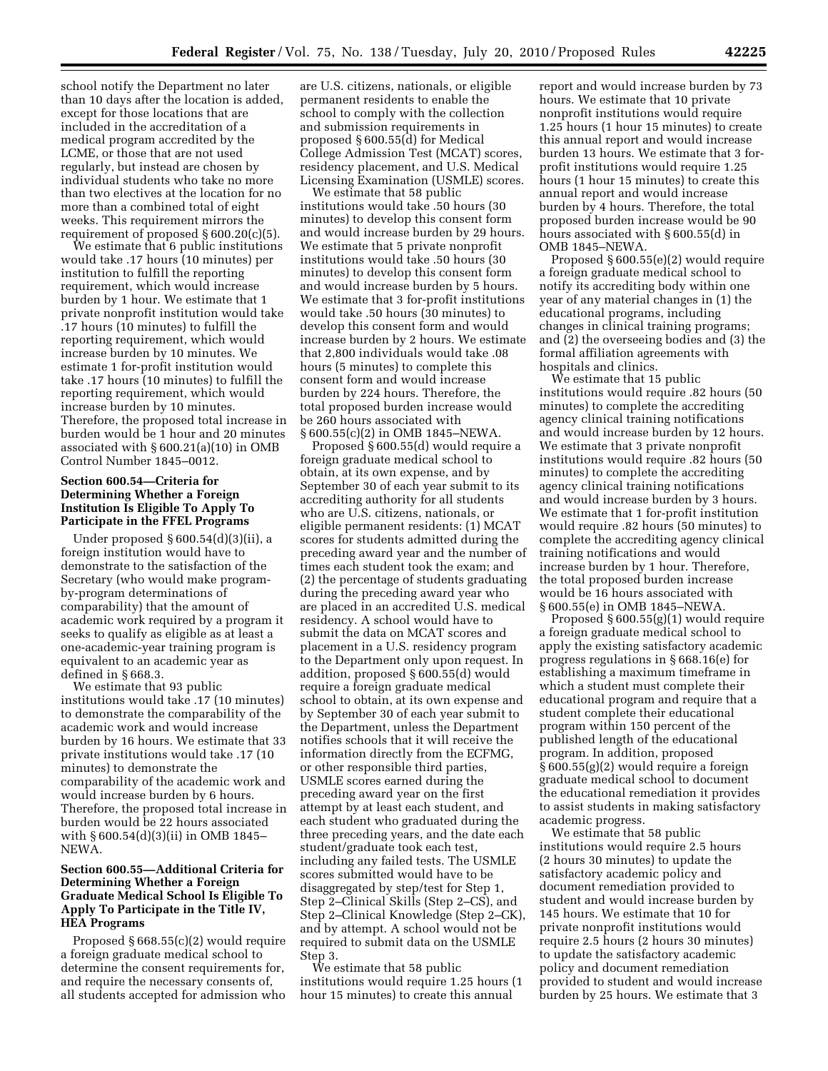school notify the Department no later than 10 days after the location is added, except for those locations that are included in the accreditation of a medical program accredited by the LCME, or those that are not used regularly, but instead are chosen by individual students who take no more than two electives at the location for no more than a combined total of eight weeks. This requirement mirrors the requirement of proposed § 600.20(c)(5).

We estimate that 6 public institutions would take .17 hours (10 minutes) per institution to fulfill the reporting requirement, which would increase burden by 1 hour. We estimate that 1 private nonprofit institution would take .17 hours (10 minutes) to fulfill the reporting requirement, which would increase burden by 10 minutes. We estimate 1 for-profit institution would take .17 hours (10 minutes) to fulfill the reporting requirement, which would increase burden by 10 minutes. Therefore, the proposed total increase in burden would be 1 hour and 20 minutes associated with § 600.21(a)(10) in OMB Control Number 1845–0012.

### Section 600.54—Criteria for Determining Whether a Foreign Institution Is Eligible To Apply To Participate in the FFEL Programs

Under proposed § 600.54(d)(3)(ii), a foreign institution would have to demonstrate to the satisfaction of the Secretary (who would make program-by-program determinations of comparability) that the amount of academic work required by a program it seeks to qualify as eligible as at least a one-academic-year training program is equivalent to an academic year as defined in § 668.3.

We estimate that 93 public institutions would take .17 (10 minutes) to demonstrate the comparability of the academic work and would increase burden by 16 hours. We estimate that 33 private institutions would take .17 (10 minutes) to demonstrate the comparability of the academic work and would increase burden by 6 hours. Therefore, the proposed total increase in burden would be 22 hours associated with § 600.54(d)(3)(ii) in OMB 1845–NEWA.

### Section 600.55—Additional Criteria for Determining Whether a Foreign Graduate Medical School Is Eligible To Apply To Participate in the Title IV, HEA Programs

Proposed § 668.55(c)(2) would require a foreign graduate medical school to determine the consent requirements for, and require the necessary consents of, all students accepted for admission who are U.S. citizens, nationals, or eligible permanent residents to enable the school to comply with the collection and submission requirements in proposed § 600.55(d) for Medical College Admission Test (MCAT) scores, residency placement, and U.S. Medical Licensing Examination (USMLE) scores.

We estimate that 58 public institutions would take .50 hours (30 minutes) to develop this consent form and would increase burden by 29 hours. We estimate that 5 private nonprofit institutions would take .50 hours (30 minutes) to develop this consent form and would increase burden by 5 hours. We estimate that 3 for-profit institutions would take .50 hours (30 minutes) to develop this consent form and would increase burden by 2 hours. We estimate that 2,800 individuals would take .08 hours (5 minutes) to complete this consent form and would increase burden by 224 hours. Therefore, the total proposed burden increase would be 260 hours associated with § 600.55(c)(2) in OMB 1845–NEWA.

Proposed § 600.55(d) would require a foreign graduate medical school to obtain, at its own expense, and by September 30 of each year submit to its accrediting authority for all students who are U.S. citizens, nationals, or eligible permanent residents: (1) MCAT scores for students admitted during the preceding award year and the number of times each student took the exam; and (2) the percentage of students graduating during the preceding award year who are placed in an accredited U.S. medical residency. A school would have to submit the data on MCAT scores and placement in a U.S. residency program to the Department only upon request. In addition, proposed § 600.55(d) would require a foreign graduate medical school to obtain, at its own expense and by September 30 of each year submit to the Department, unless the Department notifies schools that it will receive the information directly from the ECFMG, or other responsible third parties, USMLE scores earned during the preceding award year on the first attempt by at least each student, and each student who graduated during the three preceding years, and the date each student/graduate took each test, including any failed tests. The USMLE scores submitted would have to be disaggregated by step/test for Step 1, Step 2–Clinical Skills (Step 2–CS), and Step 2–Clinical Knowledge (Step 2–CK), and by attempt. A school would not be required to submit data on the USMLE Step 3.

We estimate that 58 public institutions would require 1.25 hours (1 hour 15 minutes) to create this annual report and would increase burden by 73 hours. We estimate that 10 private nonprofit institutions would require 1.25 hours (1 hour 15 minutes) to create this annual report and would increase burden 13 hours. We estimate that 3 for-profit institutions would require 1.25 hours (1 hour 15 minutes) to create this annual report and would increase burden by 4 hours. Therefore, the total proposed burden increase would be 90 hours associated with § 600.55(d) in OMB 1845–NEWA.

Proposed § 600.55(e)(2) would require a foreign graduate medical school to notify its accrediting body within one year of any material changes in (1) the educational programs, including changes in clinical training programs; and (2) the overseeing bodies and (3) the formal affiliation agreements with hospitals and clinics.

We estimate that 15 public institutions would require .82 hours (50 minutes) to complete the accrediting agency clinical training notifications and would increase burden by 12 hours. We estimate that 3 private nonprofit institutions would require .82 hours (50 minutes) to complete the accrediting agency clinical training notifications and would increase burden by 3 hours. We estimate that 1 for-profit institution would require .82 hours (50 minutes) to complete the accrediting agency clinical training notifications and would increase burden by 1 hour. Therefore, the total proposed burden increase would be 16 hours associated with § 600.55(e) in OMB 1845–NEWA.

Proposed § 600.55(g)(1) would require a foreign graduate medical school to apply the existing satisfactory academic progress regulations in § 668.16(e) for establishing a maximum timeframe in which a student must complete their educational program and require that a student complete their educational program within 150 percent of the published length of the educational program. In addition, proposed § 600.55(g)(2) would require a foreign graduate medical school to document the educational remediation it provides to assist students in making satisfactory academic progress.

We estimate that 58 public institutions would require 2.5 hours (2 hours 30 minutes) to update the satisfactory academic policy and document remediation provided to student and would increase burden by 145 hours. We estimate that 10 for private nonprofit institutions would require 2.5 hours (2 hours 30 minutes) to update the satisfactory academic policy and document remediation provided to student and would increase burden by 25 hours. We estimate that 3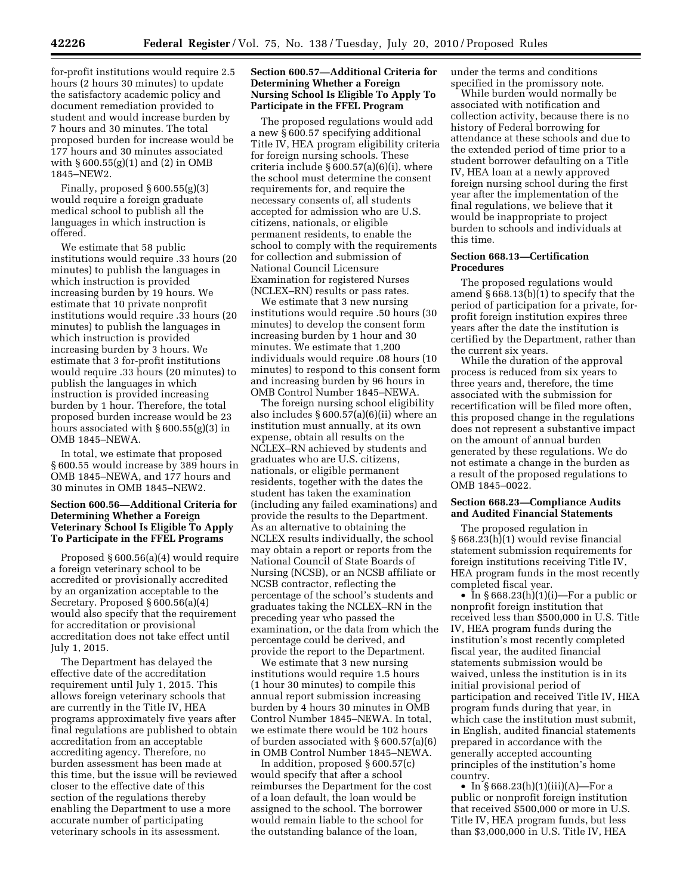for-profit institutions would require 2.5 hours (2 hours 30 minutes) to update the satisfactory academic policy and document remediation provided to student and would increase burden by 7 hours and 30 minutes. The total proposed burden for increase would be 177 hours and 30 minutes associated with § 600.55(g)(1) and (2) in OMB 1845–NEW2.

Finally, proposed § 600.55(g)(3) would require a foreign graduate medical school to publish all the languages in which instruction is offered.

We estimate that 58 public institutions would require .33 hours (20 minutes) to publish the languages in which instruction is provided increasing burden by 19 hours. We estimate that 10 private nonprofit institutions would require .33 hours (20 minutes) to publish the languages in which instruction is provided increasing burden by 3 hours. We estimate that 3 for-profit institutions would require .33 hours (20 minutes) to publish the languages in which instruction is provided increasing burden by 1 hour. Therefore, the total proposed burden increase would be 23 hours associated with § 600.55(g)(3) in OMB 1845–NEWA.

In total, we estimate that proposed § 600.55 would increase by 389 hours in OMB 1845–NEWA, and 177 hours and 30 minutes in OMB 1845–NEW2.

### Section 600.56—Additional Criteria for Determining Whether a Foreign Veterinary School Is Eligible To Apply To Participate in the FFEL Programs

Proposed § 600.56(a)(4) would require a foreign veterinary school to be accredited or provisionally accredited by an organization acceptable to the Secretary. Proposed § 600.56(a)(4) would also specify that the requirement for accreditation or provisional accreditation does not take effect until July 1, 2015.

The Department has delayed the effective date of the accreditation requirement until July 1, 2015. This allows foreign veterinary schools that are currently in the Title IV, HEA programs approximately five years after final regulations are published to obtain accreditation from an acceptable accrediting agency. Therefore, no burden assessment has been made at this time, but the issue will be reviewed closer to the effective date of this section of the regulations thereby enabling the Department to use a more accurate number of participating veterinary schools in its assessment.

### Section 600.57—Additional Criteria for Determining Whether a Foreign Nursing School Is Eligible To Apply To Participate in the FFEL Program

The proposed regulations would add a new § 600.57 specifying additional Title IV, HEA program eligibility criteria for foreign nursing schools. These criteria include § 600.57(a)(6)(i), where the school must determine the consent requirements for, and require the necessary consents of, all students accepted for admission who are U.S. citizens, nationals, or eligible permanent residents, to enable the school to comply with the requirements for collection and submission of National Council Licensure Examination for registered Nurses (NCLEX–RN) results or pass rates.

We estimate that 3 new nursing institutions would require .50 hours (30 minutes) to develop the consent form increasing burden by 1 hour and 30 minutes. We estimate that 1,200 individuals would require .08 hours (10 minutes) to respond to this consent form and increasing burden by 96 hours in OMB Control Number 1845–NEWA.

The foreign nursing school eligibility also includes § 600.57(a)(6)(ii) where an institution must annually, at its own expense, obtain all results on the NCLEX–RN achieved by students and graduates who are U.S. citizens, nationals, or eligible permanent residents, together with the dates the student has taken the examination (including any failed examinations) and provide the results to the Department. As an alternative to obtaining the NCLEX results individually, the school may obtain a report or reports from the National Council of State Boards of Nursing (NCSB), or an NCSB affiliate or NCSB contractor, reflecting the percentage of the school's students and graduates taking the NCLEX–RN in the preceding year who passed the examination, or the data from which the percentage could be derived, and provide the report to the Department.

We estimate that 3 new nursing institutions would require 1.5 hours (1 hour 30 minutes) to compile this annual report submission increasing burden by 4 hours 30 minutes in OMB Control Number 1845–NEWA. In total, we estimate there would be 102 hours of burden associated with § 600.57(a)(6) in OMB Control Number 1845–NEWA.

In addition, proposed § 600.57(c) would specify that after a school reimburses the Department for the cost of a loan default, the loan would be assigned to the school. The borrower would remain liable to the school for the outstanding balance of the loan, under the terms and conditions specified in the promissory note.

While burden would normally be associated with notification and collection activity, because there is no history of Federal borrowing for attendance at these schools and due to the extended period of time prior to a student borrower defaulting on a Title IV, HEA loan at a newly approved foreign nursing school during the first year after the implementation of the final regulations, we believe that it would be inappropriate to project burden to schools and individuals at this time.

### Section 668.13—Certification Procedures

The proposed regulations would amend § 668.13(b)(1) to specify that the period of participation for a private, for-profit foreign institution expires three years after the date the institution is certified by the Department, rather than the current six years.

While the duration of the approval process is reduced from six years to three years and, therefore, the time associated with the submission for recertification will be filed more often, this proposed change in the regulations does not represent a substantive impact on the amount of annual burden generated by these regulations. We do not estimate a change in the burden as a result of the proposed regulations to OMB 1845–0022.

### Section 668.23—Compliance Audits and Audited Financial Statements

The proposed regulation in § 668.23(h)(1) would revise financial statement submission requirements for foreign institutions receiving Title IV, HEA program funds in the most recently completed fiscal year.

- In § 668.23(h)(1)(i)—For a public or nonprofit foreign institution that received less than $500,000 in U.S. Title IV, HEA program funds during the institution's most recently completed fiscal year, the audited financial statements submission would be waived, unless the institution is in its initial provisional period of participation and received Title IV, HEA program funds during that year, in which case the institution must submit, in English, audited financial statements prepared in accordance with the generally accepted accounting principles of the institution's home country.
- In § 668.23(h)(1)(iii)(A)—For a public or nonprofit foreign institution that received $500,000 or more in U.S. Title IV, HEA program funds, but less than $3,000,000 in U.S. Title IV, HEA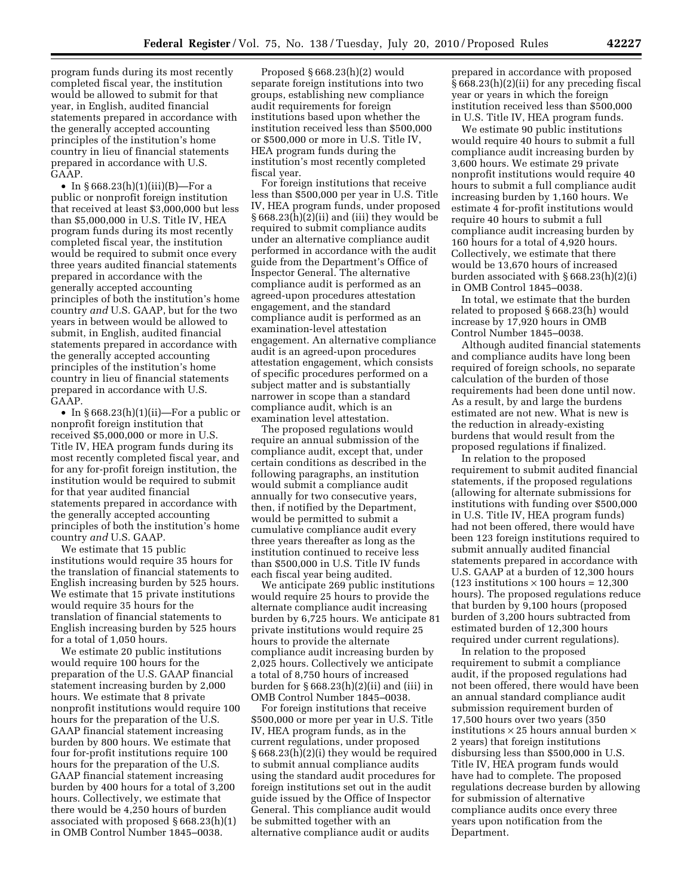program funds during its most recently completed fiscal year, the institution would be allowed to submit for that year, in English, audited financial statements prepared in accordance with the generally accepted accounting principles of the institution's home country in lieu of financial statements prepared in accordance with U.S. GAAP.

- In § 668.23(h)(1)(iii)(B)—For a public or nonprofit foreign institution that received at least $3,000,000 but less than $5,000,000 in U.S. Title IV, HEA program funds during its most recently completed fiscal year, the institution would be required to submit once every three years audited financial statements prepared in accordance with the generally accepted accounting principles of both the institution's home country *and* U.S. GAAP, but for the two years in between would be allowed to submit, in English, audited financial statements prepared in accordance with the generally accepted accounting principles of the institution's home country in lieu of financial statements prepared in accordance with U.S. GAAP.
- In § 668.23(h)(1)(ii)—For a public or nonprofit foreign institution that received $5,000,000 or more in U.S. Title IV, HEA program funds during its most recently completed fiscal year, and for any for-profit foreign institution, the institution would be required to submit for that year audited financial statements prepared in accordance with the generally accepted accounting principles of both the institution's home country *and* U.S. GAAP.

We estimate that 15 public institutions would require 35 hours for the translation of financial statements to English increasing burden by 525 hours. We estimate that 15 private institutions would require 35 hours for the translation of financial statements to English increasing burden by 525 hours for a total of 1,050 hours.

We estimate 20 public institutions would require 100 hours for the preparation of the U.S. GAAP financial statement increasing burden by 2,000 hours. We estimate that 8 private nonprofit institutions would require 100 hours for the preparation of the U.S. GAAP financial statement increasing burden by 800 hours. We estimate that four for-profit institutions require 100 hours for the preparation of the U.S. GAAP financial statement increasing burden by 400 hours for a total of 3,200 hours. Collectively, we estimate that there would be 4,250 hours of burden associated with proposed § 668.23(h)(1) in OMB Control Number 1845–0038.

Proposed § 668.23(h)(2) would separate foreign institutions into two groups, establishing new compliance audit requirements for foreign institutions based upon whether the institution received less than $500,000 or $500,000 or more in U.S. Title IV, HEA program funds during the institution's most recently completed fiscal year.

For foreign institutions that receive less than $500,000 per year in U.S. Title IV, HEA program funds, under proposed § 668.23(h)(2)(ii) and (iii) they would be required to submit compliance audits under an alternative compliance audit performed in accordance with the audit guide from the Department's Office of Inspector General. The alternative compliance audit is performed as an agreed-upon procedures attestation engagement, and the standard compliance audit is performed as an examination-level attestation engagement. An alternative compliance audit is an agreed-upon procedures attestation engagement, which consists of specific procedures performed on a subject matter and is substantially narrower in scope than a standard compliance audit, which is an examination level attestation.

The proposed regulations would require an annual submission of the compliance audit, except that, under certain conditions as described in the following paragraphs, an institution would submit a compliance audit annually for two consecutive years, then, if notified by the Department, would be permitted to submit a cumulative compliance audit every three years thereafter as long as the institution continued to receive less than $500,000 in U.S. Title IV funds each fiscal year being audited.

We anticipate 269 public institutions would require 25 hours to provide the alternate compliance audit increasing burden by 6,725 hours. We anticipate 81 private institutions would require 25 hours to provide the alternate compliance audit increasing burden by 2,025 hours. Collectively we anticipate a total of 8,750 hours of increased burden for § 668.23(h)(2)(ii) and (iii) in OMB Control Number 1845–0038.

For foreign institutions that receive $500,000 or more per year in U.S. Title IV, HEA program funds, as in the current regulations, under proposed § 668.23(h)(2)(i) they would be required to submit annual compliance audits using the standard audit procedures for foreign institutions set out in the audit guide issued by the Office of Inspector General. This compliance audit would be submitted together with an alternative compliance audit or audits prepared in accordance with proposed § 668.23(h)(2)(ii) for any preceding fiscal year or years in which the foreign institution received less than $500,000 in U.S. Title IV, HEA program funds.

We estimate 90 public institutions would require 40 hours to submit a full compliance audit increasing burden by 3,600 hours. We estimate 29 private nonprofit institutions would require 40 hours to submit a full compliance audit increasing burden by 1,160 hours. We estimate 4 for-profit institutions would require 40 hours to submit a full compliance audit increasing burden by 160 hours for a total of 4,920 hours. Collectively, we estimate that there would be 13,670 hours of increased burden associated with § 668.23(h)(2)(i) in OMB Control 1845–0038.

In total, we estimate that the burden related to proposed § 668.23(h) would increase by 17,920 hours in OMB Control Number 1845–0038.

Although audited financial statements and compliance audits have long been required of foreign schools, no separate calculation of the burden of those requirements had been done until now. As a result, by and large the burdens estimated are not new. What is new is the reduction in already-existing burdens that would result from the proposed regulations if finalized.

In relation to the proposed requirement to submit audited financial statements, if the proposed regulations (allowing for alternate submissions for institutions with funding over $500,000 in U.S. Title IV, HEA program funds) had not been offered, there would have been 123 foreign institutions required to submit annually audited financial statements prepared in accordance with U.S. GAAP at a burden of 12,300 hours (123 institutions × 100 hours = 12,300 hours). The proposed regulations reduce that burden by 9,100 hours (proposed burden of 3,200 hours subtracted from estimated burden of 12,300 hours required under current regulations).

In relation to the proposed requirement to submit a compliance audit, if the proposed regulations had not been offered, there would have been an annual standard compliance audit submission requirement burden of 17,500 hours over two years (350 institutions × 25 hours annual burden × 2 years) that foreign institutions disbursing less than $500,000 in U.S. Title IV, HEA program funds would have had to complete. The proposed regulations decrease burden by allowing for submission of alternative compliance audits once every three years upon notification from the Department.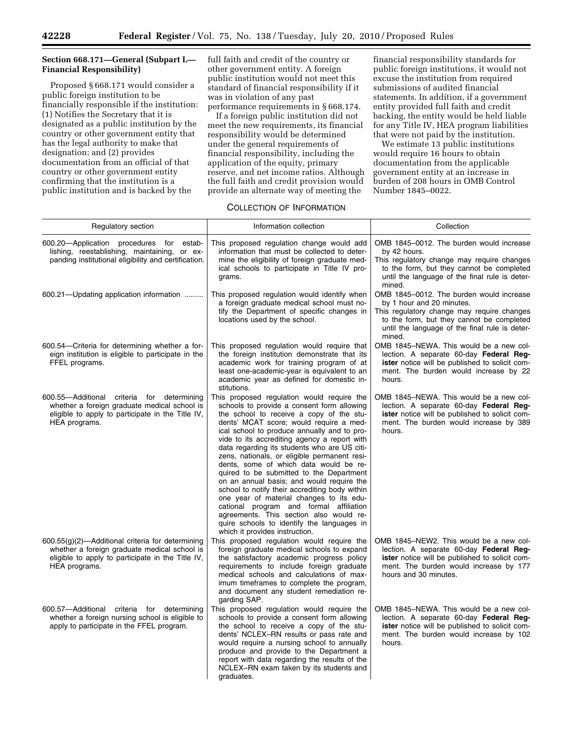### Section 668.171—General (Subpart L—Financial Responsibility)

Proposed § 668.171 would consider a public foreign institution to be financially responsible if the institution: (1) Notifies the Secretary that it is designated as a public institution by the country or other government entity that has the legal authority to make that designation; and (2) provides documentation from an official of that country or other government entity confirming that the institution is a public institution and is backed by the full faith and credit of the country or other government entity. A foreign public institution would not meet this standard of financial responsibility if it was in violation of any past performance requirements in § 668.174.

If a foreign public institution did not meet the new requirements, its financial responsibility would be determined under the general requirements of financial responsibility, including the application of the equity, primary reserve, and net income ratios. Although the full faith and credit provision would provide an alternate way of meeting the financial responsibility standards for public foreign institutions, it would not excuse the institution from required submissions of audited financial statements. In addition, if a government entity provided full faith and credit backing, the entity would be held liable for any Title IV, HEA program liabilities that were not paid by the institution.

We estimate 13 public institutions would require 16 hours to obtain documentation from the applicable government entity at an increase in burden of 208 hours in OMB Control Number 1845–0022.

COLLECTION OF INFORMATION

| Regulatory section | Information collection | Collection |
|---|---|---|
| 600.20—Application procedures for establishing, reestablishing, maintaining, or expanding institutional eligibility and certification. | This proposed regulation change would add information that must be collected to determine the eligibility of foreign graduate medical schools to participate in Title IV programs. | OMB 1845–0012. The burden would increase by 42 hours. This regulatory change may require changes to the form, but they cannot be completed until the language of the final rule is determined. |
| 600.21—Updating application information ......... | This proposed regulation would identify when a foreign graduate medical school must notify the Department of specific changes in locations used by the school. | OMB 1845–0012. The burden would increase by 1 hour and 20 minutes. This regulatory change may require changes to the form, but they cannot be completed until the language of the final rule is determined. |
| 600.54—Criteria for determining whether a foreign institution is eligible to participate in the FFEL programs. | This proposed regulation would require that the foreign institution demonstrate that its academic work for training program of at least one-academic-year is equivalent to an academic year as defined for domestic institutions. | OMB 1845–NEWA. This would be a new collection. A separate 60-day **Federal Register** notice will be published to solicit comment. The burden would increase by 22 hours. |
| 600.55—Additional criteria for determining whether a foreign graduate medical school is eligible to apply to participate in the Title IV, HEA programs. | This proposed regulation would require the schools to provide a consent form allowing the school to receive a copy of the students' MCAT score; would require a medical school to produce annually and to provide to its accrediting agency a report with data regarding its students who are US citizens, nationals, or eligible permanent residents, some of which data would be required to be submitted to the Department on an annual basis; and would require the school to notify their accrediting body within one year of material changes to its educational program and formal affiliation agreements. This section also would require schools to identify the languages in which it provides instruction. | OMB 1845–NEWA. This would be a new collection. A separate 60-day **Federal Register** notice will be published to solicit comment. The burden would increase by 389 hours. |
| 600.55(g)(2)—Additional criteria for determining whether a foreign graduate medical school is eligible to apply to participate in the Title IV, HEA programs. | This proposed regulation would require the foreign graduate medical schools to expand the satisfactory academic progress policy requirements to include foreign graduate medical schools and calculations of maximum timeframes to complete the program, and document any student remediation regarding SAP. | OMB 1845–NEW2. This would be a new collection. A separate 60-day **Federal Register** notice will be published to solicit comment. The burden would increase by 177 hours and 30 minutes. |
| 600.57—Additional criteria for determining whether a foreign nursing school is eligible to apply to participate in the FFEL program. | This proposed regulation would require the schools to provide a consent form allowing the school to receive a copy of the students' NCLEX–RN results or pass rate and would require a nursing school to annually produce and provide to the Department a report with data regarding the results of the NCLEX–RN exam taken by its students and graduates. | OMB 1845–NEWA. This would be a new collection. A separate 60-day **Federal Register** notice will be published to solicit comment. The burden would increase by 102 hours. |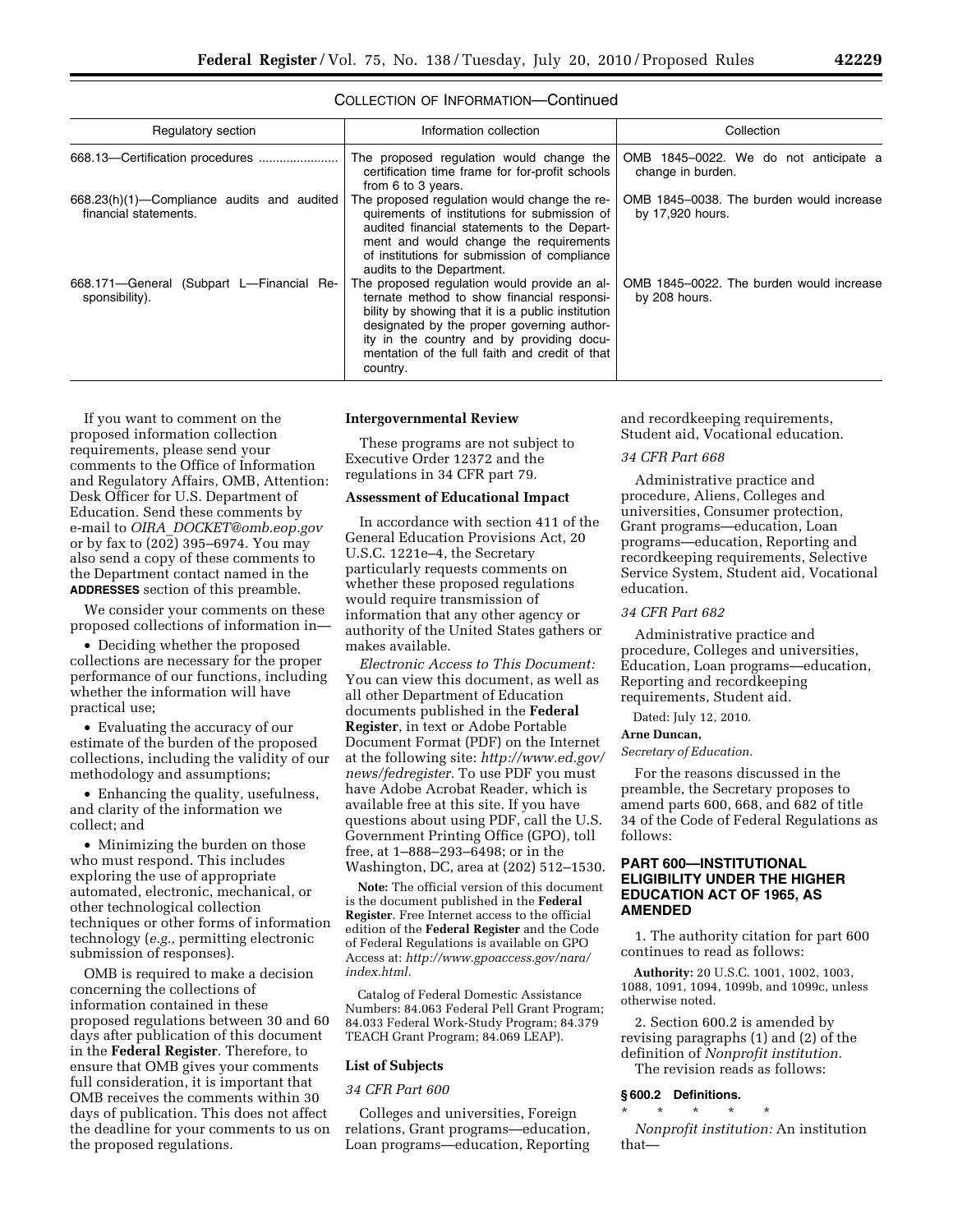COLLECTION OF INFORMATION—Continued

| Regulatory section | Information collection | Collection |
| --- | --- | --- |
| 668.13—Certification procedures | The proposed regulation would change the certification time frame for for-profit schools from 6 to 3 years. | OMB 1845–0022. We do not anticipate a change in burden. |
| 668.23(h)(1)—Compliance audits and audited financial statements. | The proposed regulation would change the requirements of institutions for submission of audited financial statements to the Department and would change the requirements of institutions for submission of compliance audits to the Department. | OMB 1845–0038. The burden would increase by 17,920 hours. |
| 668.171—General (Subpart L—Financial Responsibility). | The proposed regulation would provide an alternate method to show financial responsibility by showing that it is a public institution designated by the proper governing authority in the country and by providing documentation of the full faith and credit of that country. | OMB 1845–0022. The burden would increase by 208 hours. |

If you want to comment on the proposed information collection requirements, please send your comments to the Office of Information and Regulatory Affairs, OMB, Attention: Desk Officer for U.S. Department of Education. Send these comments by e-mail to *OIRA_DOCKET@omb.eop.gov* or by fax to (202) 395–6974. You may also send a copy of these comments to the Department contact named in the **ADDRESSES** section of this preamble.

We consider your comments on these proposed collections of information in—

- Deciding whether the proposed collections are necessary for the proper performance of our functions, including whether the information will have practical use;
- Evaluating the accuracy of our estimate of the burden of the proposed collections, including the validity of our methodology and assumptions;
- Enhancing the quality, usefulness, and clarity of the information we collect; and
- Minimizing the burden on those who must respond. This includes exploring the use of appropriate automated, electronic, mechanical, or other technological collection techniques or other forms of information technology (*e.g.,* permitting electronic submission of responses).

OMB is required to make a decision concerning the collections of information contained in these proposed regulations between 30 and 60 days after publication of this document in the **Federal Register**. Therefore, to ensure that OMB gives your comments full consideration, it is important that OMB receives the comments within 30 days of publication. This does not affect the deadline for your comments to us on the proposed regulations.

**Intergovernmental Review**

These programs are not subject to Executive Order 12372 and the regulations in 34 CFR part 79.

**Assessment of Educational Impact**

In accordance with section 411 of the General Education Provisions Act, 20 U.S.C. 1221e–4, the Secretary particularly requests comments on whether these proposed regulations would require transmission of information that any other agency or authority of the United States gathers or makes available.

*Electronic Access to This Document:* You can view this document, as well as all other Department of Education documents published in the **Federal Register**, in text or Adobe Portable Document Format (PDF) on the Internet at the following site: *http://www.ed.gov/news/fedregister.* To use PDF you must have Adobe Acrobat Reader, which is available free at this site. If you have questions about using PDF, call the U.S. Government Printing Office (GPO), toll free, at 1–888–293–6498; or in the Washington, DC, area at (202) 512–1530.

**Note:** The official version of this document is the document published in the **Federal Register**. Free Internet access to the official edition of the **Federal Register** and the Code of Federal Regulations is available on GPO Access at: *http://www.gpoaccess.gov/nara/index.html.*

Catalog of Federal Domestic Assistance Numbers: 84.063 Federal Pell Grant Program; 84.033 Federal Work-Study Program; 84.379 TEACH Grant Program; 84.069 LEAP).

**List of Subjects**

*34 CFR Part 600*

Colleges and universities, Foreign relations, Grant programs—education, Loan programs—education, Reporting and recordkeeping requirements, Student aid, Vocational education.

*34 CFR Part 668*

Administrative practice and procedure, Aliens, Colleges and universities, Consumer protection, Grant programs—education, Loan programs—education, Reporting and recordkeeping requirements, Selective Service System, Student aid, Vocational education.

*34 CFR Part 682*

Administrative practice and procedure, Colleges and universities, Education, Loan programs—education, Reporting and recordkeeping requirements, Student aid.

Dated: July 12, 2010.

**Arne Duncan,**

*Secretary of Education.*

For the reasons discussed in the preamble, the Secretary proposes to amend parts 600, 668, and 682 of title 34 of the Code of Federal Regulations as follows:

## PART 600—INSTITUTIONAL ELIGIBILITY UNDER THE HIGHER EDUCATION ACT OF 1965, AS AMENDED

1. The authority citation for part 600 continues to read as follows:

**Authority:** 20 U.S.C. 1001, 1002, 1003, 1088, 1091, 1094, 1099b, and 1099c, unless otherwise noted.

2. Section 600.2 is amended by revising paragraphs (1) and (2) of the definition of *Nonprofit institution.*

The revision reads as follows:

**§ 600.2 Definitions.**

\* \* \* \* \*

*Nonprofit institution:* An institution that—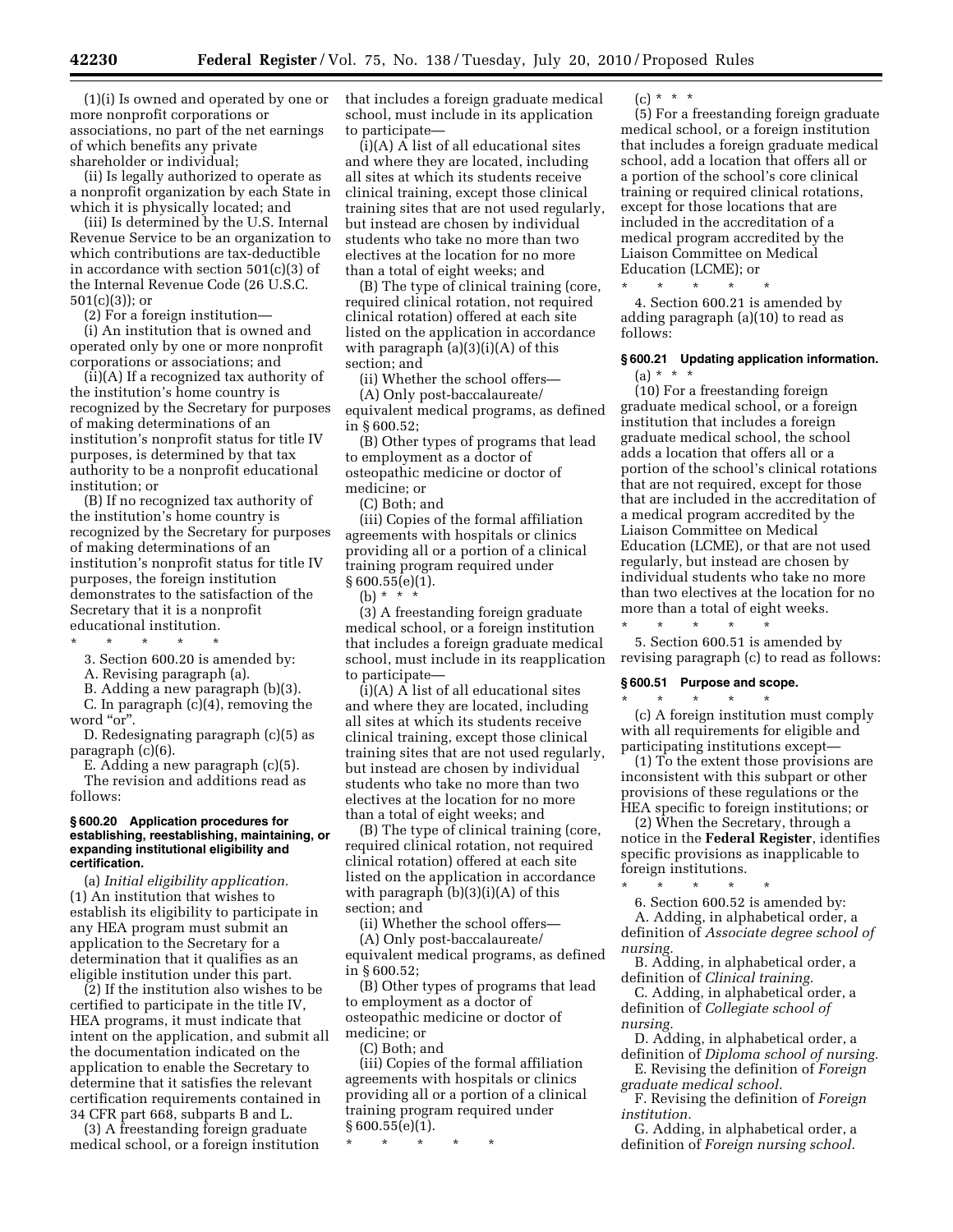(1)(i) Is owned and operated by one or more nonprofit corporations or associations, no part of the net earnings of which benefits any private shareholder or individual;

(ii) Is legally authorized to operate as a nonprofit organization by each State in which it is physically located; and

(iii) Is determined by the U.S. Internal Revenue Service to be an organization to which contributions are tax-deductible in accordance with section 501(c)(3) of the Internal Revenue Code (26 U.S.C. 501(c)(3)); or

(2) For a foreign institution—

(i) An institution that is owned and operated only by one or more nonprofit corporations or associations; and

(ii)(A) If a recognized tax authority of the institution's home country is recognized by the Secretary for purposes of making determinations of an institution's nonprofit status for title IV purposes, is determined by that tax authority to be a nonprofit educational institution; or

(B) If no recognized tax authority of the institution's home country is recognized by the Secretary for purposes of making determinations of an institution's nonprofit status for title IV purposes, the foreign institution demonstrates to the satisfaction of the Secretary that it is a nonprofit educational institution.

\* \* \* \* \*

3. Section 600.20 is amended by:

A. Revising paragraph (a).

B. Adding a new paragraph (b)(3).

C. In paragraph (c)(4), removing the word "or".

D. Redesignating paragraph (c)(5) as paragraph (c)(6).

E. Adding a new paragraph (c)(5).

The revision and additions read as follows:

### § 600.20 Application procedures for establishing, reestablishing, maintaining, or expanding institutional eligibility and certification.

(a) *Initial eligibility application.* (1) An institution that wishes to establish its eligibility to participate in any HEA program must submit an application to the Secretary for a determination that it qualifies as an eligible institution under this part.

(2) If the institution also wishes to be certified to participate in the title IV, HEA programs, it must indicate that intent on the application, and submit all the documentation indicated on the application to enable the Secretary to determine that it satisfies the relevant certification requirements contained in 34 CFR part 668, subparts B and L.

(3) A freestanding foreign graduate medical school, or a foreign institution that includes a foreign graduate medical school, must include in its application to participate—

(i)(A) A list of all educational sites and where they are located, including all sites at which its students receive clinical training, except those clinical training sites that are not used regularly, but instead are chosen by individual students who take no more than two electives at the location for no more than a total of eight weeks; and

(B) The type of clinical training (core, required clinical rotation, not required clinical rotation) offered at each site listed on the application in accordance with paragraph (a)(3)(i)(A) of this section; and

(ii) Whether the school offers—

(A) Only post-baccalaureate/equivalent medical programs, as defined in § 600.52;

(B) Other types of programs that lead to employment as a doctor of osteopathic medicine or doctor of medicine; or

(C) Both; and

(iii) Copies of the formal affiliation agreements with hospitals or clinics providing all or a portion of a clinical training program required under § 600.55(e)(1).

(b) \* \* \*

(3) A freestanding foreign graduate medical school, or a foreign institution that includes a foreign graduate medical school, must include in its reapplication to participate—

(i)(A) A list of all educational sites and where they are located, including all sites at which its students receive clinical training, except those clinical training sites that are not used regularly, but instead are chosen by individual students who take no more than two electives at the location for no more than a total of eight weeks; and

(B) The type of clinical training (core, required clinical rotation, not required clinical rotation) offered at each site listed on the application in accordance with paragraph (b)(3)(i)(A) of this section; and

(ii) Whether the school offers—

(A) Only post-baccalaureate/equivalent medical programs, as defined in § 600.52;

(B) Other types of programs that lead to employment as a doctor of osteopathic medicine or doctor of medicine; or

(C) Both; and

(iii) Copies of the formal affiliation agreements with hospitals or clinics providing all or a portion of a clinical training program required under § 600.55(e)(1).

\* \* \* \* \*

(c) \* \* \*

(5) For a freestanding foreign graduate medical school, or a foreign institution that includes a foreign graduate medical school, add a location that offers all or a portion of the school's core clinical training or required clinical rotations, except for those locations that are included in the accreditation of a medical program accredited by the Liaison Committee on Medical Education (LCME); or

\* \* \* \* \*

4. Section 600.21 is amended by adding paragraph (a)(10) to read as follows:

### § 600.21 Updating application information.

(a) \* \* \*

(10) For a freestanding foreign graduate medical school, or a foreign institution that includes a foreign graduate medical school, the school adds a location that offers all or a portion of the school's clinical rotations that are not required, except for those that are included in the accreditation of a medical program accredited by the Liaison Committee on Medical Education (LCME), or that are not used regularly, but instead are chosen by individual students who take no more than two electives at the location for no more than a total of eight weeks.

\* \* \* \* \*

5. Section 600.51 is amended by revising paragraph (c) to read as follows:

### § 600.51 Purpose and scope.

\* \* \* \* \*

(c) A foreign institution must comply with all requirements for eligible and participating institutions except—

(1) To the extent those provisions are inconsistent with this subpart or other provisions of these regulations or the HEA specific to foreign institutions; or

(2) When the Secretary, through a notice in the **Federal Register**, identifies specific provisions as inapplicable to foreign institutions.

\* \* \* \* \*

6. Section 600.52 is amended by:

A. Adding, in alphabetical order, a definition of *Associate degree school of nursing.*

B. Adding, in alphabetical order, a definition of *Clinical training.*

C. Adding, in alphabetical order, a definition of *Collegiate school of nursing.*

D. Adding, in alphabetical order, a definition of *Diploma school of nursing.*

E. Revising the definition of *Foreign graduate medical school.*

F. Revising the definition of *Foreign institution.*

G. Adding, in alphabetical order, a definition of *Foreign nursing school.*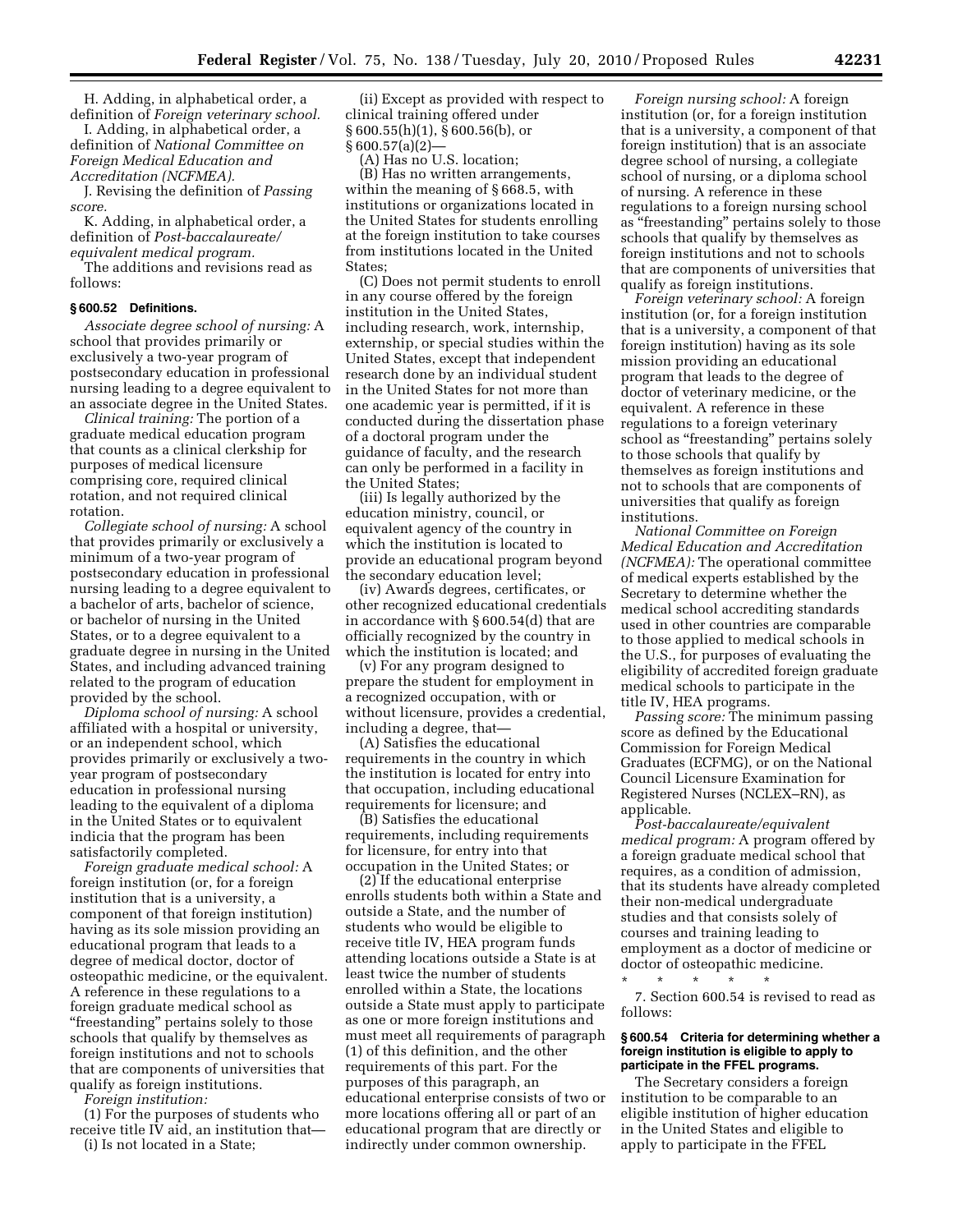H. Adding, in alphabetical order, a definition of *Foreign veterinary school.*

I. Adding, in alphabetical order, a definition of *National Committee on Foreign Medical Education and Accreditation (NCFMEA).*

J. Revising the definition of *Passing score.*

K. Adding, in alphabetical order, a definition of *Post-baccalaureate/equivalent medical program.*

The additions and revisions read as follows:

### § 600.52 Definitions.

*Associate degree school of nursing:* A school that provides primarily or exclusively a two-year program of postsecondary education in professional nursing leading to a degree equivalent to an associate degree in the United States.

*Clinical training:* The portion of a graduate medical education program that counts as a clinical clerkship for purposes of medical licensure comprising core, required clinical rotation, and not required clinical rotation.

*Collegiate school of nursing:* A school that provides primarily or exclusively a minimum of a two-year program of postsecondary education in professional nursing leading to a degree equivalent to a bachelor of arts, bachelor of science, or bachelor of nursing in the United States, or to a degree equivalent to a graduate degree in nursing in the United States, and including advanced training related to the program of education provided by the school.

*Diploma school of nursing:* A school affiliated with a hospital or university, or an independent school, which provides primarily or exclusively a two-year program of postsecondary education in professional nursing leading to the equivalent of a diploma in the United States or to equivalent indicia that the program has been satisfactorily completed.

*Foreign graduate medical school:* A foreign institution (or, for a foreign institution that is a university, a component of that foreign institution) having as its sole mission providing an educational program that leads to a degree of medical doctor, doctor of osteopathic medicine, or the equivalent. A reference in these regulations to a foreign graduate medical school as "freestanding" pertains solely to those schools that qualify by themselves as foreign institutions and not to schools that are components of universities that qualify as foreign institutions.

*Foreign institution:*

(1) For the purposes of students who receive title IV aid, an institution that—

(i) Is not located in a State;

(ii) Except as provided with respect to clinical training offered under § 600.55(h)(1), § 600.56(b), or § 600.57(a)(2)—

(A) Has no U.S. location;

(B) Has no written arrangements, within the meaning of § 668.5, with institutions or organizations located in the United States for students enrolling at the foreign institution to take courses from institutions located in the United States;

(C) Does not permit students to enroll in any course offered by the foreign institution in the United States, including research, work, internship, externship, or special studies within the United States, except that independent research done by an individual student in the United States for not more than one academic year is permitted, if it is conducted during the dissertation phase of a doctoral program under the guidance of faculty, and the research can only be performed in a facility in the United States;

(iii) Is legally authorized by the education ministry, council, or equivalent agency of the country in which the institution is located to provide an educational program beyond the secondary education level;

(iv) Awards degrees, certificates, or other recognized educational credentials in accordance with § 600.54(d) that are officially recognized by the country in which the institution is located; and

(v) For any program designed to prepare the student for employment in a recognized occupation, with or without licensure, provides a credential, including a degree, that—

(A) Satisfies the educational requirements in the country in which the institution is located for entry into that occupation, including educational requirements for licensure; and

(B) Satisfies the educational requirements, including requirements for licensure, for entry into that occupation in the United States; or

(2) If the educational enterprise enrolls students both within a State and outside a State, and the number of students who would be eligible to receive title IV, HEA program funds attending locations outside a State is at least twice the number of students enrolled within a State, the locations outside a State must apply to participate as one or more foreign institutions and must meet all requirements of paragraph (1) of this definition, and the other requirements of this part. For the purposes of this paragraph, an educational enterprise consists of two or more locations offering all or part of an educational program that are directly or indirectly under common ownership.

*Foreign nursing school:* A foreign institution (or, for a foreign institution that is a university, a component of that foreign institution) that is an associate degree school of nursing, a collegiate school of nursing, or a diploma school of nursing. A reference in these regulations to a foreign nursing school as "freestanding" pertains solely to those schools that qualify by themselves as foreign institutions and not to schools that are components of universities that qualify as foreign institutions.

*Foreign veterinary school:* A foreign institution (or, for a foreign institution that is a university, a component of that foreign institution) having as its sole mission providing an educational program that leads to the degree of doctor of veterinary medicine, or the equivalent. A reference in these regulations to a foreign veterinary school as "freestanding" pertains solely to those schools that qualify by themselves as foreign institutions and not to schools that are components of universities that qualify as foreign institutions.

*National Committee on Foreign Medical Education and Accreditation (NCFMEA):* The operational committee of medical experts established by the Secretary to determine whether the medical school accrediting standards used in other countries are comparable to those applied to medical schools in the U.S., for purposes of evaluating the eligibility of accredited foreign graduate medical schools to participate in the title IV, HEA programs.

*Passing score:* The minimum passing score as defined by the Educational Commission for Foreign Medical Graduates (ECFMG), or on the National Council Licensure Examination for Registered Nurses (NCLEX–RN), as applicable.

*Post-baccalaureate/equivalent medical program:* A program offered by a foreign graduate medical school that requires, as a condition of admission, that its students have already completed their non-medical undergraduate studies and that consists solely of courses and training leading to employment as a doctor of medicine or doctor of osteopathic medicine.

\* \* \* \* \*

7. Section 600.54 is revised to read as follows:

### § 600.54 Criteria for determining whether a foreign institution is eligible to apply to participate in the FFEL programs.

The Secretary considers a foreign institution to be comparable to an eligible institution of higher education in the United States and eligible to apply to participate in the FFEL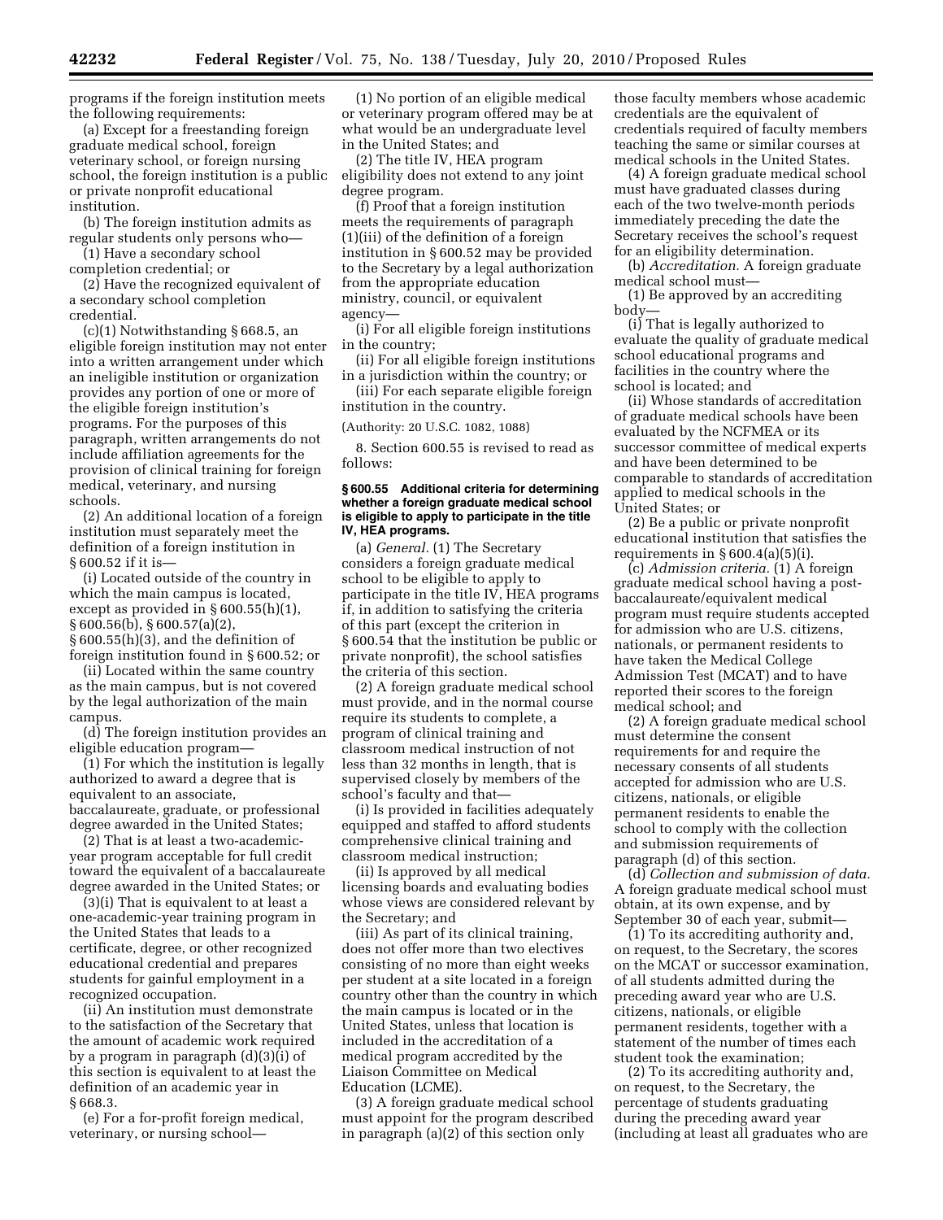programs if the foreign institution meets the following requirements:

(a) Except for a freestanding foreign graduate medical school, foreign veterinary school, or foreign nursing school, the foreign institution is a public or private nonprofit educational institution.

(b) The foreign institution admits as regular students only persons who—

(1) Have a secondary school completion credential; or

(2) Have the recognized equivalent of a secondary school completion credential.

(c)(1) Notwithstanding § 668.5, an eligible foreign institution may not enter into a written arrangement under which an ineligible institution or organization provides any portion of one or more of the eligible foreign institution's programs. For the purposes of this paragraph, written arrangements do not include affiliation agreements for the provision of clinical training for foreign medical, veterinary, and nursing schools.

(2) An additional location of a foreign institution must separately meet the definition of a foreign institution in § 600.52 if it is—

(i) Located outside of the country in which the main campus is located, except as provided in § 600.55(h)(1), § 600.56(b), § 600.57(a)(2), § 600.55(h)(3), and the definition of foreign institution found in § 600.52; or

(ii) Located within the same country as the main campus, but is not covered by the legal authorization of the main campus.

(d) The foreign institution provides an eligible education program—

(1) For which the institution is legally authorized to award a degree that is equivalent to an associate, baccalaureate, graduate, or professional degree awarded in the United States;

(2) That is at least a two-academic-year program acceptable for full credit toward the equivalent of a baccalaureate degree awarded in the United States; or

(3)(i) That is equivalent to at least a one-academic-year training program in the United States that leads to a certificate, degree, or other recognized educational credential and prepares students for gainful employment in a recognized occupation.

(ii) An institution must demonstrate to the satisfaction of the Secretary that the amount of academic work required by a program in paragraph (d)(3)(i) of this section is equivalent to at least the definition of an academic year in § 668.3.

(e) For a for-profit foreign medical, veterinary, or nursing school—

(1) No portion of an eligible medical or veterinary program offered may be at what would be an undergraduate level in the United States; and

(2) The title IV, HEA program eligibility does not extend to any joint degree program.

(f) Proof that a foreign institution meets the requirements of paragraph (1)(iii) of the definition of a foreign institution in § 600.52 may be provided to the Secretary by a legal authorization from the appropriate education ministry, council, or equivalent agency—

(i) For all eligible foreign institutions in the country;

(ii) For all eligible foreign institutions in a jurisdiction within the country; or

(iii) For each separate eligible foreign institution in the country.

(Authority: 20 U.S.C. 1082, 1088)

8. Section 600.55 is revised to read as follows:

### § 600.55 Additional criteria for determining whether a foreign graduate medical school is eligible to apply to participate in the title IV, HEA programs.

(a) *General.* (1) The Secretary considers a foreign graduate medical school to be eligible to apply to participate in the title IV, HEA programs if, in addition to satisfying the criteria of this part (except the criterion in § 600.54 that the institution be public or private nonprofit), the school satisfies the criteria of this section.

(2) A foreign graduate medical school must provide, and in the normal course require its students to complete, a program of clinical training and classroom medical instruction of not less than 32 months in length, that is supervised closely by members of the school's faculty and that—

(i) Is provided in facilities adequately equipped and staffed to afford students comprehensive clinical training and classroom medical instruction;

(ii) Is approved by all medical licensing boards and evaluating bodies whose views are considered relevant by the Secretary; and

(iii) As part of its clinical training, does not offer more than two electives consisting of no more than eight weeks per student at a site located in a foreign country other than the country in which the main campus is located or in the United States, unless that location is included in the accreditation of a medical program accredited by the Liaison Committee on Medical Education (LCME).

(3) A foreign graduate medical school must appoint for the program described in paragraph (a)(2) of this section only those faculty members whose academic credentials are the equivalent of credentials required of faculty members teaching the same or similar courses at medical schools in the United States.

(4) A foreign graduate medical school must have graduated classes during each of the two twelve-month periods immediately preceding the date the Secretary receives the school's request for an eligibility determination.

(b) *Accreditation.* A foreign graduate medical school must—

(1) Be approved by an accrediting body—

(i) That is legally authorized to evaluate the quality of graduate medical school educational programs and facilities in the country where the school is located; and

(ii) Whose standards of accreditation of graduate medical schools have been evaluated by the NCFMEA or its successor committee of medical experts and have been determined to be comparable to standards of accreditation applied to medical schools in the United States; or

(2) Be a public or private nonprofit educational institution that satisfies the requirements in § 600.4(a)(5)(i).

(c) *Admission criteria.* (1) A foreign graduate medical school having a post-baccalaureate/equivalent medical program must require students accepted for admission who are U.S. citizens, nationals, or permanent residents to have taken the Medical College Admission Test (MCAT) and to have reported their scores to the foreign medical school; and

(2) A foreign graduate medical school must determine the consent requirements for and require the necessary consents of all students accepted for admission who are U.S. citizens, nationals, or eligible permanent residents to enable the school to comply with the collection and submission requirements of paragraph (d) of this section.

(d) *Collection and submission of data.* A foreign graduate medical school must obtain, at its own expense, and by September 30 of each year, submit—

(1) To its accrediting authority and, on request, to the Secretary, the scores on the MCAT or successor examination, of all students admitted during the preceding award year who are U.S. citizens, nationals, or eligible permanent residents, together with a statement of the number of times each student took the examination;

(2) To its accrediting authority and, on request, to the Secretary, the percentage of students graduating during the preceding award year (including at least all graduates who are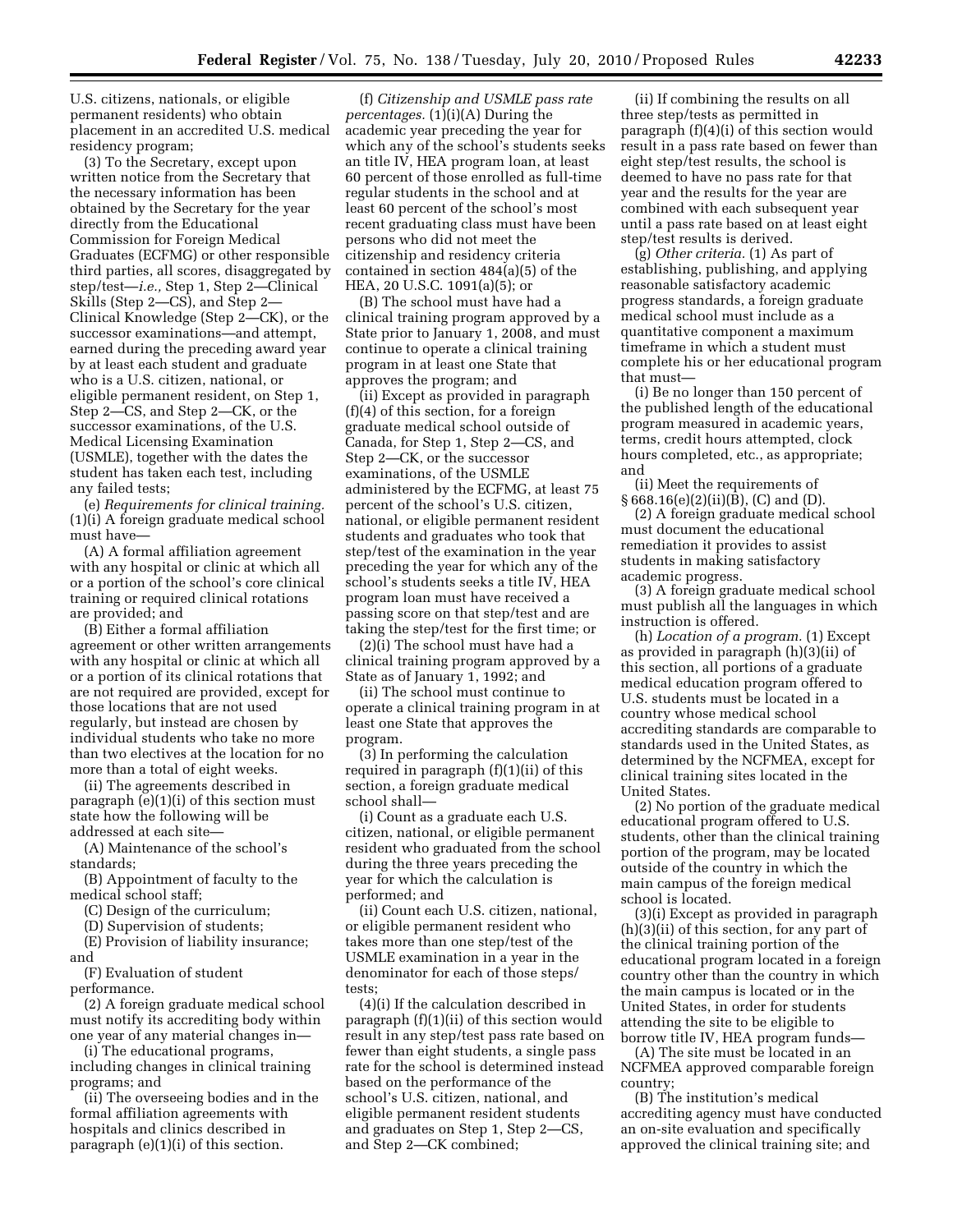U.S. citizens, nationals, or eligible permanent residents) who obtain placement in an accredited U.S. medical residency program;

(3) To the Secretary, except upon written notice from the Secretary that the necessary information has been obtained by the Secretary for the year directly from the Educational Commission for Foreign Medical Graduates (ECFMG) or other responsible third parties, all scores, disaggregated by step/test—*i.e.,* Step 1, Step 2—Clinical Skills (Step 2—CS), and Step 2—Clinical Knowledge (Step 2—CK), or the successor examinations—and attempt, earned during the preceding award year by at least each student and graduate who is a U.S. citizen, national, or eligible permanent resident, on Step 1, Step 2—CS, and Step 2—CK, or the successor examinations, of the U.S. Medical Licensing Examination (USMLE), together with the dates the student has taken each test, including any failed tests;

(e) *Requirements for clinical training.* (1)(i) A foreign graduate medical school must have—

(A) A formal affiliation agreement with any hospital or clinic at which all or a portion of the school's core clinical training or required clinical rotations are provided; and

(B) Either a formal affiliation agreement or other written arrangements with any hospital or clinic at which all or a portion of its clinical rotations that are not required are provided, except for those locations that are not used regularly, but instead are chosen by individual students who take no more than two electives at the location for no more than a total of eight weeks.

(ii) The agreements described in paragraph (e)(1)(i) of this section must state how the following will be addressed at each site—

(A) Maintenance of the school's standards;

(B) Appointment of faculty to the medical school staff;

(C) Design of the curriculum;

(D) Supervision of students;

(E) Provision of liability insurance; and

(F) Evaluation of student performance.

(2) A foreign graduate medical school must notify its accrediting body within one year of any material changes in—

(i) The educational programs, including changes in clinical training programs; and

(ii) The overseeing bodies and in the formal affiliation agreements with hospitals and clinics described in paragraph (e)(1)(i) of this section.

(f) *Citizenship and USMLE pass rate percentages.* (1)(i)(A) During the academic year preceding the year for which any of the school's students seeks an title IV, HEA program loan, at least 60 percent of those enrolled as full-time regular students in the school and at least 60 percent of the school's most recent graduating class must have been persons who did not meet the citizenship and residency criteria contained in section 484(a)(5) of the HEA, 20 U.S.C. 1091(a)(5); or

(B) The school must have had a clinical training program approved by a State prior to January 1, 2008, and must continue to operate a clinical training program in at least one State that approves the program; and

(ii) Except as provided in paragraph (f)(4) of this section, for a foreign graduate medical school outside of Canada, for Step 1, Step 2—CS, and Step 2—CK, or the successor examinations, of the USMLE administered by the ECFMG, at least 75 percent of the school's U.S. citizen, national, or eligible permanent resident students and graduates who took that step/test of the examination in the year preceding the year for which any of the school's students seeks a title IV, HEA program loan must have received a passing score on that step/test and are taking the step/test for the first time; or

(2)(i) The school must have had a clinical training program approved by a State as of January 1, 1992; and

(ii) The school must continue to operate a clinical training program in at least one State that approves the program.

(3) In performing the calculation required in paragraph (f)(1)(ii) of this section, a foreign graduate medical school shall—

(i) Count as a graduate each U.S. citizen, national, or eligible permanent resident who graduated from the school during the three years preceding the year for which the calculation is performed; and

(ii) Count each U.S. citizen, national, or eligible permanent resident who takes more than one step/test of the USMLE examination in a year in the denominator for each of those steps/tests;

(4)(i) If the calculation described in paragraph (f)(1)(ii) of this section would result in any step/test pass rate based on fewer than eight students, a single pass rate for the school is determined instead based on the performance of the school's U.S. citizen, national, and eligible permanent resident students and graduates on Step 1, Step 2—CS, and Step 2—CK combined;

(ii) If combining the results on all three step/tests as permitted in paragraph (f)(4)(i) of this section would result in a pass rate based on fewer than eight step/test results, the school is deemed to have no pass rate for that year and the results for the year are combined with each subsequent year until a pass rate based on at least eight step/test results is derived.

(g) *Other criteria.* (1) As part of establishing, publishing, and applying reasonable satisfactory academic progress standards, a foreign graduate medical school must include as a quantitative component a maximum timeframe in which a student must complete his or her educational program that must—

(i) Be no longer than 150 percent of the published length of the educational program measured in academic years, terms, credit hours attempted, clock hours completed, etc., as appropriate; and

(ii) Meet the requirements of § 668.16(e)(2)(ii)(B), (C) and (D).

(2) A foreign graduate medical school must document the educational remediation it provides to assist students in making satisfactory academic progress.

(3) A foreign graduate medical school must publish all the languages in which instruction is offered.

(h) *Location of a program.* (1) Except as provided in paragraph (h)(3)(ii) of this section, all portions of a graduate medical education program offered to U.S. students must be located in a country whose medical school accrediting standards are comparable to standards used in the United States, as determined by the NCFMEA, except for clinical training sites located in the United States.

(2) No portion of the graduate medical educational program offered to U.S. students, other than the clinical training portion of the program, may be located outside of the country in which the main campus of the foreign medical school is located.

(3)(i) Except as provided in paragraph (h)(3)(ii) of this section, for any part of the clinical training portion of the educational program located in a foreign country other than the country in which the main campus is located or in the United States, in order for students attending the site to be eligible to borrow title IV, HEA program funds—

(A) The site must be located in an NCFMEA approved comparable foreign country;

(B) The institution's medical accrediting agency must have conducted an on-site evaluation and specifically approved the clinical training site; and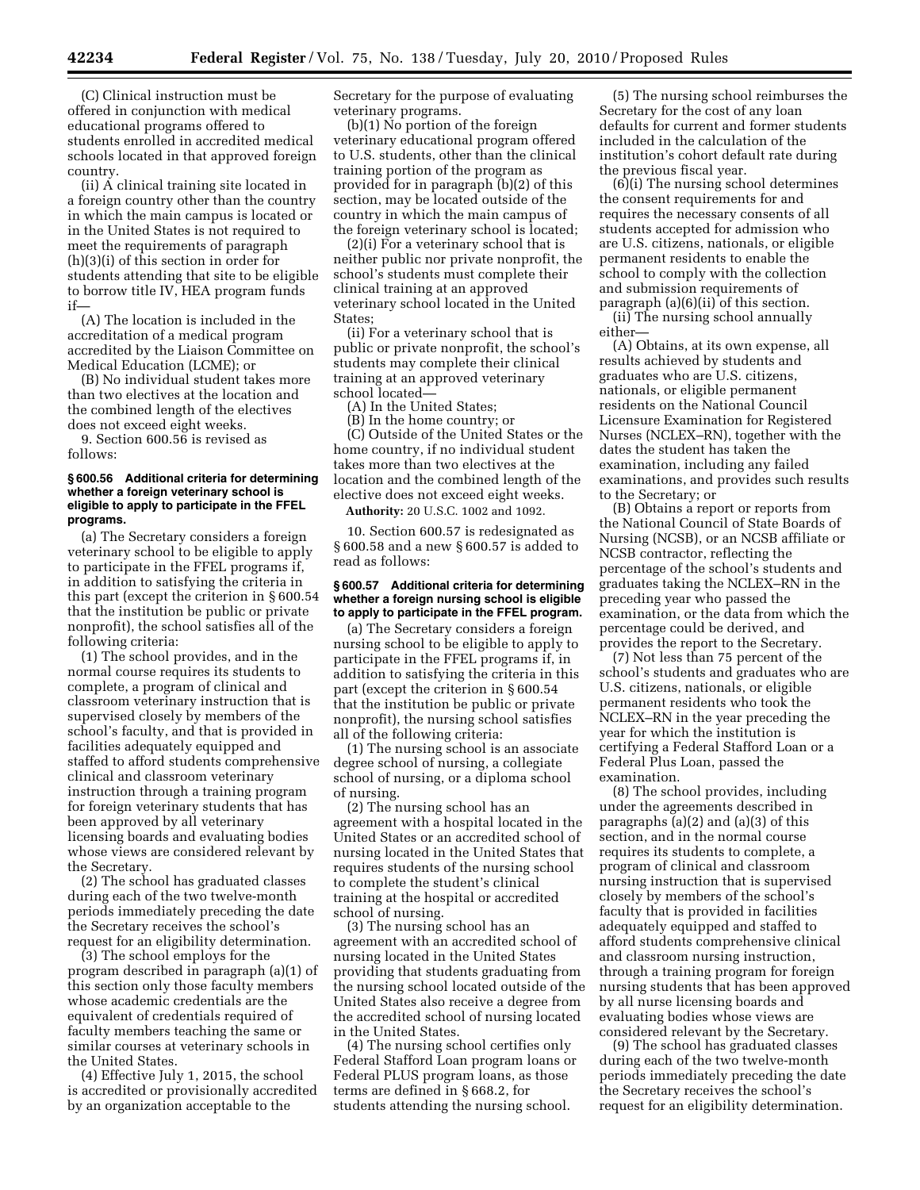(C) Clinical instruction must be offered in conjunction with medical educational programs offered to students enrolled in accredited medical schools located in that approved foreign country.

(ii) A clinical training site located in a foreign country other than the country in which the main campus is located or in the United States is not required to meet the requirements of paragraph (h)(3)(i) of this section in order for students attending that site to be eligible to borrow title IV, HEA program funds if—

(A) The location is included in the accreditation of a medical program accredited by the Liaison Committee on Medical Education (LCME); or

(B) No individual student takes more than two electives at the location and the combined length of the electives does not exceed eight weeks.

9. Section 600.56 is revised as follows:

**§ 600.56 Additional criteria for determining whether a foreign veterinary school is eligible to apply to participate in the FFEL programs.**

(a) The Secretary considers a foreign veterinary school to be eligible to apply to participate in the FFEL programs if, in addition to satisfying the criteria in this part (except the criterion in § 600.54 that the institution be public or private nonprofit), the school satisfies all of the following criteria:

(1) The school provides, and in the normal course requires its students to complete, a program of clinical and classroom veterinary instruction that is supervised closely by members of the school's faculty, and that is provided in facilities adequately equipped and staffed to afford students comprehensive clinical and classroom veterinary instruction through a training program for foreign veterinary students that has been approved by all veterinary licensing boards and evaluating bodies whose views are considered relevant by the Secretary.

(2) The school has graduated classes during each of the two twelve-month periods immediately preceding the date the Secretary receives the school's request for an eligibility determination.

(3) The school employs for the program described in paragraph (a)(1) of this section only those faculty members whose academic credentials are the equivalent of credentials required of faculty members teaching the same or similar courses at veterinary schools in the United States.

(4) Effective July 1, 2015, the school is accredited or provisionally accredited by an organization acceptable to the Secretary for the purpose of evaluating veterinary programs.

(b)(1) No portion of the foreign veterinary educational program offered to U.S. students, other than the clinical training portion of the program as provided for in paragraph (b)(2) of this section, may be located outside of the country in which the main campus of the foreign veterinary school is located;

(2)(i) For a veterinary school that is neither public nor private nonprofit, the school's students must complete their clinical training at an approved veterinary school located in the United States;

(ii) For a veterinary school that is public or private nonprofit, the school's students may complete their clinical training at an approved veterinary school located—

(A) In the United States;

(B) In the home country; or

(C) Outside of the United States or the home country, if no individual student takes more than two electives at the location and the combined length of the elective does not exceed eight weeks.

**Authority:** 20 U.S.C. 1002 and 1092.

10. Section 600.57 is redesignated as § 600.58 and a new § 600.57 is added to read as follows:

**§ 600.57 Additional criteria for determining whether a foreign nursing school is eligible to apply to participate in the FFEL program.**

(a) The Secretary considers a foreign nursing school to be eligible to apply to participate in the FFEL programs if, in addition to satisfying the criteria in this part (except the criterion in § 600.54 that the institution be public or private nonprofit), the nursing school satisfies all of the following criteria:

(1) The nursing school is an associate degree school of nursing, a collegiate school of nursing, or a diploma school of nursing.

(2) The nursing school has an agreement with a hospital located in the United States or an accredited school of nursing located in the United States that requires students of the nursing school to complete the student's clinical training at the hospital or accredited school of nursing.

(3) The nursing school has an agreement with an accredited school of nursing located in the United States providing that students graduating from the nursing school located outside of the United States also receive a degree from the accredited school of nursing located in the United States.

(4) The nursing school certifies only Federal Stafford Loan program loans or Federal PLUS program loans, as those terms are defined in § 668.2, for students attending the nursing school.

(5) The nursing school reimburses the Secretary for the cost of any loan defaults for current and former students included in the calculation of the institution's cohort default rate during the previous fiscal year.

(6)(i) The nursing school determines the consent requirements for and requires the necessary consents of all students accepted for admission who are U.S. citizens, nationals, or eligible permanent residents to enable the school to comply with the collection and submission requirements of paragraph (a)(6)(ii) of this section.

(ii) The nursing school annually either—

(A) Obtains, at its own expense, all results achieved by students and graduates who are U.S. citizens, nationals, or eligible permanent residents on the National Council Licensure Examination for Registered Nurses (NCLEX–RN), together with the dates the student has taken the examination, including any failed examinations, and provides such results to the Secretary; or

(B) Obtains a report or reports from the National Council of State Boards of Nursing (NCSB), or an NCSB affiliate or NCSB contractor, reflecting the percentage of the school's students and graduates taking the NCLEX–RN in the preceding year who passed the examination, or the data from which the percentage could be derived, and provides the report to the Secretary.

(7) Not less than 75 percent of the school's students and graduates who are U.S. citizens, nationals, or eligible permanent residents who took the NCLEX–RN in the year preceding the year for which the institution is certifying a Federal Stafford Loan or a Federal Plus Loan, passed the examination.

(8) The school provides, including under the agreements described in paragraphs (a)(2) and (a)(3) of this section, and in the normal course requires its students to complete, a program of clinical and classroom nursing instruction that is supervised closely by members of the school's faculty that is provided in facilities adequately equipped and staffed to afford students comprehensive clinical and classroom nursing instruction, through a training program for foreign nursing students that has been approved by all nurse licensing boards and evaluating bodies whose views are considered relevant by the Secretary.

(9) The school has graduated classes during each of the two twelve-month periods immediately preceding the date the Secretary receives the school's request for an eligibility determination.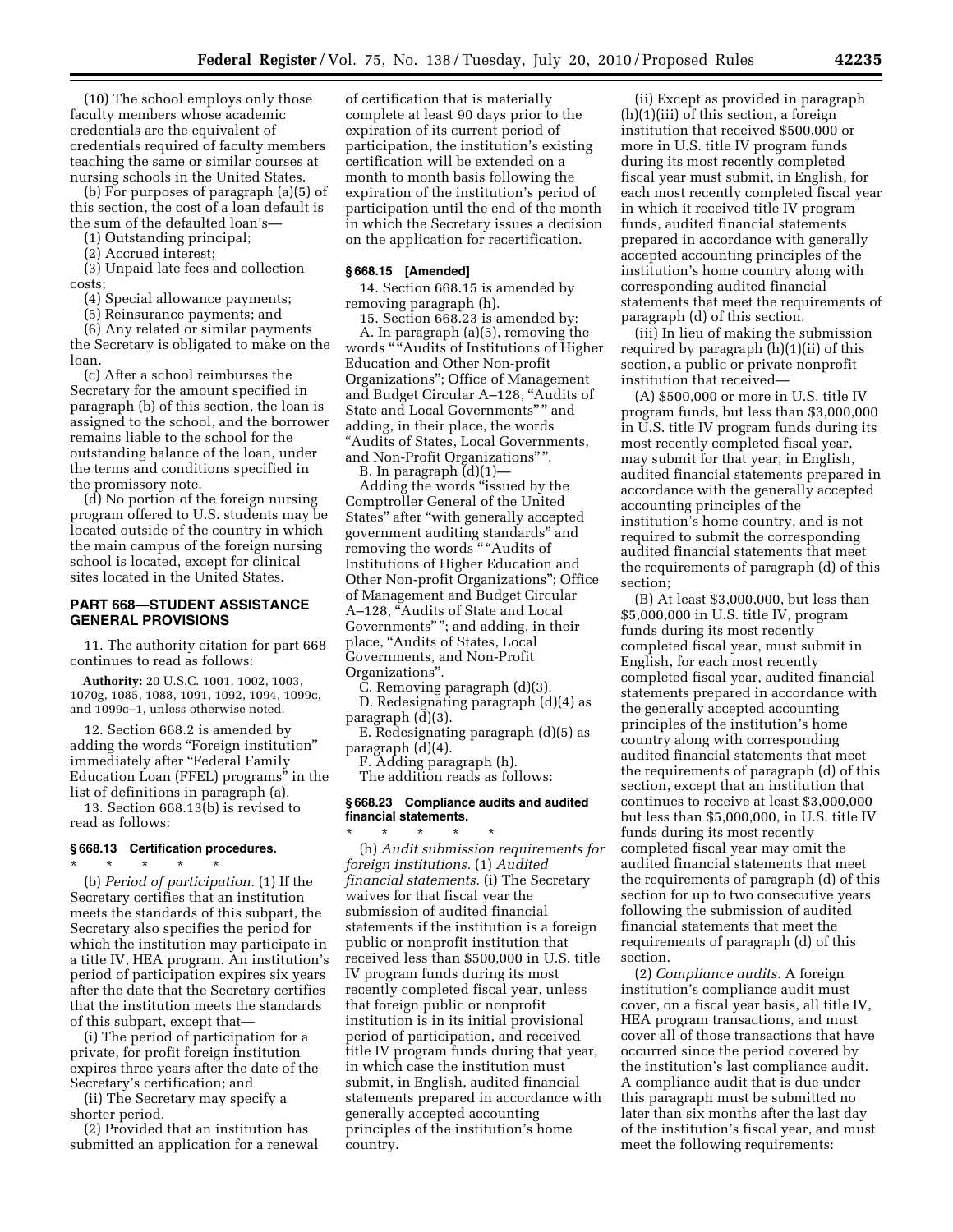(10) The school employs only those faculty members whose academic credentials are the equivalent of credentials required of faculty members teaching the same or similar courses at nursing schools in the United States.

(b) For purposes of paragraph (a)(5) of this section, the cost of a loan default is the sum of the defaulted loan's—

(1) Outstanding principal;

(2) Accrued interest;

(3) Unpaid late fees and collection costs;

(4) Special allowance payments;

(5) Reinsurance payments; and

(6) Any related or similar payments the Secretary is obligated to make on the loan.

(c) After a school reimburses the Secretary for the amount specified in paragraph (b) of this section, the loan is assigned to the school, and the borrower remains liable to the school for the outstanding balance of the loan, under the terms and conditions specified in the promissory note.

(d) No portion of the foreign nursing program offered to U.S. students may be located outside of the country in which the main campus of the foreign nursing school is located, except for clinical sites located in the United States.

## PART 668—STUDENT ASSISTANCE GENERAL PROVISIONS

11. The authority citation for part 668 continues to read as follows:

**Authority:** 20 U.S.C. 1001, 1002, 1003, 1070g, 1085, 1088, 1091, 1092, 1094, 1099c, and 1099c–1, unless otherwise noted.

12. Section 668.2 is amended by adding the words "Foreign institution" immediately after "Federal Family Education Loan (FFEL) programs" in the list of definitions in paragraph (a).

13. Section 668.13(b) is revised to read as follows:

### § 668.13 Certification procedures.

\* \* \* \* \*

(b) *Period of participation.* (1) If the Secretary certifies that an institution meets the standards of this subpart, the Secretary also specifies the period for which the institution may participate in a title IV, HEA program. An institution's period of participation expires six years after the date that the Secretary certifies that the institution meets the standards of this subpart, except that—

(i) The period of participation for a private, for profit foreign institution expires three years after the date of the Secretary's certification; and

(ii) The Secretary may specify a shorter period.

(2) Provided that an institution has submitted an application for a renewal of certification that is materially complete at least 90 days prior to the expiration of its current period of participation, the institution's existing certification will be extended on a month to month basis following the expiration of the institution's period of participation until the end of the month in which the Secretary issues a decision on the application for recertification.

### § 668.15 [Amended]

14. Section 668.15 is amended by removing paragraph (h).

15. Section 668.23 is amended by:

A. In paragraph (a)(5), removing the words ""Audits of Institutions of Higher Education and Other Non-profit Organizations"; Office of Management and Budget Circular A–128, "Audits of State and Local Governments"" and adding, in their place, the words "Audits of States, Local Governments, and Non-Profit Organizations"".

B. In paragraph (d)(1)—

Adding the words "issued by the Comptroller General of the United States" after "with generally accepted government auditing standards" and removing the words ""Audits of Institutions of Higher Education and Other Non-profit Organizations"; Office of Management and Budget Circular A–128, "Audits of State and Local Governments""; and adding, in their place, "Audits of States, Local Governments, and Non-Profit Organizations".

C. Removing paragraph (d)(3).

D. Redesignating paragraph (d)(4) as paragraph (d)(3).

E. Redesignating paragraph (d)(5) as paragraph (d)(4).

F. Adding paragraph (h).

The addition reads as follows:

### § 668.23 Compliance audits and audited financial statements.

\* \* \* \* \*

(h) *Audit submission requirements for foreign institutions.* (1) *Audited financial statements.* (i) The Secretary waives for that fiscal year the submission of audited financial statements if the institution is a foreign public or nonprofit institution that received less than $500,000 in U.S. title IV program funds during its most recently completed fiscal year, unless that foreign public or nonprofit institution is in its initial provisional period of participation, and received title IV program funds during that year, in which case the institution must submit, in English, audited financial statements prepared in accordance with generally accepted accounting principles of the institution's home country.

(ii) Except as provided in paragraph (h)(1)(iii) of this section, a foreign institution that received $500,000 or more in U.S. title IV program funds during its most recently completed fiscal year must submit, in English, for each most recently completed fiscal year in which it received title IV program funds, audited financial statements prepared in accordance with generally accepted accounting principles of the institution's home country along with corresponding audited financial statements that meet the requirements of paragraph (d) of this section.

(iii) In lieu of making the submission required by paragraph (h)(1)(ii) of this section, a public or private nonprofit institution that received—

(A) $500,000 or more in U.S. title IV program funds, but less than $3,000,000 in U.S. title IV program funds during its most recently completed fiscal year, may submit for that year, in English, audited financial statements prepared in accordance with the generally accepted accounting principles of the institution's home country, and is not required to submit the corresponding audited financial statements that meet the requirements of paragraph (d) of this section;

(B) At least $3,000,000, but less than $5,000,000 in U.S. title IV, program funds during its most recently completed fiscal year, must submit in English, for each most recently completed fiscal year, audited financial statements prepared in accordance with the generally accepted accounting principles of the institution's home country along with corresponding audited financial statements that meet the requirements of paragraph (d) of this section, except that an institution that continues to receive at least $3,000,000 but less than $5,000,000, in U.S. title IV funds during its most recently completed fiscal year may omit the audited financial statements that meet the requirements of paragraph (d) of this section for up to two consecutive years following the submission of audited financial statements that meet the requirements of paragraph (d) of this section.

(2) *Compliance audits.* A foreign institution's compliance audit must cover, on a fiscal year basis, all title IV, HEA program transactions, and must cover all of those transactions that have occurred since the period covered by the institution's last compliance audit. A compliance audit that is due under this paragraph must be submitted no later than six months after the last day of the institution's fiscal year, and must meet the following requirements: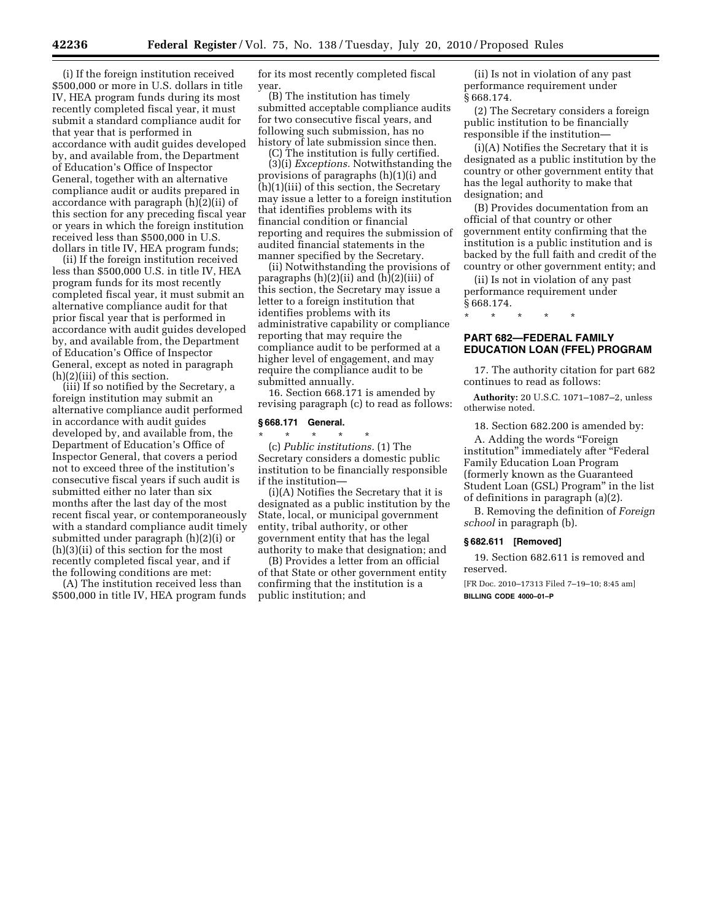(i) If the foreign institution received $500,000 or more in U.S. dollars in title IV, HEA program funds during its most recently completed fiscal year, it must submit a standard compliance audit for that year that is performed in accordance with audit guides developed by, and available from, the Department of Education's Office of Inspector General, together with an alternative compliance audit or audits prepared in accordance with paragraph (h)(2)(ii) of this section for any preceding fiscal year or years in which the foreign institution received less than $500,000 in U.S. dollars in title IV, HEA program funds;

(ii) If the foreign institution received less than $500,000 U.S. in title IV, HEA program funds for its most recently completed fiscal year, it must submit an alternative compliance audit for that prior fiscal year that is performed in accordance with audit guides developed by, and available from, the Department of Education's Office of Inspector General, except as noted in paragraph (h)(2)(iii) of this section.

(iii) If so notified by the Secretary, a foreign institution may submit an alternative compliance audit performed in accordance with audit guides developed by, and available from, the Department of Education's Office of Inspector General, that covers a period not to exceed three of the institution's consecutive fiscal years if such audit is submitted either no later than six months after the last day of the most recent fiscal year, or contemporaneously with a standard compliance audit timely submitted under paragraph (h)(2)(i) or (h)(3)(ii) of this section for the most recently completed fiscal year, and if the following conditions are met:

(A) The institution received less than $500,000 in title IV, HEA program funds for its most recently completed fiscal year.

(B) The institution has timely submitted acceptable compliance audits for two consecutive fiscal years, and following such submission, has no history of late submission since then.

(C) The institution is fully certified.

(3)(i) *Exceptions.* Notwithstanding the provisions of paragraphs (h)(1)(i) and (h)(1)(iii) of this section, the Secretary may issue a letter to a foreign institution that identifies problems with its financial condition or financial reporting and requires the submission of audited financial statements in the manner specified by the Secretary.

(ii) Notwithstanding the provisions of paragraphs (h)(2)(ii) and (h)(2)(iii) of this section, the Secretary may issue a letter to a foreign institution that identifies problems with its administrative capability or compliance reporting that may require the compliance audit to be performed at a higher level of engagement, and may require the compliance audit to be submitted annually.

16. Section 668.171 is amended by revising paragraph (c) to read as follows:

**§ 668.171 General.**

\* \* \* \* \*

(c) *Public institutions.* (1) The Secretary considers a domestic public institution to be financially responsible if the institution—

(i)(A) Notifies the Secretary that it is designated as a public institution by the State, local, or municipal government entity, tribal authority, or other government entity that has the legal authority to make that designation; and

(B) Provides a letter from an official of that State or other government entity confirming that the institution is a public institution; and

(ii) Is not in violation of any past performance requirement under § 668.174.

(2) The Secretary considers a foreign public institution to be financially responsible if the institution—

(i)(A) Notifies the Secretary that it is designated as a public institution by the country or other government entity that has the legal authority to make that designation; and

(B) Provides documentation from an official of that country or other government entity confirming that the institution is a public institution and is backed by the full faith and credit of the country or other government entity; and

(ii) Is not in violation of any past performance requirement under § 668.174.

\* \* \* \* \*

## PART 682—FEDERAL FAMILY EDUCATION LOAN (FFEL) PROGRAM

17. The authority citation for part 682 continues to read as follows:

**Authority:** 20 U.S.C. 1071–1087–2, unless otherwise noted.

18. Section 682.200 is amended by:

A. Adding the words "Foreign institution" immediately after "Federal Family Education Loan Program (formerly known as the Guaranteed Student Loan (GSL) Program" in the list of definitions in paragraph (a)(2).

B. Removing the definition of *Foreign school* in paragraph (b).

**§ 682.611 [Removed]**

19. Section 682.611 is removed and reserved.

[FR Doc. 2010–17313 Filed 7–19–10; 8:45 am]

**BILLING CODE 4000–01–P**